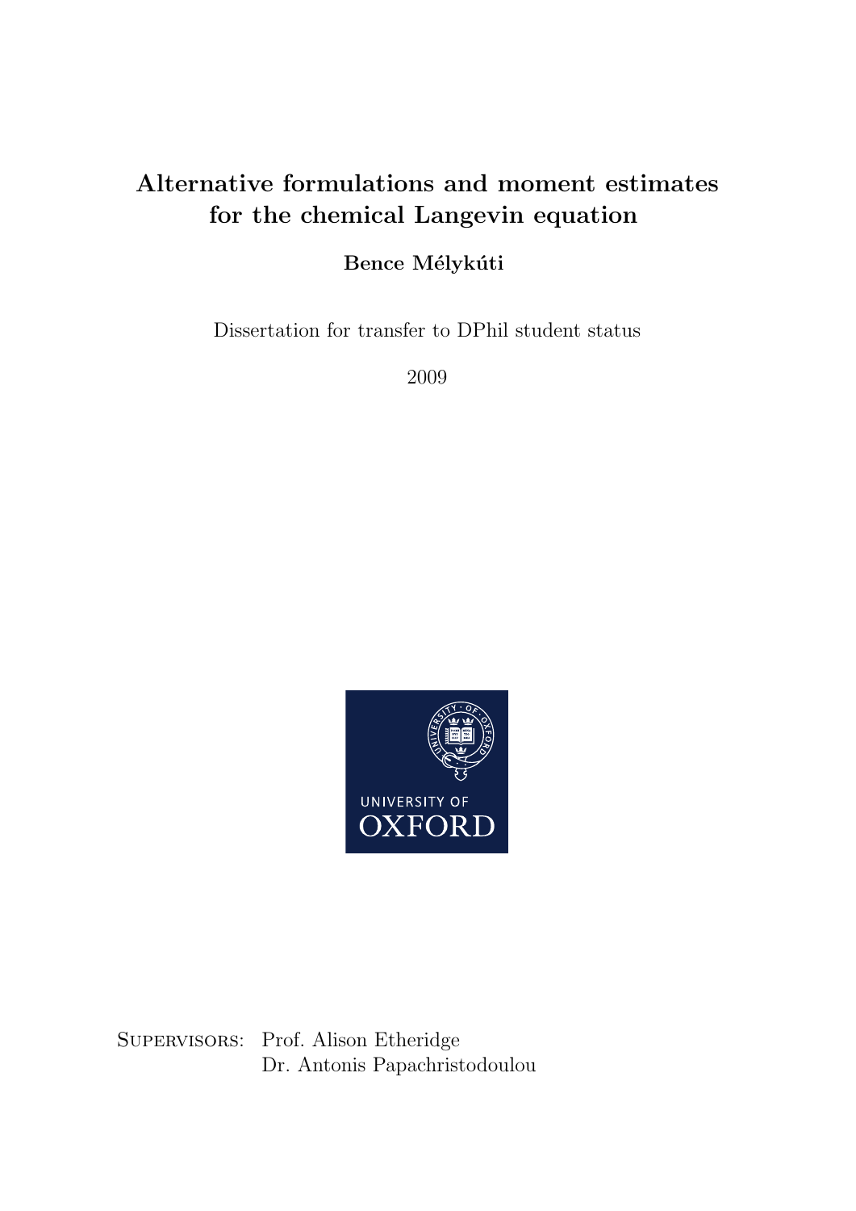# Alternative formulations and moment estimates for the chemical Langevin equation

**Bence Mélykúti**

Dissertation for transfer to DPhil student status

2009

UNIVERSITY OF OXFORD

Supervisors: Prof. Alison Etheridge
Dr. Antonis Papachristodoulou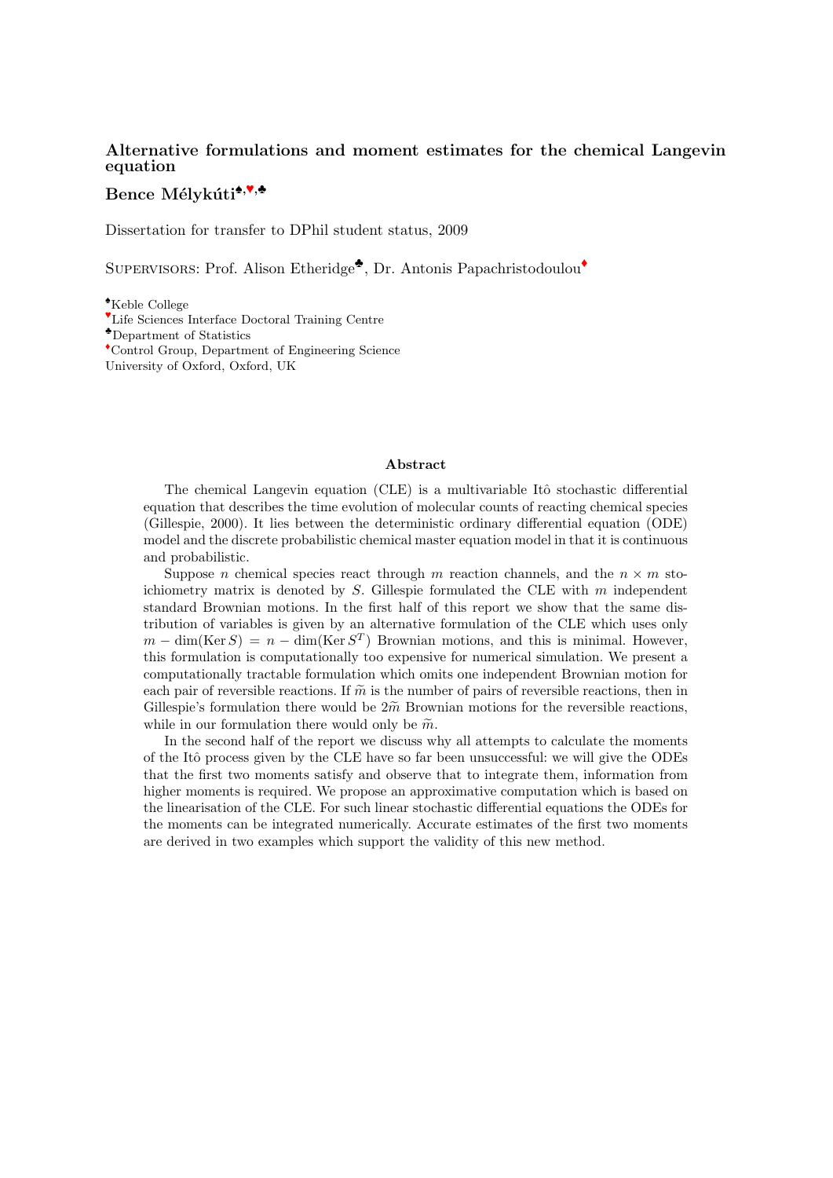## Alternative formulations and moment estimates for the chemical Langevin equation

**Bence Mélykúti**[♠,♥,♣]

Dissertation for transfer to DPhil student status, 2009

Supervisors: Prof. Alison Etheridge[♣], Dr. Antonis Papachristodoulou[♦]

[♠]Keble College
[♥]Life Sciences Interface Doctoral Training Centre
[♣]Department of Statistics
[♦]Control Group, Department of Engineering Science
University of Oxford, Oxford, UK

### Abstract

The chemical Langevin equation (CLE) is a multivariable Itô stochastic differential equation that describes the time evolution of molecular counts of reacting chemical species (Gillespie, 2000). It lies between the deterministic ordinary differential equation (ODE) model and the discrete probabilistic chemical master equation model in that it is continuous and probabilistic.

Suppose $n$ chemical species react through $m$ reaction channels, and the $n \times m$ stoichiometry matrix is denoted by $S$. Gillespie formulated the CLE with $m$ independent standard Brownian motions. In the first half of this report we show that the same distribution of variables is given by an alternative formulation of the CLE which uses only $m - \dim(\operatorname{Ker} S) = n - \dim(\operatorname{Ker} S^T)$ Brownian motions, and this is minimal. However, this formulation is computationally too expensive for numerical simulation. We present a computationally tractable formulation which omits one independent Brownian motion for each pair of reversible reactions. If $\widetilde{m}$ is the number of pairs of reversible reactions, then in Gillespie's formulation there would be $2\widetilde{m}$ Brownian motions for the reversible reactions, while in our formulation there would only be $\widetilde{m}$.

In the second half of the report we discuss why all attempts to calculate the moments of the Itô process given by the CLE have so far been unsuccessful: we will give the ODEs that the first two moments satisfy and observe that to integrate them, information from higher moments is required. We propose an approximative computation which is based on the linearisation of the CLE. For such linear stochastic differential equations the ODEs for the moments can be integrated numerically. Accurate estimates of the first two moments are derived in two examples which support the validity of this new method.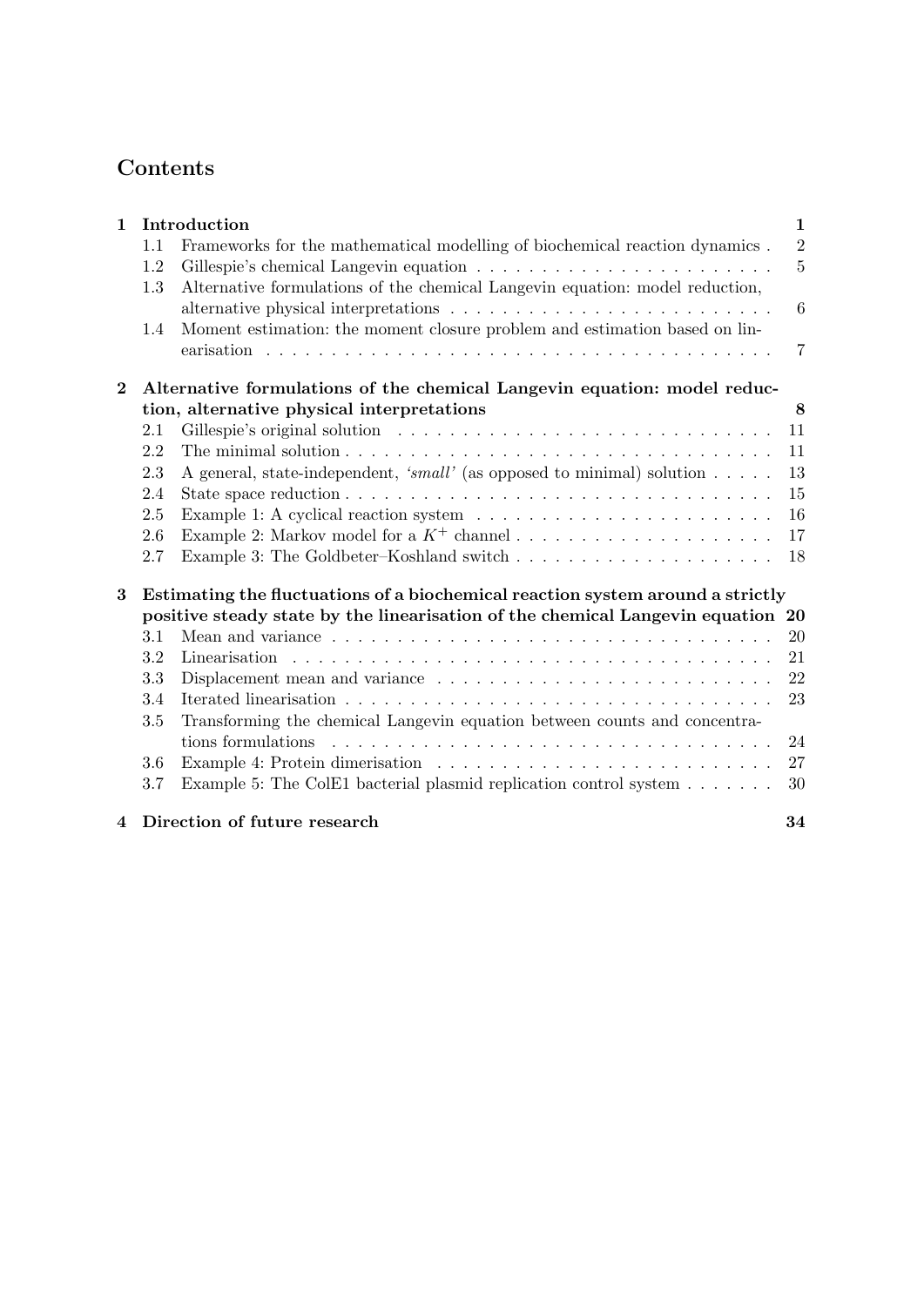# Contents

| | | |
|---|---|---|
| **1** | **Introduction** | **1** |
| 1.1 | Frameworks for the mathematical modelling of biochemical reaction dynamics | 2 |
| 1.2 | Gillespie's chemical Langevin equation | 5 |
| 1.3 | Alternative formulations of the chemical Langevin equation: model reduction, alternative physical interpretations | 6 |
| 1.4 | Moment estimation: the moment closure problem and estimation based on linearisation | 7 |
| **2** | **Alternative formulations of the chemical Langevin equation: model reduction, alternative physical interpretations** | **8** |
| 2.1 | Gillespie's original solution | 11 |
| 2.2 | The minimal solution | 11 |
| 2.3 | A general, state-independent, *'small'* (as opposed to minimal) solution | 13 |
| 2.4 | State space reduction | 15 |
| 2.5 | Example 1: A cyclical reaction system | 16 |
| 2.6 | Example 2: Markov model for a $K^+$ channel | 17 |
| 2.7 | Example 3: The Goldbeter–Koshland switch | 18 |
| **3** | **Estimating the fluctuations of a biochemical reaction system around a strictly positive steady state by the linearisation of the chemical Langevin equation** | **20** |
| 3.1 | Mean and variance | 20 |
| 3.2 | Linearisation | 21 |
| 3.3 | Displacement mean and variance | 22 |
| 3.4 | Iterated linearisation | 23 |
| 3.5 | Transforming the chemical Langevin equation between counts and concentrations formulations | 24 |
| 3.6 | Example 4: Protein dimerisation | 27 |
| 3.7 | Example 5: The ColE1 bacterial plasmid replication control system | 30 |
| **4** | **Direction of future research** | **34** |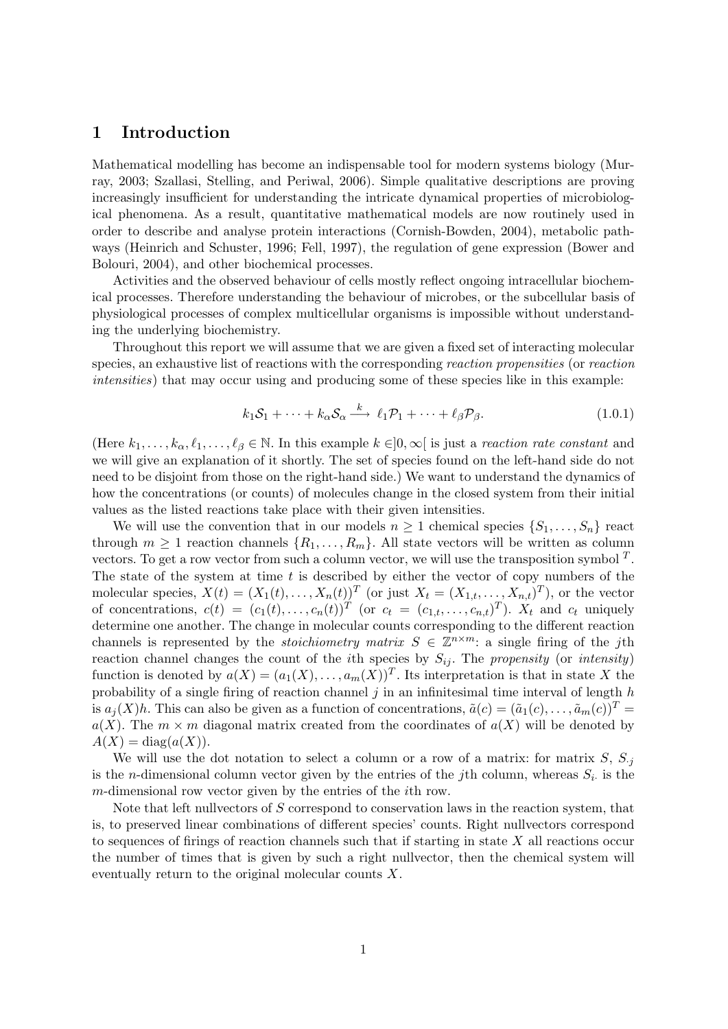# 1 Introduction

Mathematical modelling has become an indispensable tool for modern systems biology (Murray, 2003; Szallasi, Stelling, and Periwal, 2006). Simple qualitative descriptions are proving increasingly insufficient for understanding the intricate dynamical properties of microbiological phenomena. As a result, quantitative mathematical models are now routinely used in order to describe and analyse protein interactions (Cornish-Bowden, 2004), metabolic pathways (Heinrich and Schuster, 1996; Fell, 1997), the regulation of gene expression (Bower and Bolouri, 2004), and other biochemical processes.

Activities and the observed behaviour of cells mostly reflect ongoing intracellular biochemical processes. Therefore understanding the behaviour of microbes, or the subcellular basis of physiological processes of complex multicellular organisms is impossible without understanding the underlying biochemistry.

Throughout this report we will assume that we are given a fixed set of interacting molecular species, an exhaustive list of reactions with the corresponding *reaction propensities* (or *reaction intensities*) that may occur using and producing some of these species like in this example:

$$k_1\mathcal{S}_1 + \cdots + k_\alpha\mathcal{S}_\alpha \xrightarrow{\;k\;} \ell_1\mathcal{P}_1 + \cdots + \ell_\beta\mathcal{P}_\beta. \tag{1.0.1}$$

(Here $k_1, \ldots, k_\alpha, \ell_1, \ldots, \ell_\beta \in \mathbb{N}$. In this example $k \in ]0, \infty[$ is just a *reaction rate constant* and we will give an explanation of it shortly. The set of species found on the left-hand side do not need to be disjoint from those on the right-hand side.) We want to understand the dynamics of how the concentrations (or counts) of molecules change in the closed system from their initial values as the listed reactions take place with their given intensities.

We will use the convention that in our models $n \geq 1$ chemical species $\{S_1, \ldots, S_n\}$ react through $m \geq 1$ reaction channels $\{R_1, \ldots, R_m\}$. All state vectors will be written as column vectors. To get a row vector from such a column vector, we will use the transposition symbol $^T$. The state of the system at time $t$ is described by either the vector of copy numbers of the molecular species, $X(t) = (X_1(t), \ldots, X_n(t))^T$ (or just $X_t = (X_{1,t}, \ldots, X_{n,t})^T$), or the vector of concentrations, $c(t) = (c_1(t), \ldots, c_n(t))^T$ (or $c_t = (c_{1,t}, \ldots, c_{n,t})^T$). $X_t$ and $c_t$ uniquely determine one another. The change in molecular counts corresponding to the different reaction channels is represented by the *stoichiometry matrix* $S \in \mathbb{Z}^{n \times m}$: a single firing of the $j$th reaction channel changes the count of the $i$th species by $S_{ij}$. The *propensity* (or *intensity*) function is denoted by $a(X) = (a_1(X), \ldots, a_m(X))^T$. Its interpretation is that in state $X$ the probability of a single firing of reaction channel $j$ in an infinitesimal time interval of length $h$ is $a_j(X)h$. This can also be given as a function of concentrations, $\tilde{a}(c) = (\tilde{a}_1(c), \ldots, \tilde{a}_m(c))^T = a(X)$. The $m \times m$ diagonal matrix created from the coordinates of $a(X)$ will be denoted by $A(X) = \operatorname{diag}(a(X))$.

We will use the dot notation to select a column or a row of a matrix: for matrix $S$, $S_{\cdot j}$ is the $n$-dimensional column vector given by the entries of the $j$th column, whereas $S_{i\cdot}$ is the $m$-dimensional row vector given by the entries of the $i$th row.

Note that left nullvectors of $S$ correspond to conservation laws in the reaction system, that is, to preserved linear combinations of different species' counts. Right nullvectors correspond to sequences of firings of reaction channels such that if starting in state $X$ all reactions occur the number of times that is given by such a right nullvector, then the chemical system will eventually return to the original molecular counts $X$.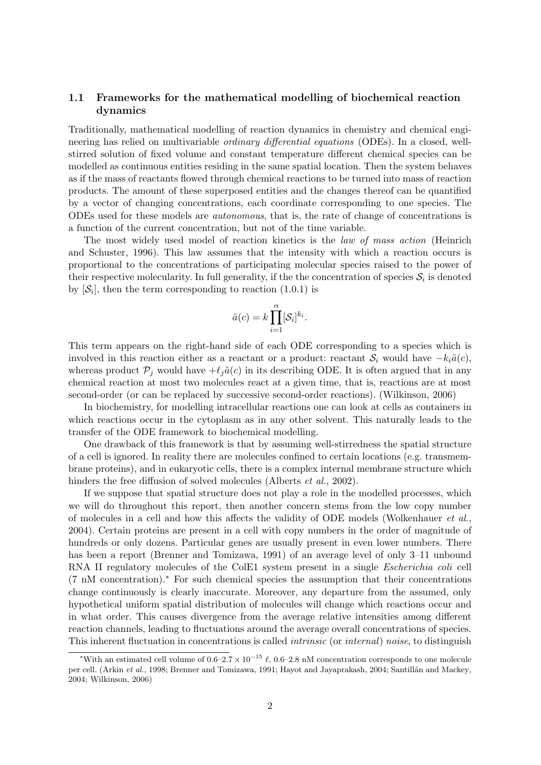### 1.1 Frameworks for the mathematical modelling of biochemical reaction dynamics

Traditionally, mathematical modelling of reaction dynamics in chemistry and chemical engineering has relied on multivariable *ordinary differential equations* (ODEs). In a closed, well-stirred solution of fixed volume and constant temperature different chemical species can be modelled as continuous entities residing in the same spatial location. Then the system behaves as if the mass of reactants flowed through chemical reactions to be turned into mass of reaction products. The amount of these superposed entities and the changes thereof can be quantified by a vector of changing concentrations, each coordinate corresponding to one species. The ODEs used for these models are *autonomous*, that is, the rate of change of concentrations is a function of the current concentration, but not of the time variable.

The most widely used model of reaction kinetics is the *law of mass action* (Heinrich and Schuster, 1996). This law assumes that the intensity with which a reaction occurs is proportional to the concentrations of participating molecular species raised to the power of their respective molecularity. In full generality, if the the concentration of species $\mathcal{S}_i$ is denoted by $[\mathcal{S}_i]$, then the term corresponding to reaction (1.0.1) is

$$\tilde{a}(c) = k \prod_{i=1}^{\alpha} [\mathcal{S}_i]^{k_i}.$$

This term appears on the right-hand side of each ODE corresponding to a species which is involved in this reaction either as a reactant or a product: reactant $\mathcal{S}_i$ would have $-k_i\tilde{a}(c)$, whereas product $\mathcal{P}_j$ would have $+\ell_j\tilde{a}(c)$ in its describing ODE. It is often argued that in any chemical reaction at most two molecules react at a given time, that is, reactions are at most second-order (or can be replaced by successive second-order reactions). (Wilkinson, 2006)

In biochemistry, for modelling intracellular reactions one can look at cells as containers in which reactions occur in the cytoplasm as in any other solvent. This naturally leads to the transfer of the ODE framework to biochemical modelling.

One drawback of this framework is that by assuming well-stirredness the spatial structure of a cell is ignored. In reality there are molecules confined to certain locations (e.g. transmembrane proteins), and in eukaryotic cells, there is a complex internal membrane structure which hinders the free diffusion of solved molecules (Alberts *et al.*, 2002).

If we suppose that spatial structure does not play a role in the modelled processes, which we will do throughout this report, then another concern stems from the low copy number of molecules in a cell and how this affects the validity of ODE models (Wolkenhauer *et al.*, 2004). Certain proteins are present in a cell with copy numbers in the order of magnitude of hundreds or only dozens. Particular genes are usually present in even lower numbers. There has been a report (Brenner and Tomizawa, 1991) of an average level of only 3–11 unbound RNA II regulatory molecules of the ColE1 system present in a single *Escherichia coli* cell (7 nM concentration).* For such chemical species the assumption that their concentrations change continuously is clearly inaccurate. Moreover, any departure from the assumed, only hypothetical uniform spatial distribution of molecules will change which reactions occur and in what order. This causes divergence from the average relative intensities among different reaction channels, leading to fluctuations around the average overall concentrations of species. This inherent fluctuation in concentrations is called *intrinsic* (or *internal*) *noise*, to distinguish

*With an estimated cell volume of $0.6$–$2.7 \times 10^{-15}$ $\ell$, 0.6–2.8 nM concentration corresponds to one molecule per cell. (Arkin *et al.*, 1998; Brenner and Tomizawa, 1991; Hayot and Jayaprakash, 2004; Santillán and Mackey, 2004; Wilkinson, 2006)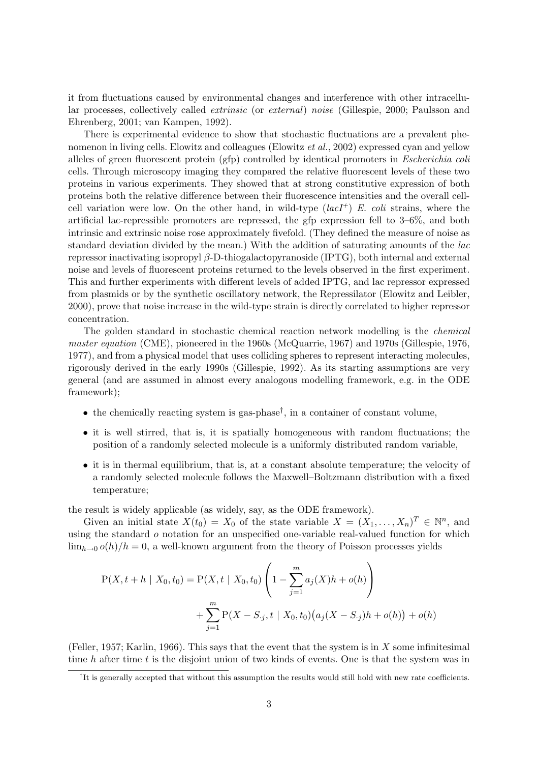it from fluctuations caused by environmental changes and interference with other intracellular processes, collectively called *extrinsic* (or *external*) *noise* (Gillespie, 2000; Paulsson and Ehrenberg, 2001; van Kampen, 1992).

There is experimental evidence to show that stochastic fluctuations are a prevalent phenomenon in living cells. Elowitz and colleagues (Elowitz *et al.*, 2002) expressed cyan and yellow alleles of green fluorescent protein (gfp) controlled by identical promoters in *Escherichia coli* cells. Through microscopy imaging they compared the relative fluorescent levels of these two proteins in various experiments. They showed that at strong constitutive expression of both proteins both the relative difference between their fluorescence intensities and the overall cell-cell variation were low. On the other hand, in wild-type ($lacI^{+}$) *E. coli* strains, where the artificial lac-repressible promoters are repressed, the gfp expression fell to 3–6%, and both intrinsic and extrinsic noise rose approximately fivefold. (They defined the measure of noise as standard deviation divided by the mean.) With the addition of saturating amounts of the *lac* repressor inactivating isopropyl $\beta$-D-thiogalactopyranoside (IPTG), both internal and external noise and levels of fluorescent proteins returned to the levels observed in the first experiment. This and further experiments with different levels of added IPTG, and lac repressor expressed from plasmids or by the synthetic oscillatory network, the Repressilator (Elowitz and Leibler, 2000), prove that noise increase in the wild-type strain is directly correlated to higher repressor concentration.

The golden standard in stochastic chemical reaction network modelling is the *chemical master equation* (CME), pioneered in the 1960s (McQuarrie, 1967) and 1970s (Gillespie, 1976, 1977), and from a physical model that uses colliding spheres to represent interacting molecules, rigorously derived in the early 1990s (Gillespie, 1992). As its starting assumptions are very general (and are assumed in almost every analogous modelling framework, e.g. in the ODE framework);

- the chemically reacting system is gas-phase†, in a container of constant volume,
- it is well stirred, that is, it is spatially homogeneous with random fluctuations; the position of a randomly selected molecule is a uniformly distributed random variable,
- it is in thermal equilibrium, that is, at a constant absolute temperature; the velocity of a randomly selected molecule follows the Maxwell–Boltzmann distribution with a fixed temperature;

the result is widely applicable (as widely, say, as the ODE framework).

Given an initial state $X(t_0) = X_0$ of the state variable $X = (X_1, \ldots, X_n)^T \in \mathbb{N}^n$, and using the standard $o$ notation for an unspecified one-variable real-valued function for which $\lim_{h \to 0} o(h)/h = 0$, a well-known argument from the theory of Poisson processes yields

$$\mathrm{P}(X, t+h \mid X_0, t_0) = \mathrm{P}(X, t \mid X_0, t_0) \left( 1 - \sum_{j=1}^{m} a_j(X)h + o(h) \right) + \sum_{j=1}^{m} \mathrm{P}(X - S_{\cdot j}, t \mid X_0, t_0) \big( a_j(X - S_{\cdot j})h + o(h) \big) + o(h)$$

(Feller, 1957; Karlin, 1966). This says that the event that the system is in $X$ some infinitesimal time $h$ after time $t$ is the disjoint union of two kinds of events. One is that the system was in

† It is generally accepted that without this assumption the results would still hold with new rate coefficients.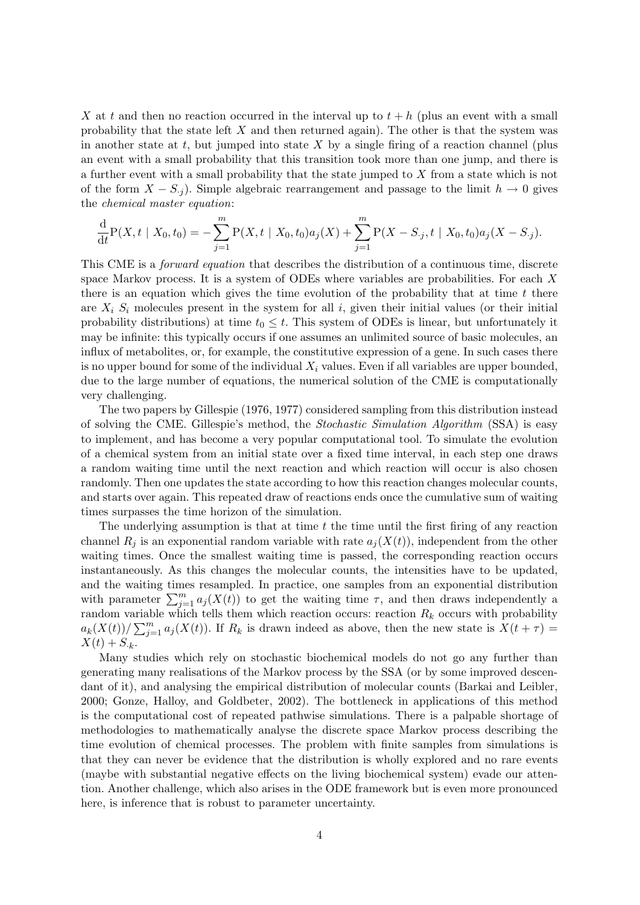$X$ at $t$ and then no reaction occurred in the interval up to $t+h$ (plus an event with a small probability that the state left $X$ and then returned again). The other is that the system was in another state at $t$, but jumped into state $X$ by a single firing of a reaction channel (plus an event with a small probability that this transition took more than one jump, and there is a further event with a small probability that the state jumped to $X$ from a state which is not of the form $X - S_{\cdot j}$). Simple algebraic rearrangement and passage to the limit $h \to 0$ gives the *chemical master equation*:

$$\frac{\mathrm{d}}{\mathrm{d}t}\mathrm{P}(X, t \mid X_0, t_0) = -\sum_{j=1}^{m} \mathrm{P}(X, t \mid X_0, t_0) a_j(X) + \sum_{j=1}^{m} \mathrm{P}(X - S_{\cdot j}, t \mid X_0, t_0) a_j(X - S_{\cdot j}).$$

This CME is a *forward equation* that describes the distribution of a continuous time, discrete space Markov process. It is a system of ODEs where variables are probabilities. For each $X$ there is an equation which gives the time evolution of the probability that at time $t$ there are $X_i$ $S_i$ molecules present in the system for all $i$, given their initial values (or their initial probability distributions) at time $t_0 \leq t$. This system of ODEs is linear, but unfortunately it may be infinite: this typically occurs if one assumes an unlimited source of basic molecules, an influx of metabolites, or, for example, the constitutive expression of a gene. In such cases there is no upper bound for some of the individual $X_i$ values. Even if all variables are upper bounded, due to the large number of equations, the numerical solution of the CME is computationally very challenging.

The two papers by Gillespie (1976, 1977) considered sampling from this distribution instead of solving the CME. Gillespie's method, the *Stochastic Simulation Algorithm* (SSA) is easy to implement, and has become a very popular computational tool. To simulate the evolution of a chemical system from an initial state over a fixed time interval, in each step one draws a random waiting time until the next reaction and which reaction will occur is also chosen randomly. Then one updates the state according to how this reaction changes molecular counts, and starts over again. This repeated draw of reactions ends once the cumulative sum of waiting times surpasses the time horizon of the simulation.

The underlying assumption is that at time $t$ the time until the first firing of any reaction channel $R_j$ is an exponential random variable with rate $a_j(X(t))$, independent from the other waiting times. Once the smallest waiting time is passed, the corresponding reaction occurs instantaneously. As this changes the molecular counts, the intensities have to be updated, and the waiting times resampled. In practice, one samples from an exponential distribution with parameter $\sum_{j=1}^{m} a_j(X(t))$ to get the waiting time $\tau$, and then draws independently a random variable which tells them which reaction occurs: reaction $R_k$ occurs with probability $a_k(X(t))/\sum_{j=1}^{m} a_j(X(t))$. If $R_k$ is drawn indeed as above, then the new state is $X(t+\tau) = X(t) + S_{\cdot k}$.

Many studies which rely on stochastic biochemical models do not go any further than generating many realisations of the Markov process by the SSA (or by some improved descendant of it), and analysing the empirical distribution of molecular counts (Barkai and Leibler, 2000; Gonze, Halloy, and Goldbeter, 2002). The bottleneck in applications of this method is the computational cost of repeated pathwise simulations. There is a palpable shortage of methodologies to mathematically analyse the discrete space Markov process describing the time evolution of chemical processes. The problem with finite samples from simulations is that they can never be evidence that the distribution is wholly explored and no rare events (maybe with substantial negative effects on the living biochemical system) evade our attention. Another challenge, which also arises in the ODE framework but is even more pronounced here, is inference that is robust to parameter uncertainty.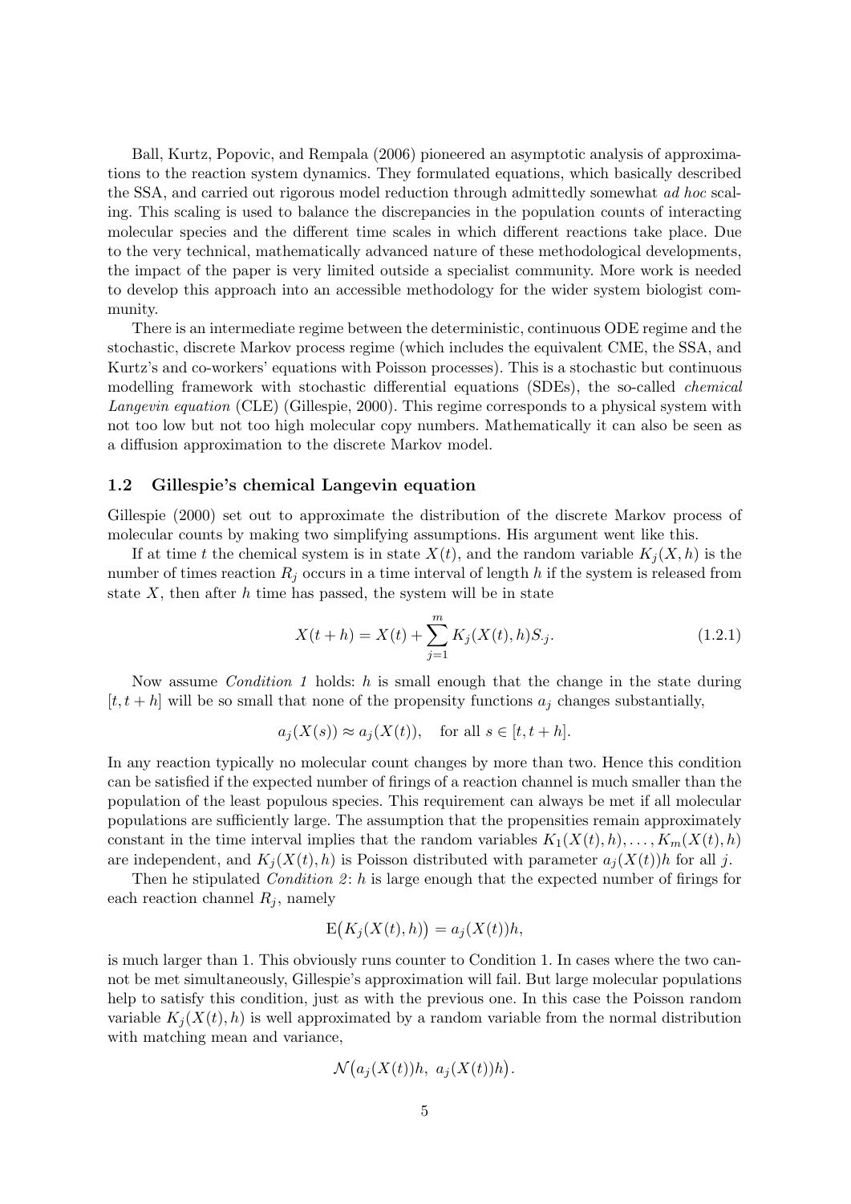Ball, Kurtz, Popovic, and Rempala (2006) pioneered an asymptotic analysis of approximations to the reaction system dynamics. They formulated equations, which basically described the SSA, and carried out rigorous model reduction through admittedly somewhat *ad hoc* scaling. This scaling is used to balance the discrepancies in the population counts of interacting molecular species and the different time scales in which different reactions take place. Due to the very technical, mathematically advanced nature of these methodological developments, the impact of the paper is very limited outside a specialist community. More work is needed to develop this approach into an accessible methodology for the wider system biologist community.

There is an intermediate regime between the deterministic, continuous ODE regime and the stochastic, discrete Markov process regime (which includes the equivalent CME, the SSA, and Kurtz's and co-workers' equations with Poisson processes). This is a stochastic but continuous modelling framework with stochastic differential equations (SDEs), the so-called *chemical Langevin equation* (CLE) (Gillespie, 2000). This regime corresponds to a physical system with not too low but not too high molecular copy numbers. Mathematically it can also be seen as a diffusion approximation to the discrete Markov model.

### 1.2 Gillespie's chemical Langevin equation

Gillespie (2000) set out to approximate the distribution of the discrete Markov process of molecular counts by making two simplifying assumptions. His argument went like this.

If at time $t$ the chemical system is in state $X(t)$, and the random variable $K_j(X, h)$ is the number of times reaction $R_j$ occurs in a time interval of length $h$ if the system is released from state $X$, then after $h$ time has passed, the system will be in state

$$X(t+h) = X(t) + \sum_{j=1}^{m} K_j(X(t), h) S_{\cdot j}. \tag{1.2.1}$$

Now assume *Condition 1* holds: $h$ is small enough that the change in the state during $[t, t+h]$ will be so small that none of the propensity functions $a_j$ changes substantially,

$$a_j(X(s)) \approx a_j(X(t)), \quad \text{for all } s \in [t, t+h].$$

In any reaction typically no molecular count changes by more than two. Hence this condition can be satisfied if the expected number of firings of a reaction channel is much smaller than the population of the least populous species. This requirement can always be met if all molecular populations are sufficiently large. The assumption that the propensities remain approximately constant in the time interval implies that the random variables $K_1(X(t), h), \ldots, K_m(X(t), h)$ are independent, and $K_j(X(t), h)$ is Poisson distributed with parameter $a_j(X(t))h$ for all $j$.

Then he stipulated *Condition 2*: $h$ is large enough that the expected number of firings for each reaction channel $R_j$, namely

$$\mathrm{E}\big(K_j(X(t), h)\big) = a_j(X(t))h,$$

is much larger than 1. This obviously runs counter to Condition 1. In cases where the two cannot be met simultaneously, Gillespie's approximation will fail. But large molecular populations help to satisfy this condition, just as with the previous one. In this case the Poisson random variable $K_j(X(t), h)$ is well approximated by a random variable from the normal distribution with matching mean and variance,

$$\mathcal{N}\big(a_j(X(t))h,\ a_j(X(t))h\big).$$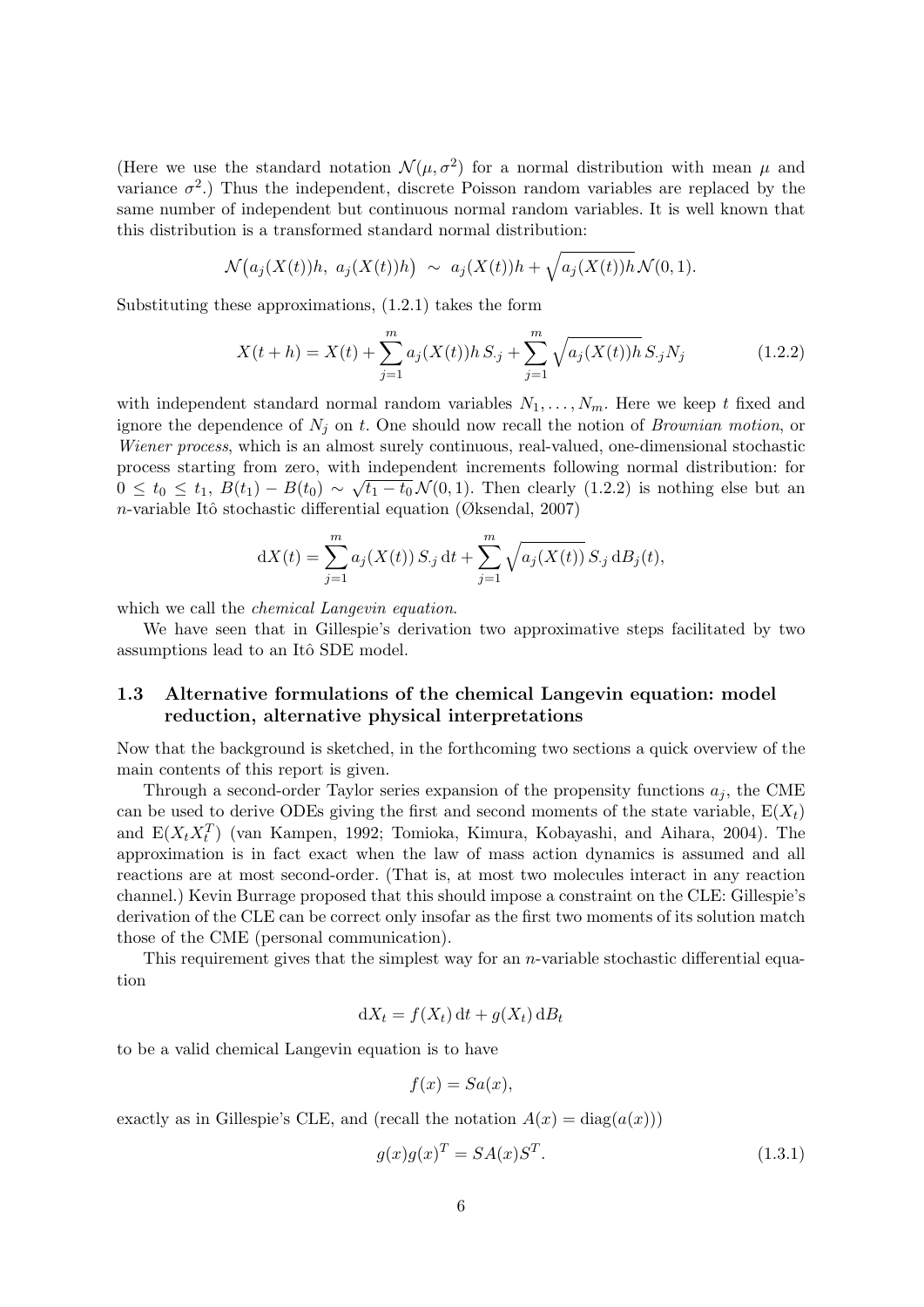(Here we use the standard notation $\mathcal{N}(\mu, \sigma^2)$ for a normal distribution with mean $\mu$ and variance $\sigma^2$.) Thus the independent, discrete Poisson random variables are replaced by the same number of independent but continuous normal random variables. It is well known that this distribution is a transformed standard normal distribution:

$$\mathcal{N}\big(a_j(X(t))h,\ a_j(X(t))h\big) \ \sim\ a_j(X(t))h + \sqrt{a_j(X(t))h}\,\mathcal{N}(0,1).$$

Substituting these approximations, (1.2.1) takes the form

$$X(t+h) = X(t) + \sum_{j=1}^{m} a_j(X(t))h\, S_{\cdot j} + \sum_{j=1}^{m} \sqrt{a_j(X(t))h}\, S_{\cdot j} N_j \tag{1.2.2}$$

with independent standard normal random variables $N_1, \ldots, N_m$. Here we keep $t$ fixed and ignore the dependence of $N_j$ on $t$. One should now recall the notion of *Brownian motion*, or *Wiener process*, which is an almost surely continuous, real-valued, one-dimensional stochastic process starting from zero, with independent increments following normal distribution: for $0 \le t_0 \le t_1$, $B(t_1) - B(t_0) \sim \sqrt{t_1 - t_0}\,\mathcal{N}(0,1)$. Then clearly (1.2.2) is nothing else but an $n$-variable Itô stochastic differential equation (Øksendal, 2007)

$$\mathrm{d}X(t) = \sum_{j=1}^{m} a_j(X(t))\, S_{\cdot j}\, \mathrm{d}t + \sum_{j=1}^{m} \sqrt{a_j(X(t))}\, S_{\cdot j}\, \mathrm{d}B_j(t),$$

which we call the *chemical Langevin equation*.

We have seen that in Gillespie's derivation two approximative steps facilitated by two assumptions lead to an Itô SDE model.

### 1.3 Alternative formulations of the chemical Langevin equation: model reduction, alternative physical interpretations

Now that the background is sketched, in the forthcoming two sections a quick overview of the main contents of this report is given.

Through a second-order Taylor series expansion of the propensity functions $a_j$, the CME can be used to derive ODEs giving the first and second moments of the state variable, $\mathrm{E}(X_t)$ and $\mathrm{E}(X_t X_t^T)$ (van Kampen, 1992; Tomioka, Kimura, Kobayashi, and Aihara, 2004). The approximation is in fact exact when the law of mass action dynamics is assumed and all reactions are at most second-order. (That is, at most two molecules interact in any reaction channel.) Kevin Burrage proposed that this should impose a constraint on the CLE: Gillespie's derivation of the CLE can be correct only insofar as the first two moments of its solution match those of the CME (personal communication).

This requirement gives that the simplest way for an $n$-variable stochastic differential equation

$$\mathrm{d}X_t = f(X_t)\,\mathrm{d}t + g(X_t)\,\mathrm{d}B_t$$

to be a valid chemical Langevin equation is to have

$$f(x) = Sa(x),$$

exactly as in Gillespie's CLE, and (recall the notation $A(x) = \mathrm{diag}(a(x))$)

$$g(x)g(x)^T = SA(x)S^T. \tag{1.3.1}$$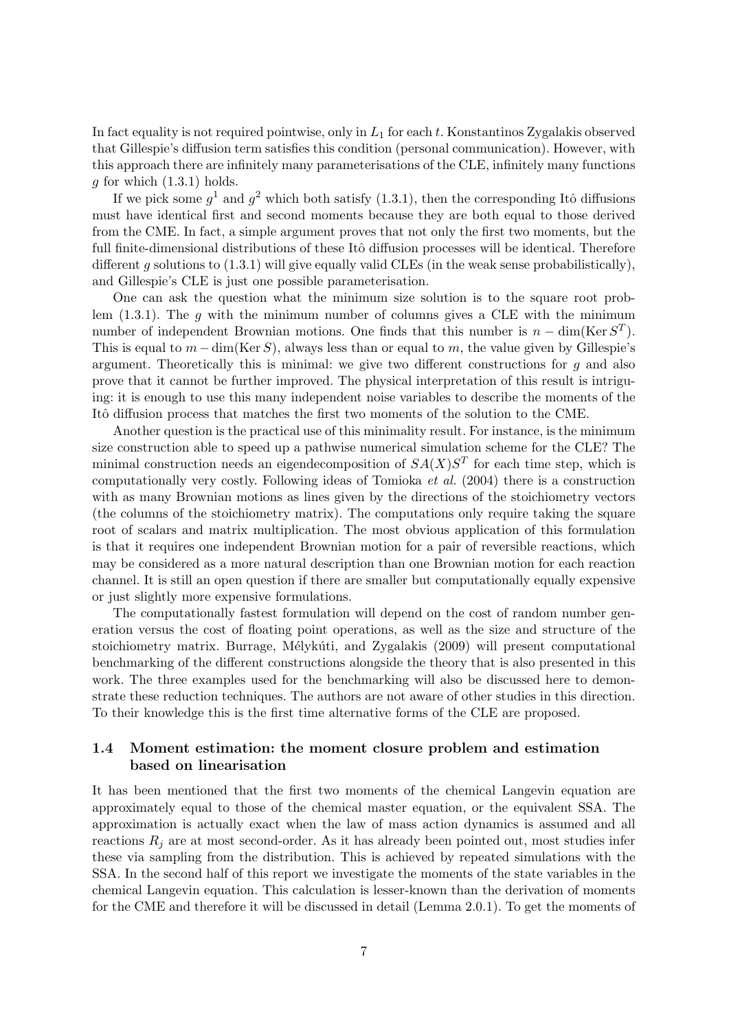In fact equality is not required pointwise, only in $L_1$ for each $t$. Konstantinos Zygalakis observed that Gillespie's diffusion term satisfies this condition (personal communication). However, with this approach there are infinitely many parameterisations of the CLE, infinitely many functions $g$ for which (1.3.1) holds.

If we pick some $g^1$ and $g^2$ which both satisfy (1.3.1), then the corresponding Itô diffusions must have identical first and second moments because they are both equal to those derived from the CME. In fact, a simple argument proves that not only the first two moments, but the full finite-dimensional distributions of these Itô diffusion processes will be identical. Therefore different $g$ solutions to (1.3.1) will give equally valid CLEs (in the weak sense probabilistically), and Gillespie's CLE is just one possible parameterisation.

One can ask the question what the minimum size solution is to the square root problem (1.3.1). The $g$ with the minimum number of columns gives a CLE with the minimum number of independent Brownian motions. One finds that this number is $n - \dim(\operatorname{Ker} S^T)$. This is equal to $m - \dim(\operatorname{Ker} S)$, always less than or equal to $m$, the value given by Gillespie's argument. Theoretically this is minimal: we give two different constructions for $g$ and also prove that it cannot be further improved. The physical interpretation of this result is intriguing: it is enough to use this many independent noise variables to describe the moments of the Itô diffusion process that matches the first two moments of the solution to the CME.

Another question is the practical use of this minimality result. For instance, is the minimum size construction able to speed up a pathwise numerical simulation scheme for the CLE? The minimal construction needs an eigendecomposition of $SA(X)S^T$ for each time step, which is computationally very costly. Following ideas of Tomioka *et al.* (2004) there is a construction with as many Brownian motions as lines given by the directions of the stoichiometry vectors (the columns of the stoichiometry matrix). The computations only require taking the square root of scalars and matrix multiplication. The most obvious application of this formulation is that it requires one independent Brownian motion for a pair of reversible reactions, which may be considered as a more natural description than one Brownian motion for each reaction channel. It is still an open question if there are smaller but computationally equally expensive or just slightly more expensive formulations.

The computationally fastest formulation will depend on the cost of random number generation versus the cost of floating point operations, as well as the size and structure of the stoichiometry matrix. Burrage, Mélykúti, and Zygalakis (2009) will present computational benchmarking of the different constructions alongside the theory that is also presented in this work. The three examples used for the benchmarking will also be discussed here to demonstrate these reduction techniques. The authors are not aware of other studies in this direction. To their knowledge this is the first time alternative forms of the CLE are proposed.

### 1.4 Moment estimation: the moment closure problem and estimation based on linearisation

It has been mentioned that the first two moments of the chemical Langevin equation are approximately equal to those of the chemical master equation, or the equivalent SSA. The approximation is actually exact when the law of mass action dynamics is assumed and all reactions $R_j$ are at most second-order. As it has already been pointed out, most studies infer these via sampling from the distribution. This is achieved by repeated simulations with the SSA. In the second half of this report we investigate the moments of the state variables in the chemical Langevin equation. This calculation is lesser-known than the derivation of moments for the CME and therefore it will be discussed in detail (Lemma 2.0.1). To get the moments of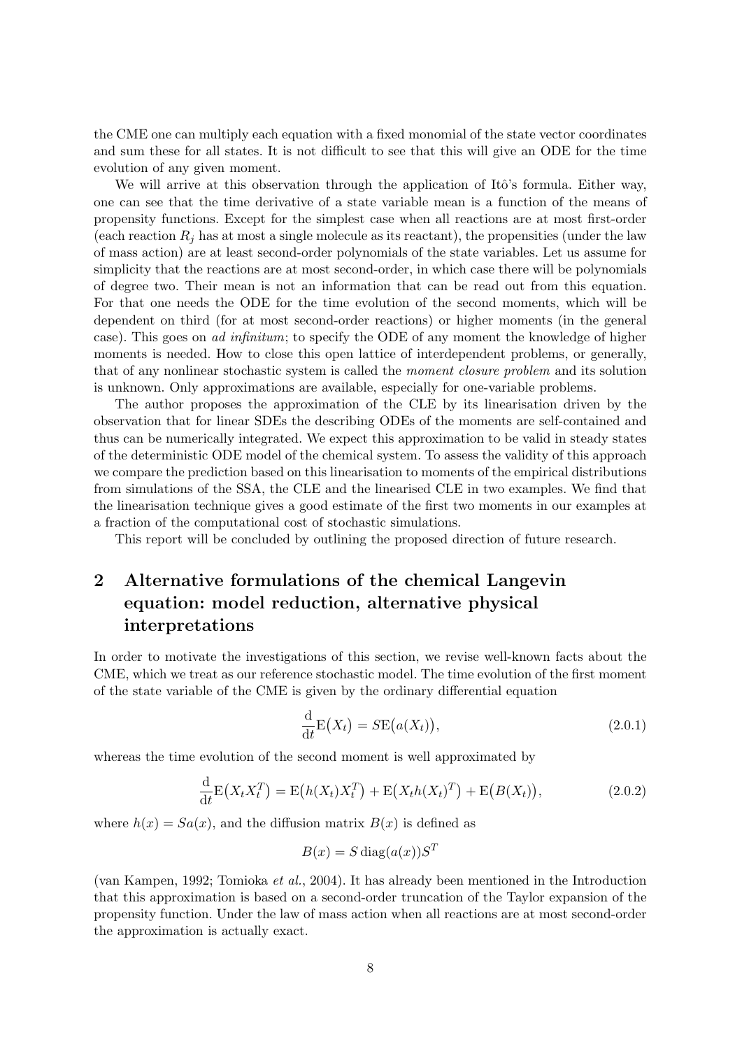the CME one can multiply each equation with a fixed monomial of the state vector coordinates and sum these for all states. It is not difficult to see that this will give an ODE for the time evolution of any given moment.

We will arrive at this observation through the application of Itô's formula. Either way, one can see that the time derivative of a state variable mean is a function of the means of propensity functions. Except for the simplest case when all reactions are at most first-order (each reaction $R_j$ has at most a single molecule as its reactant), the propensities (under the law of mass action) are at least second-order polynomials of the state variables. Let us assume for simplicity that the reactions are at most second-order, in which case there will be polynomials of degree two. Their mean is not an information that can be read out from this equation. For that one needs the ODE for the time evolution of the second moments, which will be dependent on third (for at most second-order reactions) or higher moments (in the general case). This goes on *ad infinitum*; to specify the ODE of any moment the knowledge of higher moments is needed. How to close this open lattice of interdependent problems, or generally, that of any nonlinear stochastic system is called the *moment closure problem* and its solution is unknown. Only approximations are available, especially for one-variable problems.

The author proposes the approximation of the CLE by its linearisation driven by the observation that for linear SDEs the describing ODEs of the moments are self-contained and thus can be numerically integrated. We expect this approximation to be valid in steady states of the deterministic ODE model of the chemical system. To assess the validity of this approach we compare the prediction based on this linearisation to moments of the empirical distributions from simulations of the SSA, the CLE and the linearised CLE in two examples. We find that the linearisation technique gives a good estimate of the first two moments in our examples at a fraction of the computational cost of stochastic simulations.

This report will be concluded by outlining the proposed direction of future research.

## 2 Alternative formulations of the chemical Langevin equation: model reduction, alternative physical interpretations

In order to motivate the investigations of this section, we revise well-known facts about the CME, which we treat as our reference stochastic model. The time evolution of the first moment of the state variable of the CME is given by the ordinary differential equation

$$\frac{\mathrm{d}}{\mathrm{d}t}\mathrm{E}\big(X_t\big) = S\mathrm{E}\big(a(X_t)\big), \tag{2.0.1}$$

whereas the time evolution of the second moment is well approximated by

$$\frac{\mathrm{d}}{\mathrm{d}t}\mathrm{E}\big(X_t X_t^T\big) = \mathrm{E}\big(h(X_t)X_t^T\big) + \mathrm{E}\big(X_t h(X_t)^T\big) + \mathrm{E}\big(B(X_t)\big), \tag{2.0.2}$$

where $h(x) = Sa(x)$, and the diffusion matrix $B(x)$ is defined as

$$B(x) = S\,\mathrm{diag}(a(x))S^T$$

(van Kampen, 1992; Tomioka *et al.*, 2004). It has already been mentioned in the Introduction that this approximation is based on a second-order truncation of the Taylor expansion of the propensity function. Under the law of mass action when all reactions are at most second-order the approximation is actually exact.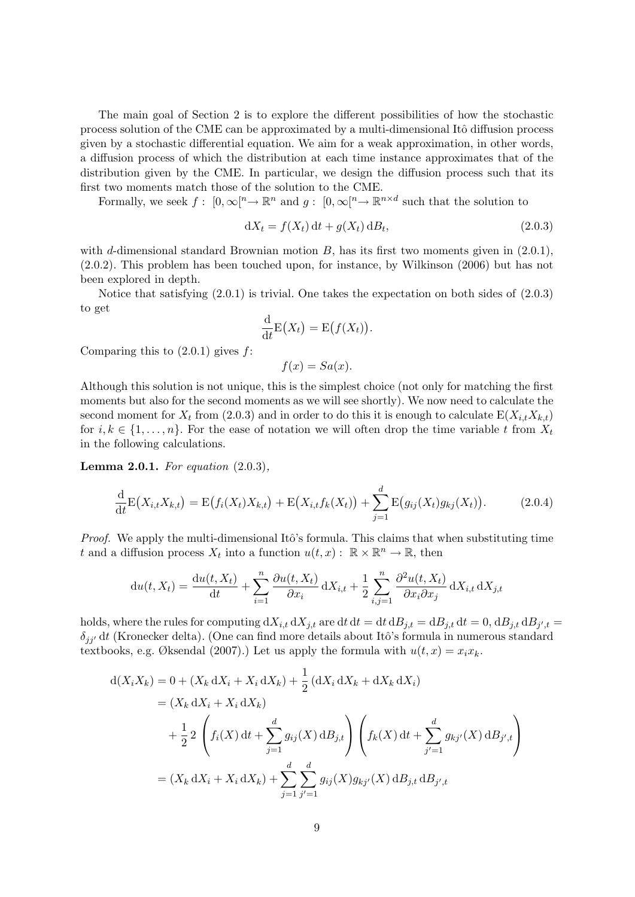The main goal of Section 2 is to explore the different possibilities of how the stochastic process solution of the CME can be approximated by a multi-dimensional Itô diffusion process given by a stochastic differential equation. We aim for a weak approximation, in other words, a diffusion process of which the distribution at each time instance approximates that of the distribution given by the CME. In particular, we design the diffusion process such that its first two moments match those of the solution to the CME.

Formally, we seek $f:\ [0,\infty[^n \to \mathbb{R}^n$ and $g:\ [0,\infty[^n \to \mathbb{R}^{n\times d}$ such that the solution to

$$\mathrm{d}X_t = f(X_t)\,\mathrm{d}t + g(X_t)\,\mathrm{d}B_t, \tag{2.0.3}$$

with $d$-dimensional standard Brownian motion $B$, has its first two moments given in (2.0.1), (2.0.2). This problem has been touched upon, for instance, by Wilkinson (2006) but has not been explored in depth.

Notice that satisfying (2.0.1) is trivial. One takes the expectation on both sides of (2.0.3) to get

$$\frac{\mathrm{d}}{\mathrm{d}t}\mathrm{E}\big(X_t\big) = \mathrm{E}\big(f(X_t)\big).$$

Comparing this to (2.0.1) gives $f$:

$$f(x) = Sa(x).$$

Although this solution is not unique, this is the simplest choice (not only for matching the first moments but also for the second moments as we will see shortly). We now need to calculate the second moment for $X_t$ from (2.0.3) and in order to do this it is enough to calculate $\mathrm{E}(X_{i,t}X_{k,t})$ for $i,k \in \{1,\ldots,n\}$. For the ease of notation we will often drop the time variable $t$ from $X_t$ in the following calculations.

**Lemma 2.0.1.** *For equation* (2.0.3),

$$\frac{\mathrm{d}}{\mathrm{d}t}\mathrm{E}\big(X_{i,t}X_{k,t}\big) = \mathrm{E}\big(f_i(X_t)X_{k,t}\big) + \mathrm{E}\big(X_{i,t}f_k(X_t)\big) + \sum_{j=1}^{d}\mathrm{E}\big(g_{ij}(X_t)g_{kj}(X_t)\big). \tag{2.0.4}$$

*Proof.* We apply the multi-dimensional Itô's formula. This claims that when substituting time $t$ and a diffusion process $X_t$ into a function $u(t,x):\ \mathbb{R}\times\mathbb{R}^n \to \mathbb{R}$, then

$$\mathrm{d}u(t,X_t) = \frac{\mathrm{d}u(t,X_t)}{\mathrm{d}t} + \sum_{i=1}^{n}\frac{\partial u(t,X_t)}{\partial x_i}\,\mathrm{d}X_{i,t} + \frac{1}{2}\sum_{i,j=1}^{n}\frac{\partial^2 u(t,X_t)}{\partial x_i \partial x_j}\,\mathrm{d}X_{i,t}\,\mathrm{d}X_{j,t}$$

holds, where the rules for computing $\mathrm{d}X_{i,t}\,\mathrm{d}X_{j,t}$ are $\mathrm{d}t\,\mathrm{d}t = \mathrm{d}t\,\mathrm{d}B_{j,t} = \mathrm{d}B_{j,t}\,\mathrm{d}t = 0$, $\mathrm{d}B_{j,t}\,\mathrm{d}B_{j',t} = \delta_{jj'}\,\mathrm{d}t$ (Kronecker delta). (One can find more details about Itô's formula in numerous standard textbooks, e.g. Øksendal (2007).) Let us apply the formula with $u(t,x) = x_i x_k$.

$$\begin{aligned}
\mathrm{d}(X_iX_k) &= 0 + (X_k\,\mathrm{d}X_i + X_i\,\mathrm{d}X_k) + \frac{1}{2}\,(\mathrm{d}X_i\,\mathrm{d}X_k + \mathrm{d}X_k\,\mathrm{d}X_i) \\
&= (X_k\,\mathrm{d}X_i + X_i\,\mathrm{d}X_k) \\
&\quad + \frac{1}{2}\,2\left(f_i(X)\,\mathrm{d}t + \sum_{j=1}^{d} g_{ij}(X)\,\mathrm{d}B_{j,t}\right)\left(f_k(X)\,\mathrm{d}t + \sum_{j'=1}^{d} g_{kj'}(X)\,\mathrm{d}B_{j',t}\right) \\
&= (X_k\,\mathrm{d}X_i + X_i\,\mathrm{d}X_k) + \sum_{j=1}^{d}\sum_{j'=1}^{d} g_{ij}(X)g_{kj'}(X)\,\mathrm{d}B_{j,t}\,\mathrm{d}B_{j',t}
\end{aligned}$$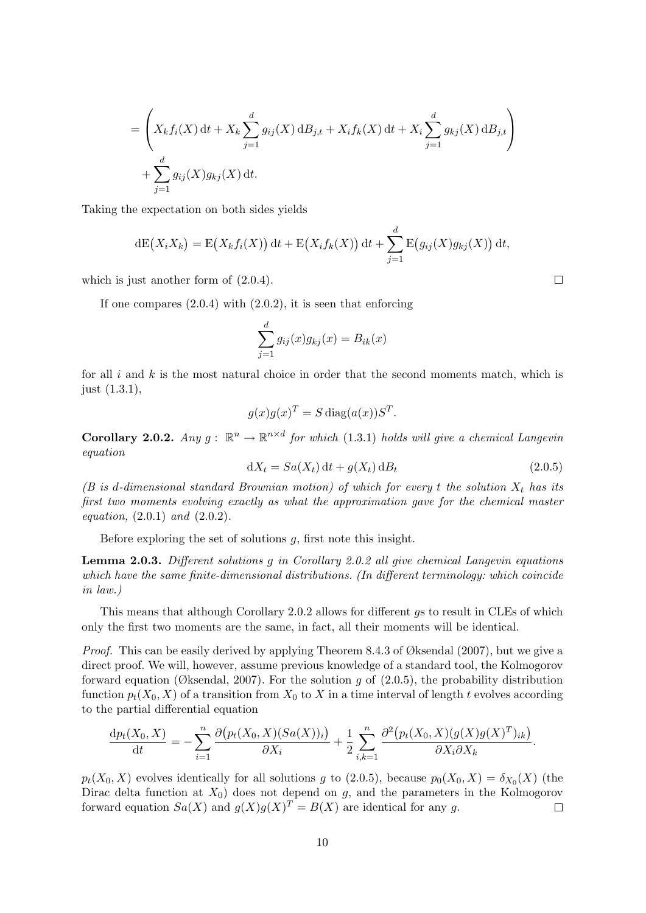$$
= \left( X_k f_i(X)\,\mathrm{d}t + X_k \sum_{j=1}^{d} g_{ij}(X)\,\mathrm{d}B_{j,t} + X_i f_k(X)\,\mathrm{d}t + X_i \sum_{j=1}^{d} g_{kj}(X)\,\mathrm{d}B_{j,t} \right)
$$

$$
+ \sum_{j=1}^{d} g_{ij}(X) g_{kj}(X)\,\mathrm{d}t.
$$

Taking the expectation on both sides yields

$$
\mathrm{dE}\big(X_i X_k\big) = \mathrm{E}\big(X_k f_i(X)\big)\,\mathrm{d}t + \mathrm{E}\big(X_i f_k(X)\big)\,\mathrm{d}t + \sum_{j=1}^{d} \mathrm{E}\big(g_{ij}(X) g_{kj}(X)\big)\,\mathrm{d}t,
$$

which is just another form of (2.0.4). □

If one compares (2.0.4) with (2.0.2), it is seen that enforcing

$$
\sum_{j=1}^{d} g_{ij}(x) g_{kj}(x) = B_{ik}(x)
$$

for all $i$ and $k$ is the most natural choice in order that the second moments match, which is just (1.3.1),

$$
g(x)g(x)^T = S\,\mathrm{diag}(a(x))S^T.
$$

**Corollary 2.0.2.** *Any $g:\ \mathbb{R}^n \to \mathbb{R}^{n\times d}$ for which (1.3.1) holds will give a chemical Langevin equation*

$$
\mathrm{d}X_t = Sa(X_t)\,\mathrm{d}t + g(X_t)\,\mathrm{d}B_t \tag{2.0.5}
$$

*($B$ is $d$-dimensional standard Brownian motion) of which for every $t$ the solution $X_t$ has its first two moments evolving exactly as what the approximation gave for the chemical master equation, (2.0.1) and (2.0.2).*

Before exploring the set of solutions $g$, first note this insight.

**Lemma 2.0.3.** *Different solutions $g$ in Corollary 2.0.2 all give chemical Langevin equations which have the same finite-dimensional distributions. (In different terminology: which coincide in law.)*

This means that although Corollary 2.0.2 allows for different $g$s to result in CLEs of which only the first two moments are the same, in fact, all their moments will be identical.

*Proof.* This can be easily derived by applying Theorem 8.4.3 of Øksendal (2007), but we give a direct proof. We will, however, assume previous knowledge of a standard tool, the Kolmogorov forward equation (Øksendal, 2007). For the solution $g$ of (2.0.5), the probability distribution function $p_t(X_0, X)$ of a transition from $X_0$ to $X$ in a time interval of length $t$ evolves according to the partial differential equation

$$
\frac{\mathrm{d}p_t(X_0, X)}{\mathrm{d}t} = -\sum_{i=1}^{n} \frac{\partial\big(p_t(X_0, X)(Sa(X))_i\big)}{\partial X_i} + \frac{1}{2}\sum_{i,k=1}^{n} \frac{\partial^2\big(p_t(X_0, X)(g(X)g(X)^T)_{ik}\big)}{\partial X_i \partial X_k}.
$$

$p_t(X_0, X)$ evolves identically for all solutions $g$ to (2.0.5), because $p_0(X_0, X) = \delta_{X_0}(X)$ (the Dirac delta function at $X_0$) does not depend on $g$, and the parameters in the Kolmogorov forward equation $Sa(X)$ and $g(X)g(X)^T = B(X)$ are identical for any $g$. □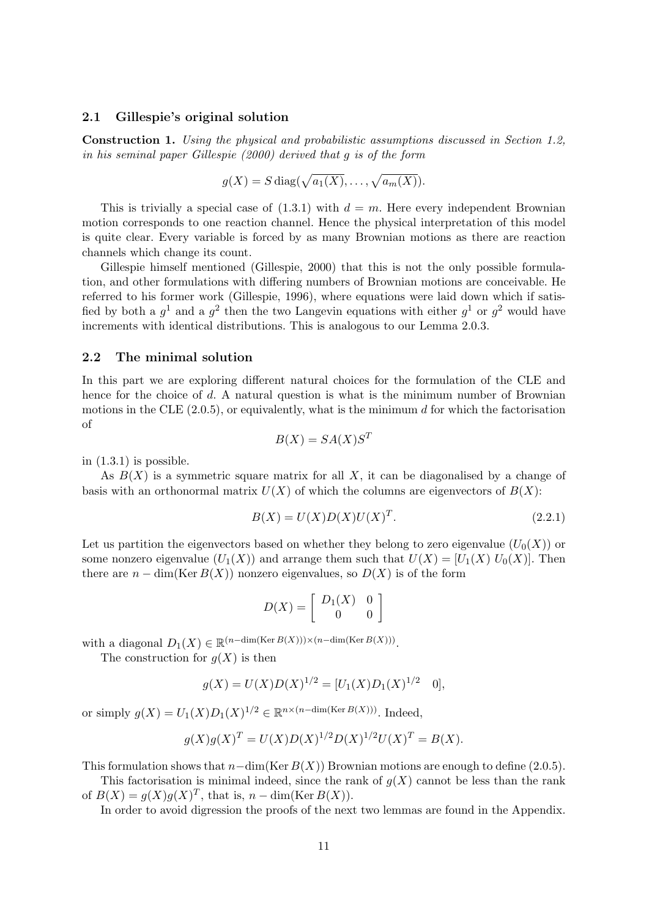### 2.1 Gillespie's original solution

**Construction 1.** *Using the physical and probabilistic assumptions discussed in Section 1.2, in his seminal paper Gillespie (2000) derived that $g$ is of the form*

$$g(X) = S\,\mathrm{diag}(\sqrt{a_1(X)}, \ldots, \sqrt{a_m(X)}).$$

This is trivially a special case of (1.3.1) with $d = m$. Here every independent Brownian motion corresponds to one reaction channel. Hence the physical interpretation of this model is quite clear. Every variable is forced by as many Brownian motions as there are reaction channels which change its count.

Gillespie himself mentioned (Gillespie, 2000) that this is not the only possible formulation, and other formulations with differing numbers of Brownian motions are conceivable. He referred to his former work (Gillespie, 1996), where equations were laid down which if satisfied by both a $g^1$ and a $g^2$ then the two Langevin equations with either $g^1$ or $g^2$ would have increments with identical distributions. This is analogous to our Lemma 2.0.3.

### 2.2 The minimal solution

In this part we are exploring different natural choices for the formulation of the CLE and hence for the choice of $d$. A natural question is what is the minimum number of Brownian motions in the CLE (2.0.5), or equivalently, what is the minimum $d$ for which the factorisation of

$$B(X) = SA(X)S^T$$

in (1.3.1) is possible.

As $B(X)$ is a symmetric square matrix for all $X$, it can be diagonalised by a change of basis with an orthonormal matrix $U(X)$ of which the columns are eigenvectors of $B(X)$:

$$B(X) = U(X)D(X)U(X)^T. \tag{2.2.1}$$

Let us partition the eigenvectors based on whether they belong to zero eigenvalue ($U_0(X)$) or some nonzero eigenvalue ($U_1(X)$) and arrange them such that $U(X) = [U_1(X)\ U_0(X)]$. Then there are $n - \dim(\mathrm{Ker}\, B(X))$ nonzero eigenvalues, so $D(X)$ is of the form

$$D(X) = \begin{bmatrix} D_1(X) & 0 \\ 0 & 0 \end{bmatrix}$$

with a diagonal $D_1(X) \in \mathbb{R}^{(n-\dim(\mathrm{Ker}\, B(X)))\times(n-\dim(\mathrm{Ker}\, B(X)))}$.

The construction for $g(X)$ is then

$$g(X) = U(X)D(X)^{1/2} = [U_1(X)D_1(X)^{1/2} \quad 0],$$

or simply $g(X) = U_1(X)D_1(X)^{1/2} \in \mathbb{R}^{n\times(n-\dim(\mathrm{Ker}\, B(X)))}$. Indeed,

$$g(X)g(X)^T = U(X)D(X)^{1/2}D(X)^{1/2}U(X)^T = B(X).$$

This formulation shows that $n - \dim(\mathrm{Ker}\, B(X))$ Brownian motions are enough to define (2.0.5).

This factorisation is minimal indeed, since the rank of $g(X)$ cannot be less than the rank of $B(X) = g(X)g(X)^T$, that is, $n - \dim(\mathrm{Ker}\, B(X))$.

In order to avoid digression the proofs of the next two lemmas are found in the Appendix.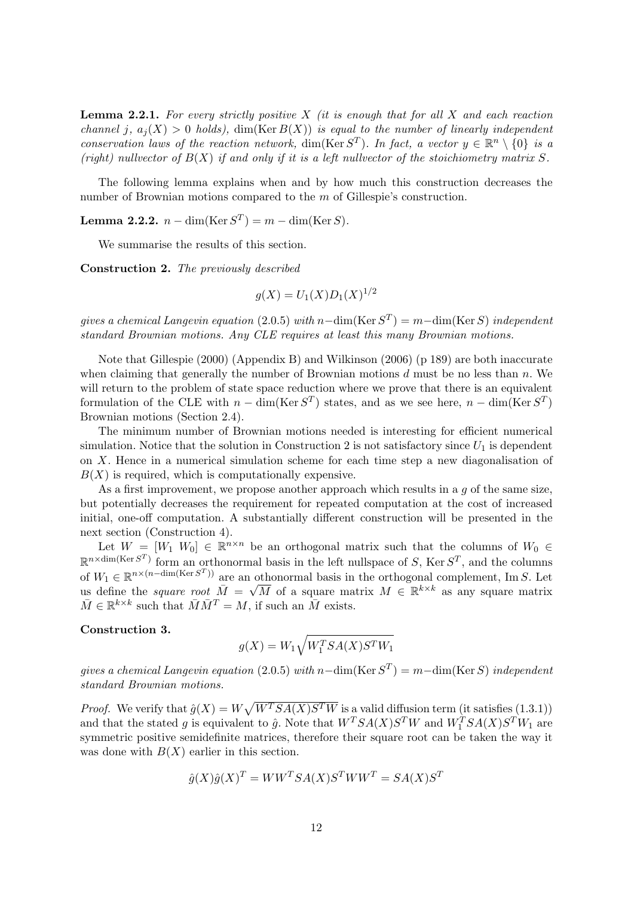**Lemma 2.2.1.** *For every strictly positive $X$ (it is enough that for all $X$ and each reaction channel $j$, $a_j(X) > 0$ holds), $\dim(\operatorname{Ker} B(X))$ is equal to the number of linearly independent conservation laws of the reaction network, $\dim(\operatorname{Ker} S^T)$. In fact, a vector $y \in \mathbb{R}^n \setminus \{0\}$ is a (right) nullvector of $B(X)$ if and only if it is a left nullvector of the stoichiometry matrix $S$.*

The following lemma explains when and by how much this construction decreases the number of Brownian motions compared to the $m$ of Gillespie's construction.

**Lemma 2.2.2.** $n - \dim(\operatorname{Ker} S^T) = m - \dim(\operatorname{Ker} S)$.

We summarise the results of this section.

**Construction 2.** *The previously described*

$$g(X) = U_1(X)D_1(X)^{1/2}$$

*gives a chemical Langevin equation* (2.0.5) *with $n - \dim(\operatorname{Ker} S^T) = m - \dim(\operatorname{Ker} S)$ independent standard Brownian motions. Any CLE requires at least this many Brownian motions.*

Note that Gillespie (2000) (Appendix B) and Wilkinson (2006) (p 189) are both inaccurate when claiming that generally the number of Brownian motions $d$ must be no less than $n$. We will return to the problem of state space reduction where we prove that there is an equivalent formulation of the CLE with $n - \dim(\operatorname{Ker} S^T)$ states, and as we see here, $n - \dim(\operatorname{Ker} S^T)$ Brownian motions (Section 2.4).

The minimum number of Brownian motions needed is interesting for efficient numerical simulation. Notice that the solution in Construction 2 is not satisfactory since $U_1$ is dependent on $X$. Hence in a numerical simulation scheme for each time step a new diagonalisation of $B(X)$ is required, which is computationally expensive.

As a first improvement, we propose another approach which results in a $g$ of the same size, but potentially decreases the requirement for repeated computation at the cost of increased initial, one-off computation. A substantially different construction will be presented in the next section (Construction 4).

Let $W = [W_1 \ W_0] \in \mathbb{R}^{n \times n}$ be an orthogonal matrix such that the columns of $W_0 \in \mathbb{R}^{n \times \dim(\operatorname{Ker} S^T)}$ form an orthonormal basis in the left nullspace of $S$, $\operatorname{Ker} S^T$, and the columns of $W_1 \in \mathbb{R}^{n \times (n - \dim(\operatorname{Ker} S^T))}$ are an othonormal basis in the orthogonal complement, $\operatorname{Im} S$. Let us define the *square root* $\bar{M} = \sqrt{M}$ of a square matrix $M \in \mathbb{R}^{k \times k}$ as any square matrix $\bar{M} \in \mathbb{R}^{k \times k}$ such that $\bar{M}\bar{M}^T = M$, if such an $\bar{M}$ exists.

**Construction 3.**

$$g(X) = W_1 \sqrt{W_1^T S A(X) S^T W_1}$$

*gives a chemical Langevin equation* (2.0.5) *with $n - \dim(\operatorname{Ker} S^T) = m - \dim(\operatorname{Ker} S)$ independent standard Brownian motions.*

*Proof.* We verify that $\hat{g}(X) = W\sqrt{W^T S A(X) S^T W}$ is a valid diffusion term (it satisfies (1.3.1)) and that the stated $g$ is equivalent to $\hat{g}$. Note that $W^T S A(X) S^T W$ and $W_1^T S A(X) S^T W_1$ are symmetric positive semidefinite matrices, therefore their square root can be taken the way it was done with $B(X)$ earlier in this section.

$$\hat{g}(X)\hat{g}(X)^T = W W^T S A(X) S^T W W^T = S A(X) S^T$$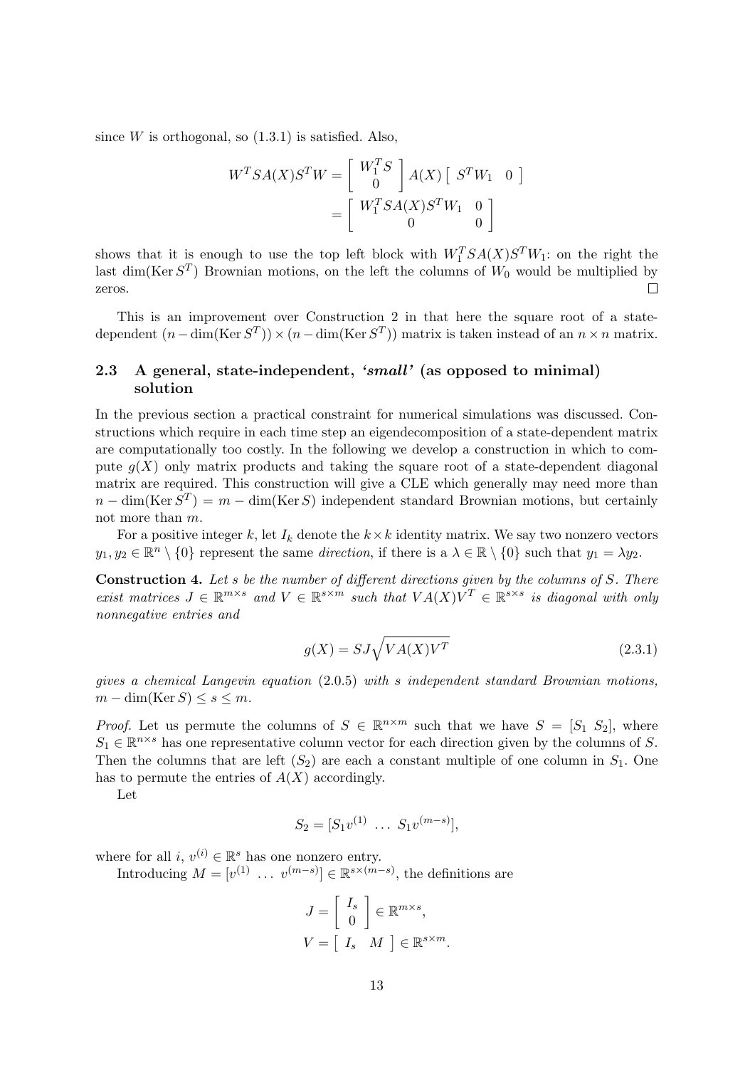since $W$ is orthogonal, so (1.3.1) is satisfied. Also,

$$W^T S A(X) S^T W = \begin{bmatrix} W_1^T S \\ 0 \end{bmatrix} A(X) \begin{bmatrix} S^T W_1 & 0 \end{bmatrix}$$
$$= \begin{bmatrix} W_1^T S A(X) S^T W_1 & 0 \\ 0 & 0 \end{bmatrix}$$

shows that it is enough to use the top left block with $W_1^T S A(X) S^T W_1$: on the right the last $\dim(\operatorname{Ker} S^T)$ Brownian motions, on the left the columns of $W_0$ would be multiplied by zeros. □

This is an improvement over Construction 2 in that here the square root of a state-dependent $(n - \dim(\operatorname{Ker} S^T)) \times (n - \dim(\operatorname{Ker} S^T))$ matrix is taken instead of an $n \times n$ matrix.

## 2.3 A general, state-independent, *'small'* (as opposed to minimal) solution

In the previous section a practical constraint for numerical simulations was discussed. Constructions which require in each time step an eigendecomposition of a state-dependent matrix are computationally too costly. In the following we develop a construction in which to compute $g(X)$ only matrix products and taking the square root of a state-dependent diagonal matrix are required. This construction will give a CLE which generally may need more than $n - \dim(\operatorname{Ker} S^T) = m - \dim(\operatorname{Ker} S)$ independent standard Brownian motions, but certainly not more than $m$.

For a positive integer $k$, let $I_k$ denote the $k \times k$ identity matrix. We say two nonzero vectors $y_1, y_2 \in \mathbb{R}^n \setminus \{0\}$ represent the same *direction*, if there is a $\lambda \in \mathbb{R} \setminus \{0\}$ such that $y_1 = \lambda y_2$.

**Construction 4.** *Let $s$ be the number of different directions given by the columns of $S$. There exist matrices $J \in \mathbb{R}^{m \times s}$ and $V \in \mathbb{R}^{s \times m}$ such that $V A(X) V^T \in \mathbb{R}^{s \times s}$ is diagonal with only nonnegative entries and*

$$g(X) = S J \sqrt{V A(X) V^T} \tag{2.3.1}$$

*gives a chemical Langevin equation* (2.0.5) *with $s$ independent standard Brownian motions, $m - \dim(\operatorname{Ker} S) \le s \le m$.*

*Proof.* Let us permute the columns of $S \in \mathbb{R}^{n \times m}$ such that we have $S = [S_1 \ S_2]$, where $S_1 \in \mathbb{R}^{n \times s}$ has one representative column vector for each direction given by the columns of $S$. Then the columns that are left ($S_2$) are each a constant multiple of one column in $S_1$. One has to permute the entries of $A(X)$ accordingly.

Let

$$S_2 = [S_1 v^{(1)} \ \ldots \ S_1 v^{(m-s)}],$$

where for all $i$, $v^{(i)} \in \mathbb{R}^s$ has one nonzero entry.

Introducing $M = [v^{(1)} \ \ldots \ v^{(m-s)}] \in \mathbb{R}^{s \times (m-s)}$, the definitions are

$$J = \begin{bmatrix} I_s \\ 0 \end{bmatrix} \in \mathbb{R}^{m \times s},$$
$$V = \begin{bmatrix} I_s & M \end{bmatrix} \in \mathbb{R}^{s \times m}.$$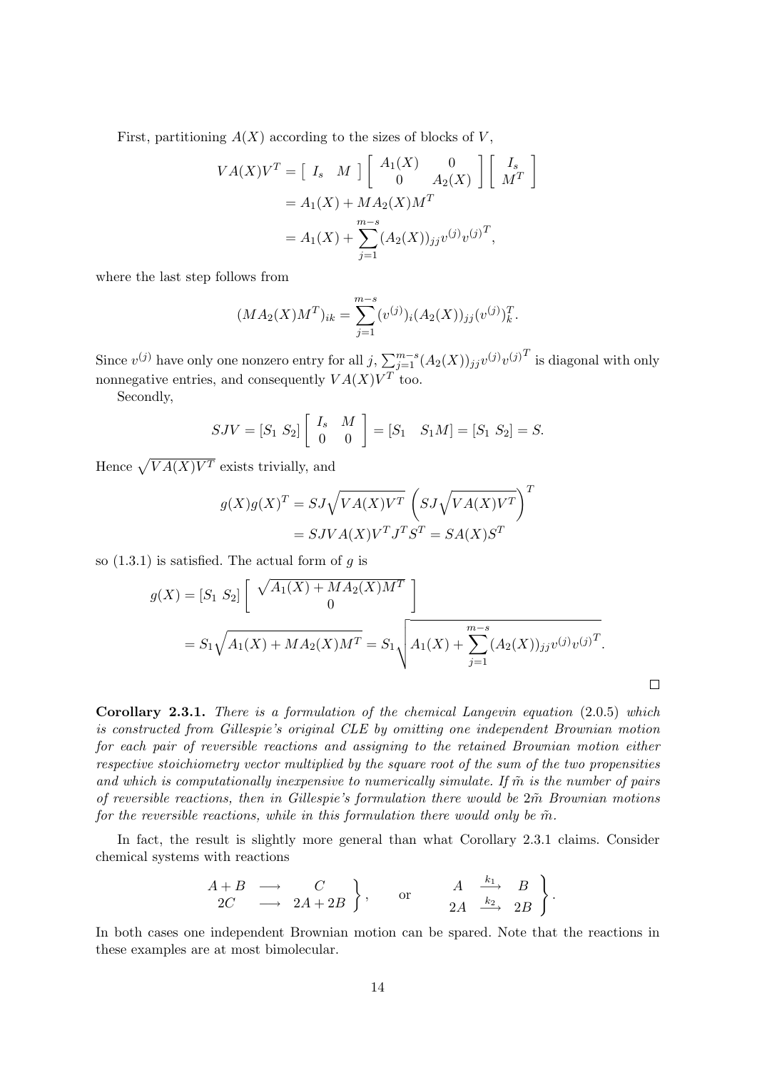First, partitioning $A(X)$ according to the sizes of blocks of $V$,

$$
\begin{aligned}
VA(X)V^T &= \left[\begin{array}{cc} I_s & M \end{array}\right] \left[\begin{array}{cc} A_1(X) & 0 \\ 0 & A_2(X) \end{array}\right] \left[\begin{array}{c} I_s \\ M^T \end{array}\right] \\
&= A_1(X) + MA_2(X)M^T \\
&= A_1(X) + \sum_{j=1}^{m-s} (A_2(X))_{jj} v^{(j)} v^{(j)^T},
\end{aligned}
$$

where the last step follows from

$$
(MA_2(X)M^T)_{ik} = \sum_{j=1}^{m-s} (v^{(j)})_i (A_2(X))_{jj} (v^{(j)})_k^T.
$$

Since $v^{(j)}$ have only one nonzero entry for all $j$, $\sum_{j=1}^{m-s}(A_2(X))_{jj} v^{(j)} v^{(j)^T}$ is diagonal with only nonnegative entries, and consequently $VA(X)V^T$ too.

Secondly,

$$
SJV = [S_1 \ S_2] \left[\begin{array}{cc} I_s & M \\ 0 & 0 \end{array}\right] = [S_1 \quad S_1 M] = [S_1 \ S_2] = S.
$$

Hence $\sqrt{VA(X)V^T}$ exists trivially, and

$$
\begin{aligned}
g(X)g(X)^T &= SJ\sqrt{VA(X)V^T} \left(SJ\sqrt{VA(X)V^T}\right)^T \\
&= SJVA(X)V^T J^T S^T = SA(X)S^T
\end{aligned}
$$

so (1.3.1) is satisfied. The actual form of $g$ is

$$
\begin{aligned}
g(X) &= [S_1 \ S_2] \left[\begin{array}{c} \sqrt{A_1(X) + MA_2(X)M^T} \\ 0 \end{array}\right] \\
&= S_1\sqrt{A_1(X) + MA_2(X)M^T} = S_1\sqrt{A_1(X) + \sum_{j=1}^{m-s}(A_2(X))_{jj} v^{(j)} v^{(j)^T}}.
\end{aligned}
$$

□

**Corollary 2.3.1.** *There is a formulation of the chemical Langevin equation* (2.0.5) *which is constructed from Gillespie's original CLE by omitting one independent Brownian motion for each pair of reversible reactions and assigning to the retained Brownian motion either respective stoichiometry vector multiplied by the square root of the sum of the two propensities and which is computationally inexpensive to numerically simulate. If $\tilde{m}$ is the number of pairs of reversible reactions, then in Gillespie's formulation there would be $2\tilde{m}$ Brownian motions for the reversible reactions, while in this formulation there would only be $\tilde{m}$.*

In fact, the result is slightly more general than what Corollary 2.3.1 claims. Consider chemical systems with reactions

$$
\left.\begin{array}{ccc} A + B & \longrightarrow & C \\ 2C & \longrightarrow & 2A + 2B \end{array}\right\}, \qquad \text{or} \qquad \left.\begin{array}{ccc} A & \xrightarrow{k_1} & B \\ 2A & \xrightarrow{k_2} & 2B \end{array}\right\}.
$$

In both cases one independent Brownian motion can be spared. Note that the reactions in these examples are at most bimolecular.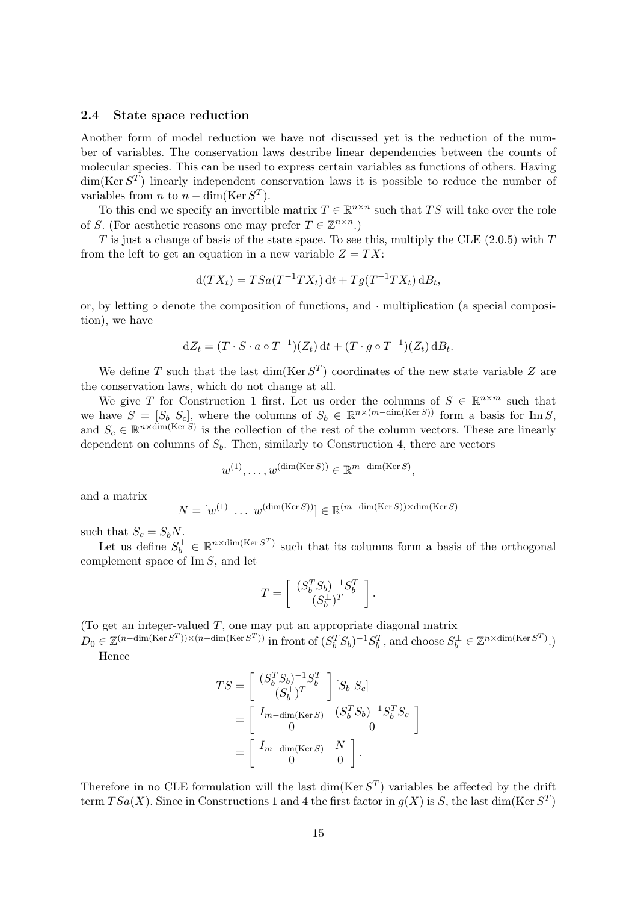### 2.4 State space reduction

Another form of model reduction we have not discussed yet is the reduction of the number of variables. The conservation laws describe linear dependencies between the counts of molecular species. This can be used to express certain variables as functions of others. Having $\dim(\operatorname{Ker} S^T)$ linearly independent conservation laws it is possible to reduce the number of variables from $n$ to $n - \dim(\operatorname{Ker} S^T)$.

To this end we specify an invertible matrix $T \in \mathbb{R}^{n\times n}$ such that $TS$ will take over the role of $S$. (For aesthetic reasons one may prefer $T \in \mathbb{Z}^{n\times n}$.)

$T$ is just a change of basis of the state space. To see this, multiply the CLE (2.0.5) with $T$ from the left to get an equation in a new variable $Z = TX$:

$$\mathrm{d}(TX_t) = TSa(T^{-1}TX_t)\,\mathrm{d}t + Tg(T^{-1}TX_t)\,\mathrm{d}B_t,$$

or, by letting $\circ$ denote the composition of functions, and $\cdot$ multiplication (a special composition), we have

$$\mathrm{d}Z_t = (T \cdot S \cdot a \circ T^{-1})(Z_t)\,\mathrm{d}t + (T \cdot g \circ T^{-1})(Z_t)\,\mathrm{d}B_t.$$

We define $T$ such that the last $\dim(\operatorname{Ker} S^T)$ coordinates of the new state variable $Z$ are the conservation laws, which do not change at all.

We give $T$ for Construction 1 first. Let us order the columns of $S \in \mathbb{R}^{n\times m}$ such that we have $S = [S_b\ S_c]$, where the columns of $S_b \in \mathbb{R}^{n\times(m-\dim(\operatorname{Ker} S))}$ form a basis for $\operatorname{Im} S$, and $S_c \in \mathbb{R}^{n\times \dim(\operatorname{Ker} S)}$ is the collection of the rest of the column vectors. These are linearly dependent on columns of $S_b$. Then, similarly to Construction 4, there are vectors

$$w^{(1)}, \ldots, w^{(\dim(\operatorname{Ker} S))} \in \mathbb{R}^{m-\dim(\operatorname{Ker} S)},$$

and a matrix

$$N = [w^{(1)}\ \ldots\ w^{(\dim(\operatorname{Ker} S))}] \in \mathbb{R}^{(m-\dim(\operatorname{Ker} S))\times \dim(\operatorname{Ker} S)}$$

such that $S_c = S_b N$.

Let us define $S_b^{\perp} \in \mathbb{R}^{n\times \dim(\operatorname{Ker} S^T)}$ such that its columns form a basis of the orthogonal complement space of $\operatorname{Im} S$, and let

$$T = \begin{bmatrix} (S_b^T S_b)^{-1} S_b^T \\ (S_b^{\perp})^T \end{bmatrix}.$$

(To get an integer-valued $T$, one may put an appropriate diagonal matrix $D_0 \in \mathbb{Z}^{(n-\dim(\operatorname{Ker} S^T))\times(n-\dim(\operatorname{Ker} S^T))}$ in front of $(S_b^T S_b)^{-1} S_b^T$, and choose $S_b^{\perp} \in \mathbb{Z}^{n\times \dim(\operatorname{Ker} S^T)}$.)

Hence

$$\begin{aligned}
TS &= \begin{bmatrix} (S_b^T S_b)^{-1} S_b^T \\ (S_b^{\perp})^T \end{bmatrix} [S_b\ S_c] \\
&= \begin{bmatrix} I_{m-\dim(\operatorname{Ker} S)} & (S_b^T S_b)^{-1} S_b^T S_c \\ 0 & 0 \end{bmatrix} \\
&= \begin{bmatrix} I_{m-\dim(\operatorname{Ker} S)} & N \\ 0 & 0 \end{bmatrix}.
\end{aligned}$$

Therefore in no CLE formulation will the last $\dim(\operatorname{Ker} S^T)$ variables be affected by the drift term $TSa(X)$. Since in Constructions 1 and 4 the first factor in $g(X)$ is $S$, the last $\dim(\operatorname{Ker} S^T)$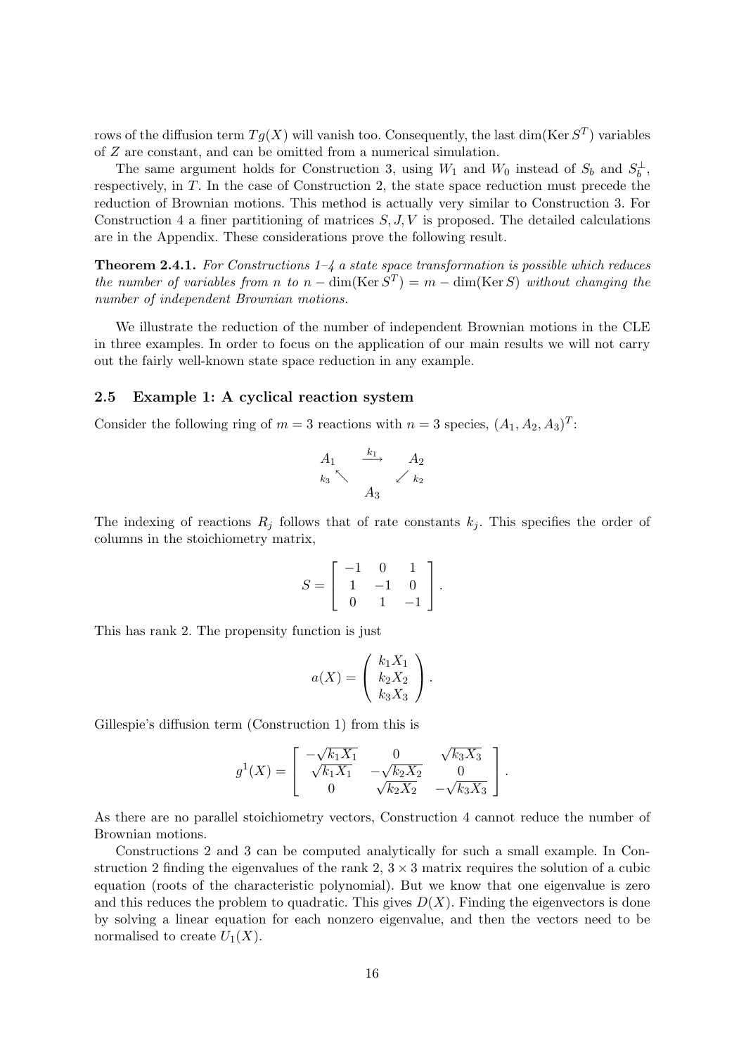rows of the diffusion term $Tg(X)$ will vanish too. Consequently, the last $\dim(\operatorname{Ker} S^T)$ variables of $Z$ are constant, and can be omitted from a numerical simulation.

The same argument holds for Construction 3, using $W_1$ and $W_0$ instead of $S_b$ and $S_b^\perp$, respectively, in $T$. In the case of Construction 2, the state space reduction must precede the reduction of Brownian motions. This method is actually very similar to Construction 3. For Construction 4 a finer partitioning of matrices $S, J, V$ is proposed. The detailed calculations are in the Appendix. These considerations prove the following result.

**Theorem 2.4.1.** *For Constructions 1–4 a state space transformation is possible which reduces the number of variables from $n$ to $n - \dim(\operatorname{Ker} S^T) = m - \dim(\operatorname{Ker} S)$ without changing the number of independent Brownian motions.*

We illustrate the reduction of the number of independent Brownian motions in the CLE in three examples. In order to focus on the application of our main results we will not carry out the fairly well-known state space reduction in any example.

### 2.5 Example 1: A cyclical reaction system

Consider the following ring of $m = 3$ reactions with $n = 3$ species, $(A_1, A_2, A_3)^T$:

$$
\begin{array}{ccc}
A_1 & \xrightarrow{k_1} & A_2 \\
{\scriptstyle k_3} \nwarrow & & \swarrow {\scriptstyle k_2} \\
 & A_3 &
\end{array}
$$

The indexing of reactions $R_j$ follows that of rate constants $k_j$. This specifies the order of columns in the stoichiometry matrix,

$$
S = \begin{bmatrix} -1 & 0 & 1 \\ 1 & -1 & 0 \\ 0 & 1 & -1 \end{bmatrix}.
$$

This has rank 2. The propensity function is just

$$
a(X) = \begin{pmatrix} k_1 X_1 \\ k_2 X_2 \\ k_3 X_3 \end{pmatrix}.
$$

Gillespie's diffusion term (Construction 1) from this is

$$
g^1(X) = \begin{bmatrix} -\sqrt{k_1 X_1} & 0 & \sqrt{k_3 X_3} \\ \sqrt{k_1 X_1} & -\sqrt{k_2 X_2} & 0 \\ 0 & \sqrt{k_2 X_2} & -\sqrt{k_3 X_3} \end{bmatrix}.
$$

As there are no parallel stoichiometry vectors, Construction 4 cannot reduce the number of Brownian motions.

Constructions 2 and 3 can be computed analytically for such a small example. In Construction 2 finding the eigenvalues of the rank 2, $3 \times 3$ matrix requires the solution of a cubic equation (roots of the characteristic polynomial). But we know that one eigenvalue is zero and this reduces the problem to quadratic. This gives $D(X)$. Finding the eigenvectors is done by solving a linear equation for each nonzero eigenvalue, and then the vectors need to be normalised to create $U_1(X)$.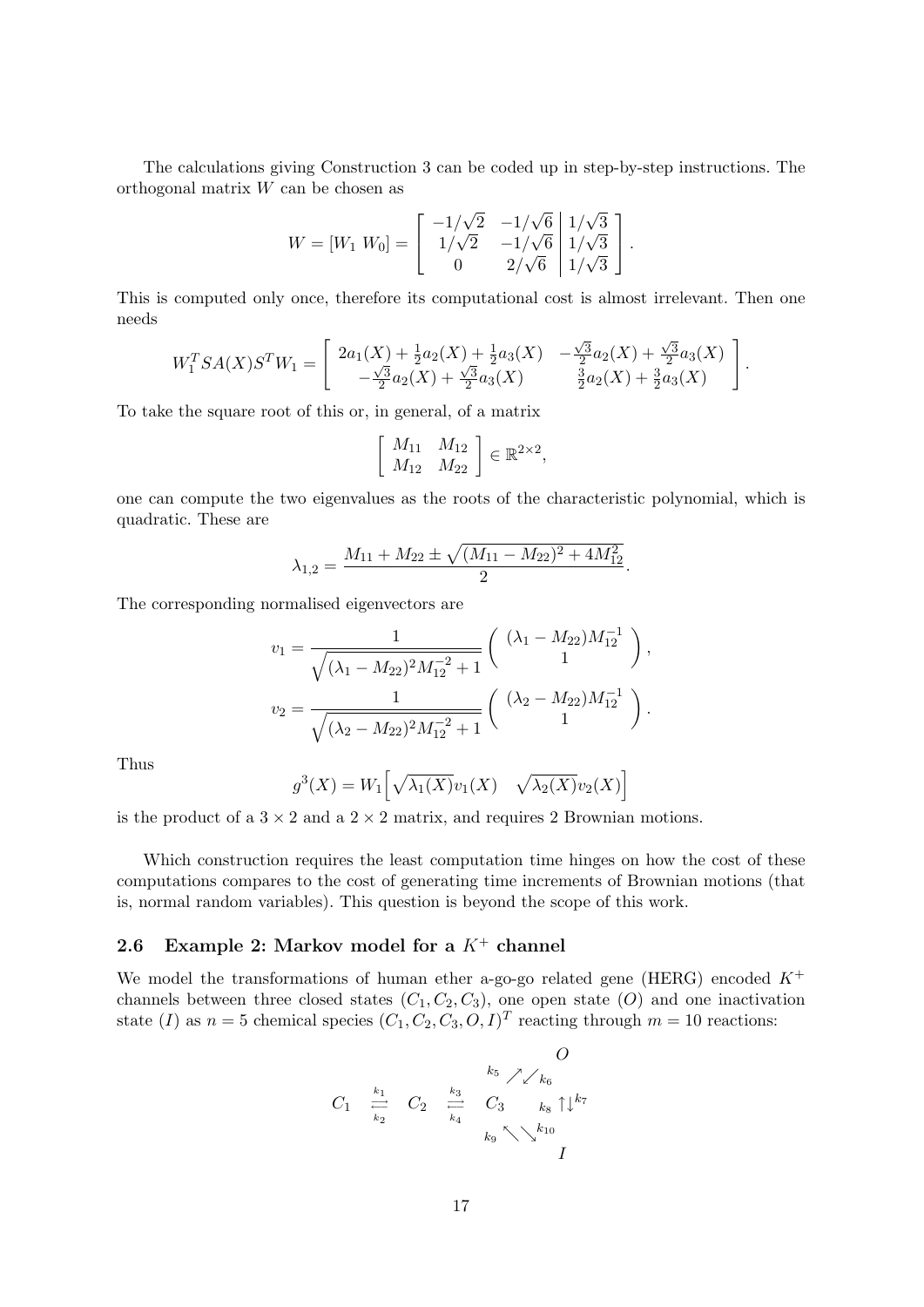The calculations giving Construction 3 can be coded up in step-by-step instructions. The orthogonal matrix $W$ can be chosen as

$$W = [W_1 \; W_0] = \left[ \begin{array}{cc|c} -1/\sqrt{2} & -1/\sqrt{6} & 1/\sqrt{3} \\ 1/\sqrt{2} & -1/\sqrt{6} & 1/\sqrt{3} \\ 0 & 2/\sqrt{6} & 1/\sqrt{3} \end{array} \right].$$

This is computed only once, therefore its computational cost is almost irrelevant. Then one needs

$$W_1^T S A(X) S^T W_1 = \left[ \begin{array}{cc} 2a_1(X) + \frac{1}{2}a_2(X) + \frac{1}{2}a_3(X) & -\frac{\sqrt{3}}{2}a_2(X) + \frac{\sqrt{3}}{2}a_3(X) \\ -\frac{\sqrt{3}}{2}a_2(X) + \frac{\sqrt{3}}{2}a_3(X) & \frac{3}{2}a_2(X) + \frac{3}{2}a_3(X) \end{array} \right].$$

To take the square root of this or, in general, of a matrix

$$\left[ \begin{array}{cc} M_{11} & M_{12} \\ M_{12} & M_{22} \end{array} \right] \in \mathbb{R}^{2\times 2},$$

one can compute the two eigenvalues as the roots of the characteristic polynomial, which is quadratic. These are

$$\lambda_{1,2} = \frac{M_{11} + M_{22} \pm \sqrt{(M_{11} - M_{22})^2 + 4M_{12}^2}}{2}.$$

The corresponding normalised eigenvectors are

$$v_1 = \frac{1}{\sqrt{(\lambda_1 - M_{22})^2 M_{12}^{-2} + 1}} \left( \begin{array}{c} (\lambda_1 - M_{22})M_{12}^{-1} \\ 1 \end{array} \right),$$

$$v_2 = \frac{1}{\sqrt{(\lambda_2 - M_{22})^2 M_{12}^{-2} + 1}} \left( \begin{array}{c} (\lambda_2 - M_{22})M_{12}^{-1} \\ 1 \end{array} \right).$$

Thus

$$g^3(X) = W_1 \Big[ \sqrt{\lambda_1(X)} v_1(X) \quad \sqrt{\lambda_2(X)} v_2(X) \Big]$$

is the product of a $3 \times 2$ and a $2 \times 2$ matrix, and requires 2 Brownian motions.

Which construction requires the least computation time hinges on how the cost of these computations compares to the cost of generating time increments of Brownian motions (that is, normal random variables). This question is beyond the scope of this work.

## 2.6 Example 2: Markov model for a $K^+$ channel

We model the transformations of human ether a-go-go related gene (HERG) encoded $K^+$ channels between three closed states $(C_1, C_2, C_3)$, one open state $(O)$ and one inactivation state $(I)$ as $n = 5$ chemical species $(C_1, C_2, C_3, O, I)^T$ reacting through $m = 10$ reactions:

$$\begin{array}{ccccccc} & & & & & & O \\ & & & & & k_5 \nearrow \swarrow k_6 & \\ C_1 & \underset{k_2}{\overset{k_1}{\rightleftarrows}} & C_2 & \underset{k_4}{\overset{k_3}{\rightleftarrows}} & C_3 & & k_8 \uparrow\downarrow k_7 \\ & & & & & k_9 \nwarrow \searrow k_{10} & \\ & & & & & & I \end{array}$$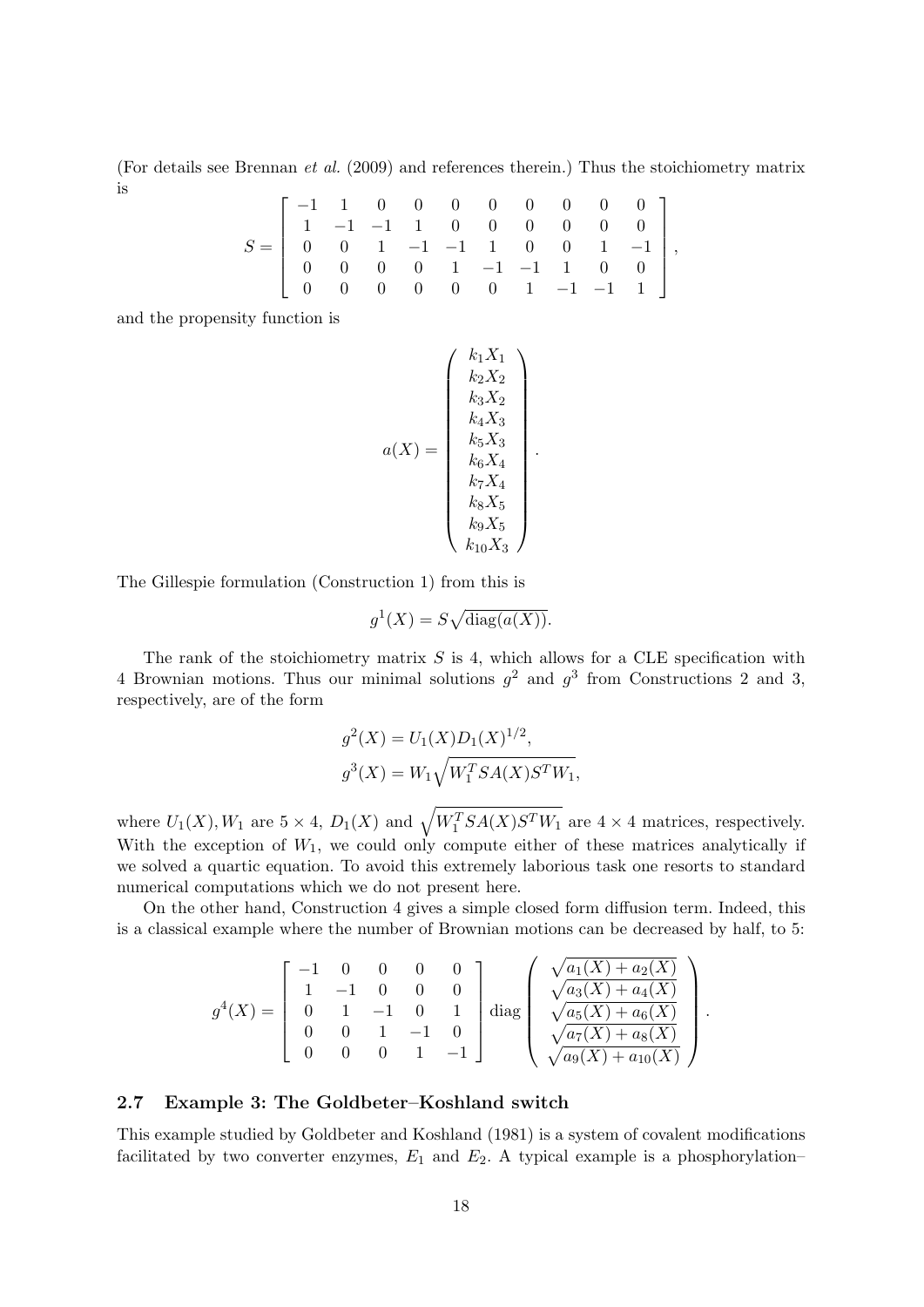(For details see Brennan *et al.* (2009) and references therein.) Thus the stoichiometry matrix is

$$
S = \begin{bmatrix}
-1 & 1 & 0 & 0 & 0 & 0 & 0 & 0 & 0 & 0 \\
1 & -1 & -1 & 1 & 0 & 0 & 0 & 0 & 0 & 0 \\
0 & 0 & 1 & -1 & -1 & 1 & 0 & 0 & 1 & -1 \\
0 & 0 & 0 & 0 & 1 & -1 & -1 & 1 & 0 & 0 \\
0 & 0 & 0 & 0 & 0 & 0 & 1 & -1 & -1 & 1
\end{bmatrix},
$$

and the propensity function is

$$
a(X) = \begin{pmatrix}
k_1 X_1 \\
k_2 X_2 \\
k_3 X_2 \\
k_4 X_3 \\
k_5 X_3 \\
k_6 X_4 \\
k_7 X_4 \\
k_8 X_5 \\
k_9 X_5 \\
k_{10} X_3
\end{pmatrix}.
$$

The Gillespie formulation (Construction 1) from this is

$$
g^1(X) = S\sqrt{\operatorname{diag}(a(X))}.
$$

The rank of the stoichiometry matrix $S$ is 4, which allows for a CLE specification with 4 Brownian motions. Thus our minimal solutions $g^2$ and $g^3$ from Constructions 2 and 3, respectively, are of the form

$$
\begin{aligned}
g^2(X) &= U_1(X) D_1(X)^{1/2}, \\
g^3(X) &= W_1 \sqrt{W_1^T S A(X) S^T W_1},
\end{aligned}
$$

where $U_1(X), W_1$ are $5 \times 4$, $D_1(X)$ and $\sqrt{W_1^T S A(X) S^T W_1}$ are $4 \times 4$ matrices, respectively. With the exception of $W_1$, we could only compute either of these matrices analytically if we solved a quartic equation. To avoid this extremely laborious task one resorts to standard numerical computations which we do not present here.

On the other hand, Construction 4 gives a simple closed form diffusion term. Indeed, this is a classical example where the number of Brownian motions can be decreased by half, to 5:

$$
g^4(X) = \begin{bmatrix}
-1 & 0 & 0 & 0 & 0 \\
1 & -1 & 0 & 0 & 0 \\
0 & 1 & -1 & 0 & 1 \\
0 & 0 & 1 & -1 & 0 \\
0 & 0 & 0 & 1 & -1
\end{bmatrix}
\operatorname{diag}\begin{pmatrix}
\sqrt{a_1(X) + a_2(X)} \\
\sqrt{a_3(X) + a_4(X)} \\
\sqrt{a_5(X) + a_6(X)} \\
\sqrt{a_7(X) + a_8(X)} \\
\sqrt{a_9(X) + a_{10}(X)}
\end{pmatrix}.
$$

### 2.7 Example 3: The Goldbeter–Koshland switch

This example studied by Goldbeter and Koshland (1981) is a system of covalent modifications facilitated by two converter enzymes, $E_1$ and $E_2$. A typical example is a phosphorylation–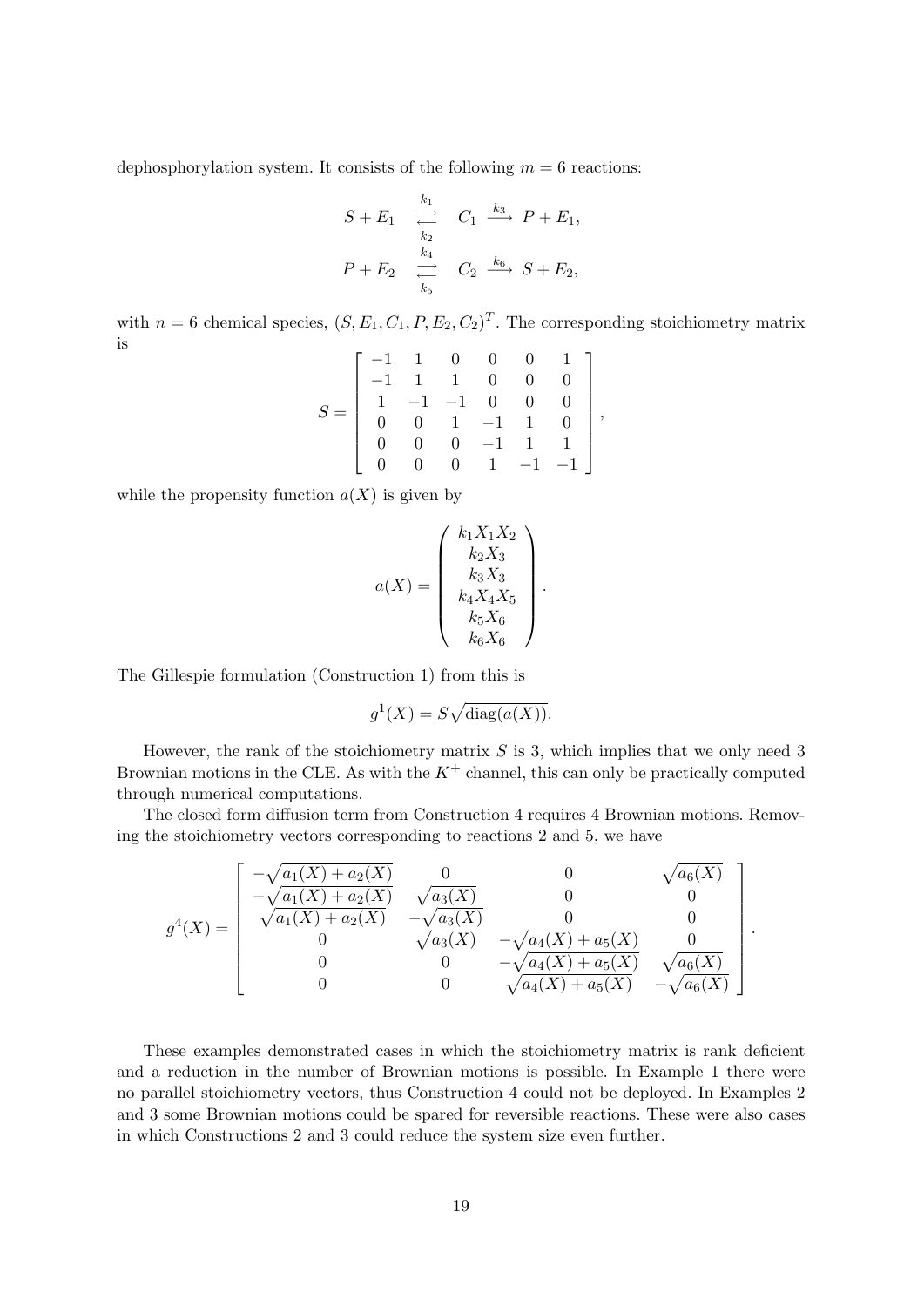dephosphorylation system. It consists of the following $m = 6$ reactions:

$$
\begin{aligned}
S + E_1 \ &\underset{k_2}{\overset{k_1}{\rightleftharpoons}} \ C_1 \xrightarrow{k_3} P + E_1, \\
P + E_2 \ &\underset{k_5}{\overset{k_4}{\rightleftharpoons}} \ C_2 \xrightarrow{k_6} S + E_2,
\end{aligned}
$$

with $n = 6$ chemical species, $(S, E_1, C_1, P, E_2, C_2)^T$. The corresponding stoichiometry matrix is

$$
S = \begin{bmatrix} -1 & 1 & 0 & 0 & 0 & 1 \\ -1 & 1 & 1 & 0 & 0 & 0 \\ 1 & -1 & -1 & 0 & 0 & 0 \\ 0 & 0 & 1 & -1 & 1 & 0 \\ 0 & 0 & 0 & -1 & 1 & 1 \\ 0 & 0 & 0 & 1 & -1 & -1 \end{bmatrix},
$$

while the propensity function $a(X)$ is given by

$$
a(X) = \begin{pmatrix} k_1 X_1 X_2 \\ k_2 X_3 \\ k_3 X_3 \\ k_4 X_4 X_5 \\ k_5 X_6 \\ k_6 X_6 \end{pmatrix}.
$$

The Gillespie formulation (Construction 1) from this is

$$
g^1(X) = S\sqrt{\operatorname{diag}(a(X))}.
$$

However, the rank of the stoichiometry matrix $S$ is 3, which implies that we only need 3 Brownian motions in the CLE. As with the $K^+$ channel, this can only be practically computed through numerical computations.

The closed form diffusion term from Construction 4 requires 4 Brownian motions. Removing the stoichiometry vectors corresponding to reactions 2 and 5, we have

$$
g^4(X) = \begin{bmatrix} -\sqrt{a_1(X) + a_2(X)} & 0 & 0 & \sqrt{a_6(X)} \\ -\sqrt{a_1(X) + a_2(X)} & \sqrt{a_3(X)} & 0 & 0 \\ \sqrt{a_1(X) + a_2(X)} & -\sqrt{a_3(X)} & 0 & 0 \\ 0 & \sqrt{a_3(X)} & -\sqrt{a_4(X) + a_5(X)} & 0 \\ 0 & 0 & -\sqrt{a_4(X) + a_5(X)} & \sqrt{a_6(X)} \\ 0 & 0 & \sqrt{a_4(X) + a_5(X)} & -\sqrt{a_6(X)} \end{bmatrix}.
$$

These examples demonstrated cases in which the stoichiometry matrix is rank deficient and a reduction in the number of Brownian motions is possible. In Example 1 there were no parallel stoichiometry vectors, thus Construction 4 could not be deployed. In Examples 2 and 3 some Brownian motions could be spared for reversible reactions. These were also cases in which Constructions 2 and 3 could reduce the system size even further.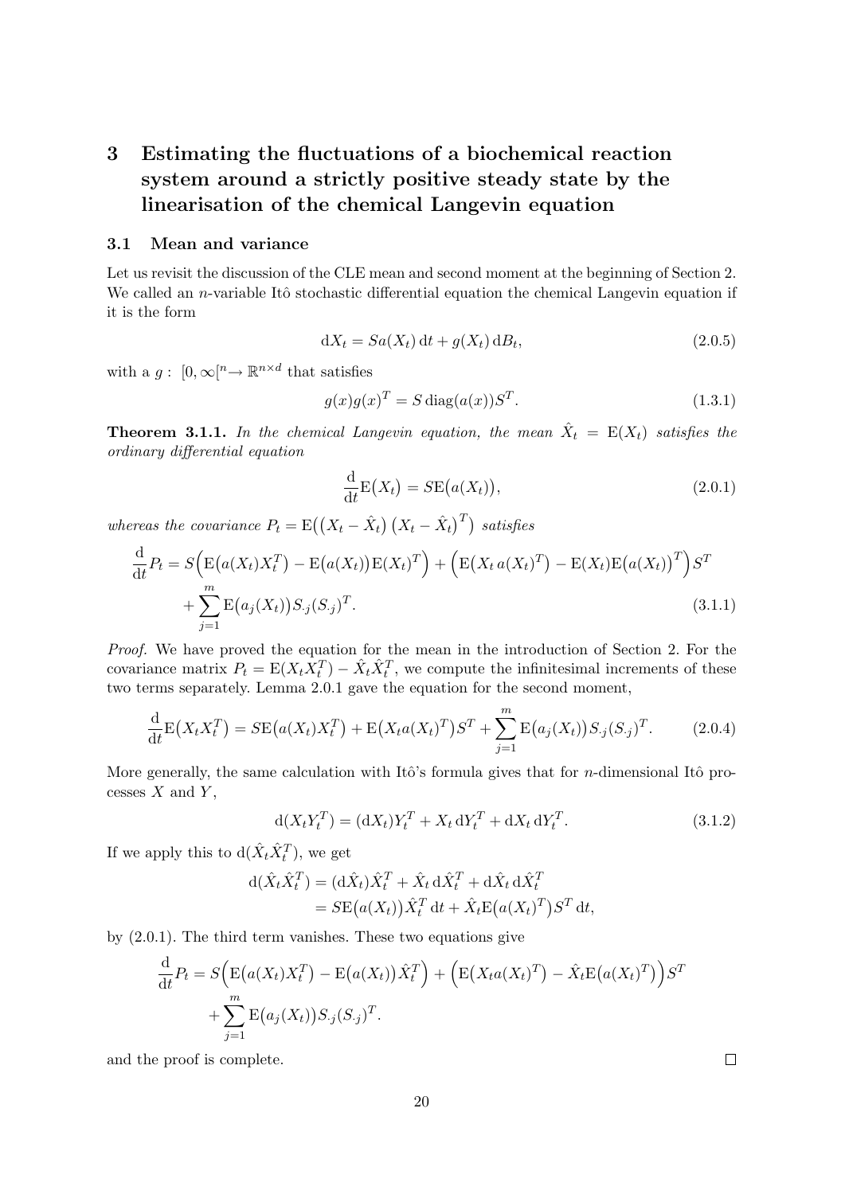# 3 Estimating the fluctuations of a biochemical reaction system around a strictly positive steady state by the linearisation of the chemical Langevin equation

## 3.1 Mean and variance

Let us revisit the discussion of the CLE mean and second moment at the beginning of Section 2. We called an $n$-variable Itô stochastic differential equation the chemical Langevin equation if it is the form

$$\mathrm{d}X_t = Sa(X_t)\,\mathrm{d}t + g(X_t)\,\mathrm{d}B_t, \tag{2.0.5}$$

with a $g:\ [0,\infty[^n \to \mathbb{R}^{n\times d}$ that satisfies

$$g(x)g(x)^T = S\,\mathrm{diag}(a(x))S^T. \tag{1.3.1}$$

**Theorem 3.1.1.** *In the chemical Langevin equation, the mean $\hat{X}_t = \mathrm{E}(X_t)$ satisfies the ordinary differential equation*

$$\frac{\mathrm{d}}{\mathrm{d}t}\mathrm{E}\big(X_t\big) = S\mathrm{E}\big(a(X_t)\big), \tag{2.0.1}$$

*whereas the covariance $P_t = \mathrm{E}\big(\big(X_t - \hat{X}_t\big)\big(X_t - \hat{X}_t\big)^T\big)$ satisfies*

$$\begin{aligned}\frac{\mathrm{d}}{\mathrm{d}t}P_t = {} & S\Big(\mathrm{E}\big(a(X_t)X_t^T\big) - \mathrm{E}\big(a(X_t)\big)\mathrm{E}(X_t)^T\Big) + \Big(\mathrm{E}\big(X_t\,a(X_t)^T\big) - \mathrm{E}(X_t)\mathrm{E}\big(a(X_t)\big)^T\Big)S^T \\ & + \sum_{j=1}^{m}\mathrm{E}\big(a_j(X_t)\big)S_{\cdot j}(S_{\cdot j})^T. \end{aligned} \tag{3.1.1}$$

*Proof.* We have proved the equation for the mean in the introduction of Section 2. For the covariance matrix $P_t = \mathrm{E}(X_tX_t^T) - \hat{X}_t\hat{X}_t^T$, we compute the infinitesimal increments of these two terms separately. Lemma 2.0.1 gave the equation for the second moment,

$$\frac{\mathrm{d}}{\mathrm{d}t}\mathrm{E}\big(X_tX_t^T\big) = S\mathrm{E}\big(a(X_t)X_t^T\big) + \mathrm{E}\big(X_ta(X_t)^T\big)S^T + \sum_{j=1}^{m}\mathrm{E}\big(a_j(X_t)\big)S_{\cdot j}(S_{\cdot j})^T. \tag{2.0.4}$$

More generally, the same calculation with Itô's formula gives that for $n$-dimensional Itô processes $X$ and $Y$,

$$\mathrm{d}(X_tY_t^T) = (\mathrm{d}X_t)Y_t^T + X_t\,\mathrm{d}Y_t^T + \mathrm{d}X_t\,\mathrm{d}Y_t^T. \tag{3.1.2}$$

If we apply this to $\mathrm{d}(\hat{X}_t\hat{X}_t^T)$, we get

$$\begin{aligned}\mathrm{d}(\hat{X}_t\hat{X}_t^T) &= (\mathrm{d}\hat{X}_t)\hat{X}_t^T + \hat{X}_t\,\mathrm{d}\hat{X}_t^T + \mathrm{d}\hat{X}_t\,\mathrm{d}\hat{X}_t^T \\ &= S\mathrm{E}\big(a(X_t)\big)\hat{X}_t^T\,\mathrm{d}t + \hat{X}_t\mathrm{E}\big(a(X_t)^T\big)S^T\,\mathrm{d}t,\end{aligned}$$

by (2.0.1). The third term vanishes. These two equations give

$$\begin{aligned}\frac{\mathrm{d}}{\mathrm{d}t}P_t = {} & S\Big(\mathrm{E}\big(a(X_t)X_t^T\big) - \mathrm{E}\big(a(X_t)\big)\hat{X}_t^T\Big) + \Big(\mathrm{E}\big(X_ta(X_t)^T\big) - \hat{X}_t\mathrm{E}\big(a(X_t)^T\big)\Big)S^T \\ & + \sum_{j=1}^{m}\mathrm{E}\big(a_j(X_t)\big)S_{\cdot j}(S_{\cdot j})^T. \end{aligned}$$

and the proof is complete. $\square$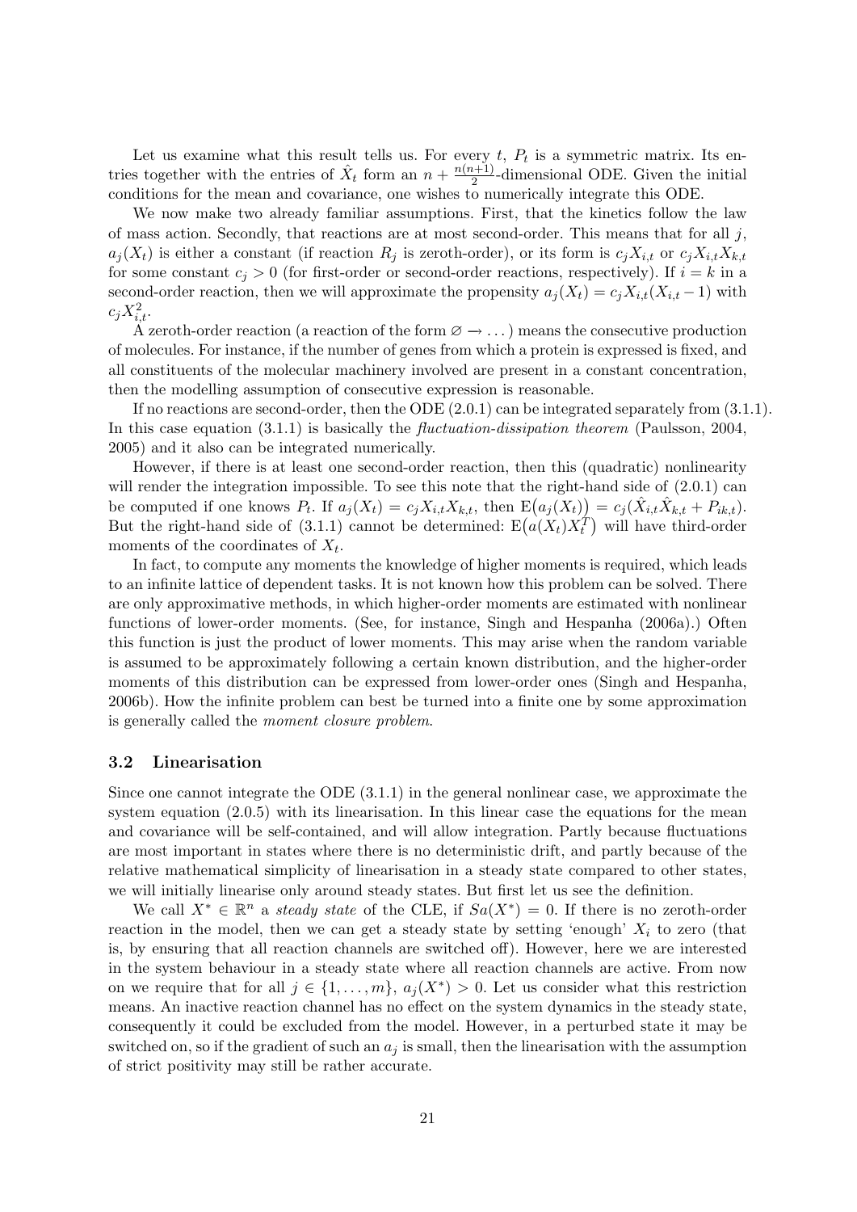Let us examine what this result tells us. For every $t$, $P_t$ is a symmetric matrix. Its entries together with the entries of $\hat{X}_t$ form an $n + \frac{n(n+1)}{2}$-dimensional ODE. Given the initial conditions for the mean and covariance, one wishes to numerically integrate this ODE.

We now make two already familiar assumptions. First, that the kinetics follow the law of mass action. Secondly, that reactions are at most second-order. This means that for all $j$, $a_j(X_t)$ is either a constant (if reaction $R_j$ is zeroth-order), or its form is $c_j X_{i,t}$ or $c_j X_{i,t} X_{k,t}$ for some constant $c_j > 0$ (for first-order or second-order reactions, respectively). If $i = k$ in a second-order reaction, then we will approximate the propensity $a_j(X_t) = c_j X_{i,t}(X_{i,t} - 1)$ with $c_j X_{i,t}^2$.

A zeroth-order reaction (a reaction of the form $\varnothing \to \dots$) means the consecutive production of molecules. For instance, if the number of genes from which a protein is expressed is fixed, and all constituents of the molecular machinery involved are present in a constant concentration, then the modelling assumption of consecutive expression is reasonable.

If no reactions are second-order, then the ODE (2.0.1) can be integrated separately from (3.1.1). In this case equation (3.1.1) is basically the *fluctuation-dissipation theorem* (Paulsson, 2004, 2005) and it also can be integrated numerically.

However, if there is at least one second-order reaction, then this (quadratic) nonlinearity will render the integration impossible. To see this note that the right-hand side of (2.0.1) can be computed if one knows $P_t$. If $a_j(X_t) = c_j X_{i,t} X_{k,t}$, then $\mathrm{E}\big(a_j(X_t)\big) = c_j(\hat{X}_{i,t}\hat{X}_{k,t} + P_{ik,t})$. But the right-hand side of (3.1.1) cannot be determined: $\mathrm{E}\big(a(X_t)X_t^T\big)$ will have third-order moments of the coordinates of $X_t$.

In fact, to compute any moments the knowledge of higher moments is required, which leads to an infinite lattice of dependent tasks. It is not known how this problem can be solved. There are only approximative methods, in which higher-order moments are estimated with nonlinear functions of lower-order moments. (See, for instance, Singh and Hespanha (2006a).) Often this function is just the product of lower moments. This may arise when the random variable is assumed to be approximately following a certain known distribution, and the higher-order moments of this distribution can be expressed from lower-order ones (Singh and Hespanha, 2006b). How the infinite problem can best be turned into a finite one by some approximation is generally called the *moment closure problem*.

### 3.2 Linearisation

Since one cannot integrate the ODE (3.1.1) in the general nonlinear case, we approximate the system equation (2.0.5) with its linearisation. In this linear case the equations for the mean and covariance will be self-contained, and will allow integration. Partly because fluctuations are most important in states where there is no deterministic drift, and partly because of the relative mathematical simplicity of linearisation in a steady state compared to other states, we will initially linearise only around steady states. But first let us see the definition.

We call $X^* \in \mathbb{R}^n$ a *steady state* of the CLE, if $Sa(X^*) = 0$. If there is no zeroth-order reaction in the model, then we can get a steady state by setting 'enough' $X_i$ to zero (that is, by ensuring that all reaction channels are switched off). However, here we are interested in the system behaviour in a steady state where all reaction channels are active. From now on we require that for all $j \in \{1, \dots, m\}$, $a_j(X^*) > 0$. Let us consider what this restriction means. An inactive reaction channel has no effect on the system dynamics in the steady state, consequently it could be excluded from the model. However, in a perturbed state it may be switched on, so if the gradient of such an $a_j$ is small, then the linearisation with the assumption of strict positivity may still be rather accurate.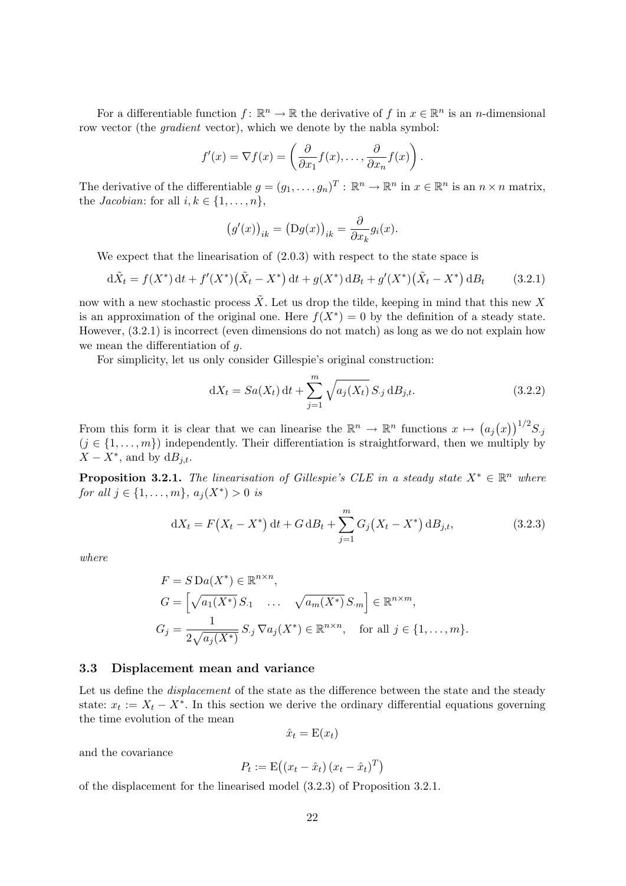For a differentiable function $f\colon \mathbb{R}^n \to \mathbb{R}$ the derivative of $f$ in $x \in \mathbb{R}^n$ is an $n$-dimensional row vector (the *gradient* vector), which we denote by the nabla symbol:

$$f'(x) = \nabla f(x) = \left( \frac{\partial}{\partial x_1} f(x), \ldots, \frac{\partial}{\partial x_n} f(x) \right).$$

The derivative of the differentiable $g = (g_1, \ldots, g_n)^T : \mathbb{R}^n \to \mathbb{R}^n$ in $x \in \mathbb{R}^n$ is an $n \times n$ matrix, the *Jacobian*: for all $i, k \in \{1, \ldots, n\}$,

$$\big(g'(x)\big)_{ik} = \big(\mathrm{D}g(x)\big)_{ik} = \frac{\partial}{\partial x_k} g_i(x).$$

We expect that the linearisation of (2.0.3) with respect to the state space is

$$\mathrm{d}\tilde{X}_t = f(X^*)\,\mathrm{d}t + f'(X^*)\big(\tilde{X}_t - X^*\big)\,\mathrm{d}t + g(X^*)\,\mathrm{d}B_t + g'(X^*)\big(\tilde{X}_t - X^*\big)\,\mathrm{d}B_t \tag{3.2.1}$$

now with a new stochastic process $\tilde{X}$. Let us drop the tilde, keeping in mind that this new $X$ is an approximation of the original one. Here $f(X^*) = 0$ by the definition of a steady state. However, (3.2.1) is incorrect (even dimensions do not match) as long as we do not explain how we mean the differentiation of $g$.

For simplicity, let us only consider Gillespie's original construction:

$$\mathrm{d}X_t = Sa(X_t)\,\mathrm{d}t + \sum_{j=1}^{m} \sqrt{a_j(X_t)}\, S_{\cdot j}\,\mathrm{d}B_{j,t}. \tag{3.2.2}$$

From this form it is clear that we can linearise the $\mathbb{R}^n \to \mathbb{R}^n$ functions $x \mapsto \big(a_j(x)\big)^{1/2} S_{\cdot j}$ ($j \in \{1, \ldots, m\}$) independently. Their differentiation is straightforward, then we multiply by $X - X^*$, and by $\mathrm{d}B_{j,t}$.

**Proposition 3.2.1.** *The linearisation of Gillespie's CLE in a steady state $X^* \in \mathbb{R}^n$ where for all $j \in \{1, \ldots, m\}$, $a_j(X^*) > 0$ is*

$$\mathrm{d}X_t = F\big(X_t - X^*\big)\,\mathrm{d}t + G\,\mathrm{d}B_t + \sum_{j=1}^{m} G_j\big(X_t - X^*\big)\,\mathrm{d}B_{j,t}, \tag{3.2.3}$$

*where*

$$\begin{aligned}
&F = S\,\mathrm{D}a(X^*) \in \mathbb{R}^{n \times n},\\
&G = \left[\sqrt{a_1(X^*)}\, S_{\cdot 1} \quad \ldots \quad \sqrt{a_m(X^*)}\, S_{\cdot m}\right] \in \mathbb{R}^{n \times m},\\
&G_j = \frac{1}{2\sqrt{a_j(X^*)}}\, S_{\cdot j}\, \nabla a_j(X^*) \in \mathbb{R}^{n \times n}, \quad \text{for all } j \in \{1, \ldots, m\}.
\end{aligned}$$

### 3.3 Displacement mean and variance

Let us define the *displacement* of the state as the difference between the state and the steady state: $x_t := X_t - X^*$. In this section we derive the ordinary differential equations governing the time evolution of the mean

$$\hat{x}_t = \mathrm{E}(x_t)$$

and the covariance

$$P_t := \mathrm{E}\big((x_t - \hat{x}_t)\,(x_t - \hat{x}_t)^T\big)$$

of the displacement for the linearised model (3.2.3) of Proposition 3.2.1.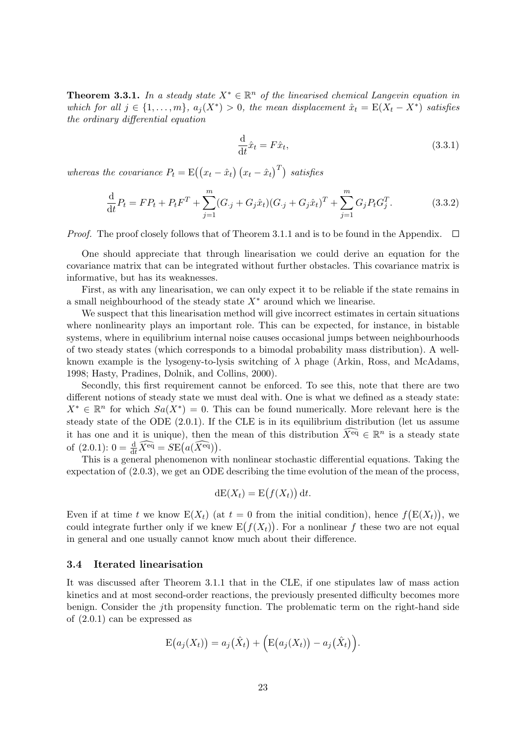**Theorem 3.3.1.** *In a steady state $X^* \in \mathbb{R}^n$ of the linearised chemical Langevin equation in which for all $j \in \{1, \ldots, m\}$, $a_j(X^*) > 0$, the mean displacement $\hat{x}_t = \mathrm{E}(X_t - X^*)$ satisfies the ordinary differential equation*

$$\frac{\mathrm{d}}{\mathrm{d}t}\hat{x}_t = F\hat{x}_t, \tag{3.3.1}$$

*whereas the covariance $P_t = \mathrm{E}\big((x_t - \hat{x}_t)(x_t - \hat{x}_t)^T\big)$ satisfies*

$$\frac{\mathrm{d}}{\mathrm{d}t}P_t = FP_t + P_tF^T + \sum_{j=1}^{m}(G_{\cdot j} + G_j\hat{x}_t)(G_{\cdot j} + G_j\hat{x}_t)^T + \sum_{j=1}^{m} G_jP_tG_j^T. \tag{3.3.2}$$

*Proof.* The proof closely follows that of Theorem 3.1.1 and is to be found in the Appendix. □

One should appreciate that through linearisation we could derive an equation for the covariance matrix that can be integrated without further obstacles. This covariance matrix is informative, but has its weaknesses.

First, as with any linearisation, we can only expect it to be reliable if the state remains in a small neighbourhood of the steady state $X^*$ around which we linearise.

We suspect that this linearisation method will give incorrect estimates in certain situations where nonlinearity plays an important role. This can be expected, for instance, in bistable systems, where in equilibrium internal noise causes occasional jumps between neighbourhoods of two steady states (which corresponds to a bimodal probability mass distribution). A well-known example is the lysogeny-to-lysis switching of $\lambda$ phage (Arkin, Ross, and McAdams, 1998; Hasty, Pradines, Dolnik, and Collins, 2000).

Secondly, this first requirement cannot be enforced. To see this, note that there are two different notions of steady state we must deal with. One is what we defined as a steady state: $X^* \in \mathbb{R}^n$ for which $Sa(X^*) = 0$. This can be found numerically. More relevant here is the steady state of the ODE (2.0.1). If the CLE is in its equilibrium distribution (let us assume it has one and it is unique), then the mean of this distribution $\widehat{X^{\mathrm{eq}}} \in \mathbb{R}^n$ is a steady state of (2.0.1): $0 = \frac{\mathrm{d}}{\mathrm{d}t}\widehat{X^{\mathrm{eq}}} = S\mathrm{E}\big(a(\widehat{X^{\mathrm{eq}}})\big)$.

This is a general phenomenon with nonlinear stochastic differential equations. Taking the expectation of (2.0.3), we get an ODE describing the time evolution of the mean of the process,

$$\mathrm{d}\mathrm{E}(X_t) = \mathrm{E}\big(f(X_t)\big)\,\mathrm{d}t.$$

Even if at time $t$ we know $\mathrm{E}(X_t)$ (at $t = 0$ from the initial condition), hence $f\big(\mathrm{E}(X_t)\big)$, we could integrate further only if we knew $\mathrm{E}\big(f(X_t)\big)$. For a nonlinear $f$ these two are not equal in general and one usually cannot know much about their difference.

### 3.4 Iterated linearisation

It was discussed after Theorem 3.1.1 that in the CLE, if one stipulates law of mass action kinetics and at most second-order reactions, the previously presented difficulty becomes more benign. Consider the $j$th propensity function. The problematic term on the right-hand side of (2.0.1) can be expressed as

$$\mathrm{E}\big(a_j(X_t)\big) = a_j\big(\hat{X}_t\big) + \Big(\mathrm{E}\big(a_j(X_t)\big) - a_j\big(\hat{X}_t\big)\Big).$$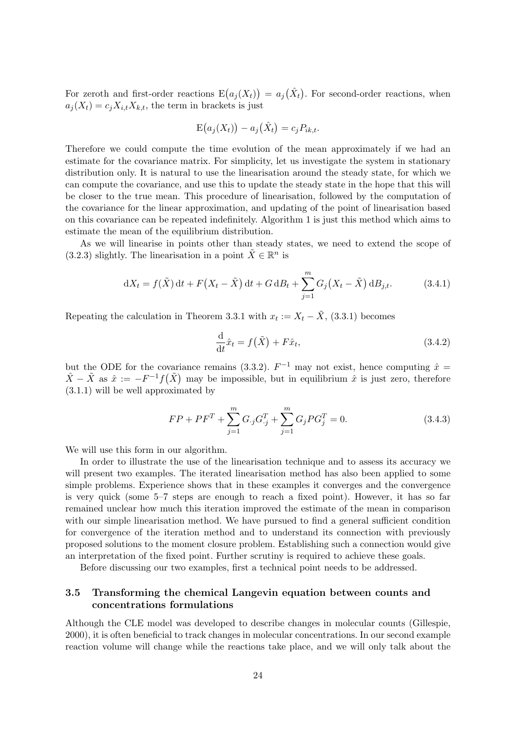For zeroth and first-order reactions $\mathrm{E}\big(a_j(X_t)\big) = a_j\big(\hat{X}_t\big)$. For second-order reactions, when $a_j(X_t) = c_j X_{i,t} X_{k,t}$, the term in brackets is just

$$\mathrm{E}\big(a_j(X_t)\big) - a_j\big(\hat{X}_t\big) = c_j P_{ik,t}.$$

Therefore we could compute the time evolution of the mean approximately if we had an estimate for the covariance matrix. For simplicity, let us investigate the system in stationary distribution only. It is natural to use the linearisation around the steady state, for which we can compute the covariance, and use this to update the steady state in the hope that this will be closer to the true mean. This procedure of linearisation, followed by the computation of the covariance for the linear approximation, and updating of the point of linearisation based on this covariance can be repeated indefinitely. Algorithm 1 is just this method which aims to estimate the mean of the equilibrium distribution.

As we will linearise in points other than steady states, we need to extend the scope of (3.2.3) slightly. The linearisation in a point $\tilde{X} \in \mathbb{R}^n$ is

$$\mathrm{d}X_t = f(\tilde{X})\,\mathrm{d}t + F\big(X_t - \tilde{X}\big)\,\mathrm{d}t + G\,\mathrm{d}B_t + \sum_{j=1}^{m} G_j\big(X_t - \tilde{X}\big)\,\mathrm{d}B_{j,t}. \tag{3.4.1}$$

Repeating the calculation in Theorem 3.3.1 with $x_t := X_t - \tilde{X}$, (3.3.1) becomes

$$\frac{\mathrm{d}}{\mathrm{d}t}\hat{x}_t = f\big(\tilde{X}\big) + F\hat{x}_t, \tag{3.4.2}$$

but the ODE for the covariance remains (3.3.2). $F^{-1}$ may not exist, hence computing $\hat{x} = \hat{X} - \tilde{X}$ as $\hat{x} := -F^{-1}f\big(\tilde{X}\big)$ may be impossible, but in equilibrium $\hat{x}$ is just zero, therefore (3.1.1) will be well approximated by

$$FP + PF^T + \sum_{j=1}^{m} G_{\cdot j}G_{\cdot j}^T + \sum_{j=1}^{m} G_j P G_j^T = 0. \tag{3.4.3}$$

We will use this form in our algorithm.

In order to illustrate the use of the linearisation technique and to assess its accuracy we will present two examples. The iterated linearisation method has also been applied to some simple problems. Experience shows that in these examples it converges and the convergence is very quick (some 5–7 steps are enough to reach a fixed point). However, it has so far remained unclear how much this iteration improved the estimate of the mean in comparison with our simple linearisation method. We have pursued to find a general sufficient condition for convergence of the iteration method and to understand its connection with previously proposed solutions to the moment closure problem. Establishing such a connection would give an interpretation of the fixed point. Further scrutiny is required to achieve these goals.

Before discussing our two examples, first a technical point needs to be addressed.

### 3.5 Transforming the chemical Langevin equation between counts and concentrations formulations

Although the CLE model was developed to describe changes in molecular counts (Gillespie, 2000), it is often beneficial to track changes in molecular concentrations. In our second example reaction volume will change while the reactions take place, and we will only talk about the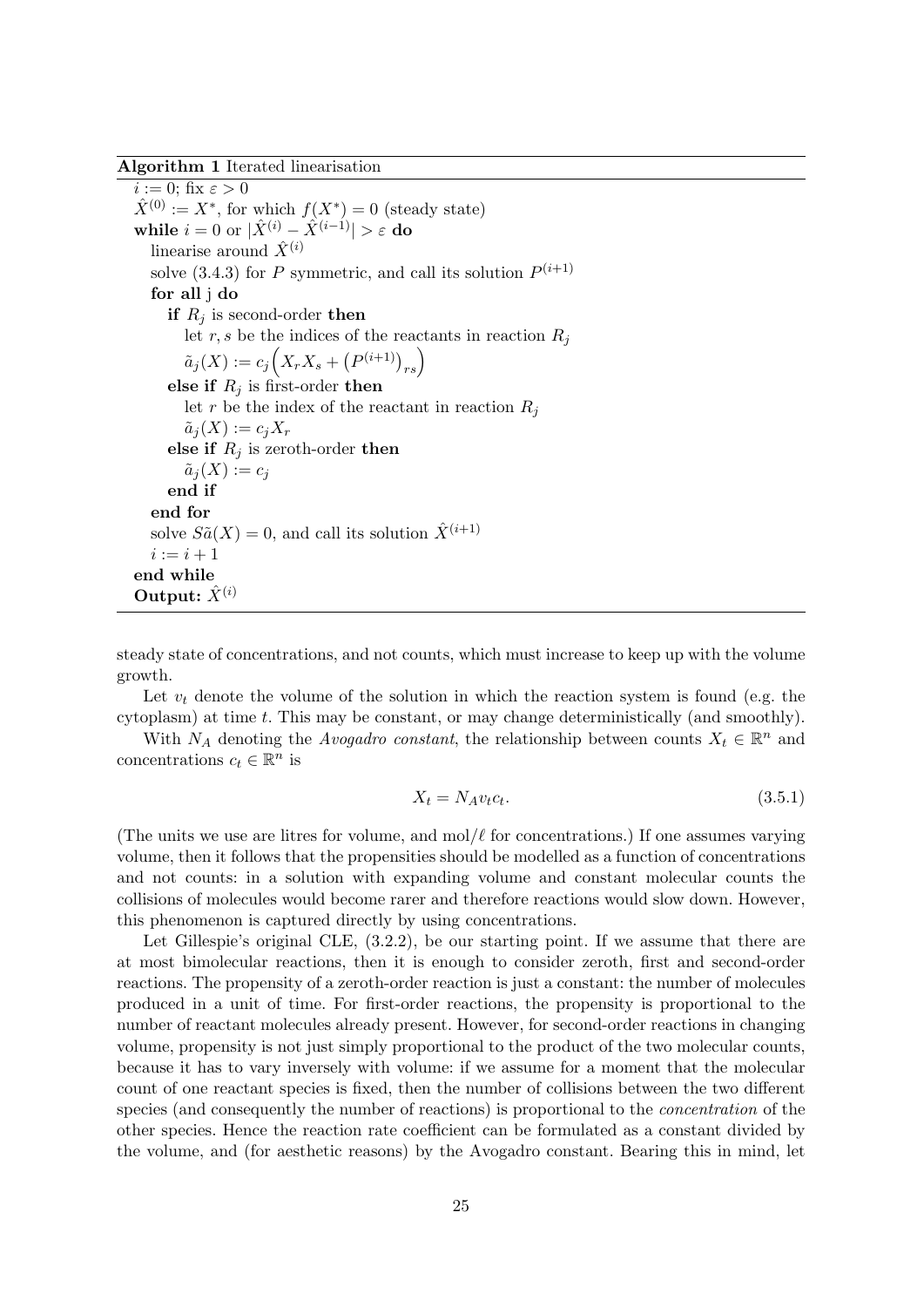**Algorithm 1** Iterated linearisation

```
i := 0; fix ε > 0
X̂^(0) := X*, for which f(X*) = 0 (steady state)
while i = 0 or |X̂^(i) − X̂^(i−1)| > ε do
    linearise around X̂^(i)
    solve (3.4.3) for P symmetric, and call its solution P^(i+1)
    for all j do
        if R_j is second-order then
            let r, s be the indices of the reactants in reaction R_j
            ã_j(X) := c_j ( X_r X_s + (P^(i+1))_rs )
        else if R_j is first-order then
            let r be the index of the reactant in reaction R_j
            ã_j(X) := c_j X_r
        else if R_j is zeroth-order then
            ã_j(X) := c_j
        end if
    end for
    solve Sã(X) = 0, and call its solution X̂^(i+1)
    i := i + 1
end while
Output: X̂^(i)
```

steady state of concentrations, and not counts, which must increase to keep up with the volume growth.

Let $v_t$ denote the volume of the solution in which the reaction system is found (e.g. the cytoplasm) at time $t$. This may be constant, or may change deterministically (and smoothly).

With $N_A$ denoting the *Avogadro constant*, the relationship between counts $X_t \in \mathbb{R}^n$ and concentrations $c_t \in \mathbb{R}^n$ is

$$X_t = N_A v_t c_t. \tag{3.5.1}$$

(The units we use are litres for volume, and mol/$\ell$ for concentrations.) If one assumes varying volume, then it follows that the propensities should be modelled as a function of concentrations and not counts: in a solution with expanding volume and constant molecular counts the collisions of molecules would become rarer and therefore reactions would slow down. However, this phenomenon is captured directly by using concentrations.

Let Gillespie's original CLE, (3.2.2), be our starting point. If we assume that there are at most bimolecular reactions, then it is enough to consider zeroth, first and second-order reactions. The propensity of a zeroth-order reaction is just a constant: the number of molecules produced in a unit of time. For first-order reactions, the propensity is proportional to the number of reactant molecules already present. However, for second-order reactions in changing volume, propensity is not just simply proportional to the product of the two molecular counts, because it has to vary inversely with volume: if we assume for a moment that the molecular count of one reactant species is fixed, then the number of collisions between the two different species (and consequently the number of reactions) is proportional to the *concentration* of the other species. Hence the reaction rate coefficient can be formulated as a constant divided by the volume, and (for aesthetic reasons) by the Avogadro constant. Bearing this in mind, let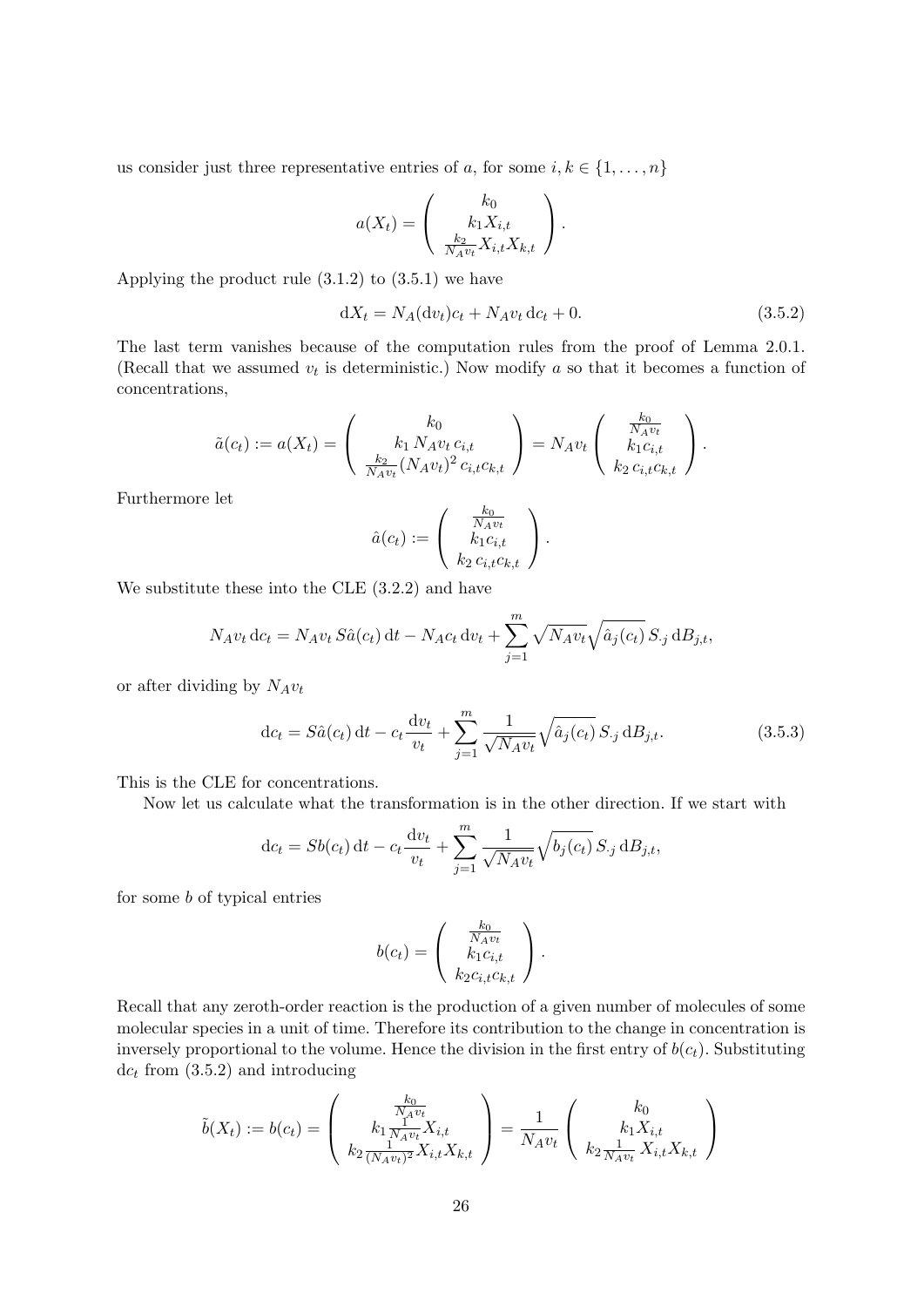us consider just three representative entries of $a$, for some $i, k \in \{1, \ldots, n\}$

$$a(X_t) = \begin{pmatrix} k_0 \\ k_1 X_{i,t} \\ \frac{k_2}{N_A v_t} X_{i,t} X_{k,t} \end{pmatrix}.$$

Applying the product rule (3.1.2) to (3.5.1) we have

$$\mathrm{d}X_t = N_A(\mathrm{d}v_t)c_t + N_A v_t \, \mathrm{d}c_t + 0. \tag{3.5.2}$$

The last term vanishes because of the computation rules from the proof of Lemma 2.0.1. (Recall that we assumed $v_t$ is deterministic.) Now modify $a$ so that it becomes a function of concentrations,

$$\tilde{a}(c_t) := a(X_t) = \begin{pmatrix} k_0 \\ k_1 \, N_A v_t \, c_{i,t} \\ \frac{k_2}{N_A v_t} (N_A v_t)^2 \, c_{i,t} c_{k,t} \end{pmatrix} = N_A v_t \begin{pmatrix} \frac{k_0}{N_A v_t} \\ k_1 c_{i,t} \\ k_2 \, c_{i,t} c_{k,t} \end{pmatrix}.$$

Furthermore let

$$\hat{a}(c_t) := \begin{pmatrix} \frac{k_0}{N_A v_t} \\ k_1 c_{i,t} \\ k_2 \, c_{i,t} c_{k,t} \end{pmatrix}.$$

We substitute these into the CLE (3.2.2) and have

$$N_A v_t \, \mathrm{d}c_t = N_A v_t \, S \hat{a}(c_t) \, \mathrm{d}t - N_A c_t \, \mathrm{d}v_t + \sum_{j=1}^{m} \sqrt{N_A v_t} \sqrt{\hat{a}_j(c_t)} \, S_{\cdot j} \, \mathrm{d}B_{j,t},$$

or after dividing by $N_A v_t$

$$\mathrm{d}c_t = S \hat{a}(c_t) \, \mathrm{d}t - c_t \frac{\mathrm{d}v_t}{v_t} + \sum_{j=1}^{m} \frac{1}{\sqrt{N_A v_t}} \sqrt{\hat{a}_j(c_t)} \, S_{\cdot j} \, \mathrm{d}B_{j,t}. \tag{3.5.3}$$

This is the CLE for concentrations.

Now let us calculate what the transformation is in the other direction. If we start with

$$\mathrm{d}c_t = S b(c_t) \, \mathrm{d}t - c_t \frac{\mathrm{d}v_t}{v_t} + \sum_{j=1}^{m} \frac{1}{\sqrt{N_A v_t}} \sqrt{b_j(c_t)} \, S_{\cdot j} \, \mathrm{d}B_{j,t},$$

for some $b$ of typical entries

$$b(c_t) = \begin{pmatrix} \frac{k_0}{N_A v_t} \\ k_1 c_{i,t} \\ k_2 c_{i,t} c_{k,t} \end{pmatrix}.$$

Recall that any zeroth-order reaction is the production of a given number of molecules of some molecular species in a unit of time. Therefore its contribution to the change in concentration is inversely proportional to the volume. Hence the division in the first entry of $b(c_t)$. Substituting $\mathrm{d}c_t$ from (3.5.2) and introducing

$$\tilde{b}(X_t) := b(c_t) = \begin{pmatrix} \frac{k_0}{N_A v_t} \\ k_1 \frac{1}{N_A v_t} X_{i,t} \\ k_2 \frac{1}{(N_A v_t)^2} X_{i,t} X_{k,t} \end{pmatrix} = \frac{1}{N_A v_t} \begin{pmatrix} k_0 \\ k_1 X_{i,t} \\ k_2 \frac{1}{N_A v_t} \, X_{i,t} X_{k,t} \end{pmatrix}$$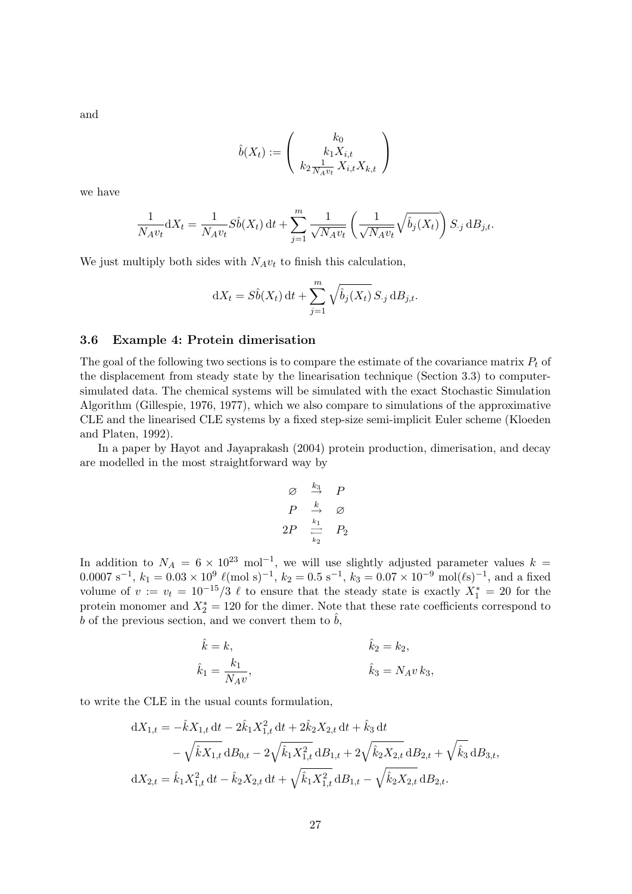and

$$\hat{b}(X_t) := \begin{pmatrix} k_0 \\ k_1 X_{i,t} \\ k_2 \frac{1}{N_A v_t} X_{i,t} X_{k,t} \end{pmatrix}$$

we have

$$\frac{1}{N_A v_t} \mathrm{d}X_t = \frac{1}{N_A v_t} S \hat{b}(X_t)\, \mathrm{d}t + \sum_{j=1}^{m} \frac{1}{\sqrt{N_A v_t}} \left( \frac{1}{\sqrt{N_A v_t}} \sqrt{\hat{b}_j(X_t)} \right) S_{\cdot j}\, \mathrm{d}B_{j,t}.$$

We just multiply both sides with $N_A v_t$ to finish this calculation,

$$\mathrm{d}X_t = S \hat{b}(X_t)\, \mathrm{d}t + \sum_{j=1}^{m} \sqrt{\hat{b}_j(X_t)}\, S_{\cdot j}\, \mathrm{d}B_{j,t}.$$

### 3.6 Example 4: Protein dimerisation

The goal of the following two sections is to compare the estimate of the covariance matrix $P_t$ of the displacement from steady state by the linearisation technique (Section 3.3) to computer-simulated data. The chemical systems will be simulated with the exact Stochastic Simulation Algorithm (Gillespie, 1976, 1977), which we also compare to simulations of the approximative CLE and the linearised CLE systems by a fixed step-size semi-implicit Euler scheme (Kloeden and Platen, 1992).

In a paper by Hayot and Jayaprakash (2004) protein production, dimerisation, and decay are modelled in the most straightforward way by

$$\begin{aligned} \varnothing &\overset{k_3}{\rightarrow} P \\ P &\overset{k}{\rightarrow} \varnothing \\ 2P &\underset{k_2}{\overset{k_1}{\rightleftharpoons}} P_2 \end{aligned}$$

In addition to $N_A = 6 \times 10^{23}$ mol$^{-1}$, we will use slightly adjusted parameter values $k = 0.0007$ s$^{-1}$, $k_1 = 0.03 \times 10^9$ $\ell$(mol s)$^{-1}$, $k_2 = 0.5$ s$^{-1}$, $k_3 = 0.07 \times 10^{-9}$ mol($\ell$s)$^{-1}$, and a fixed volume of $v := v_t = 10^{-15}/3$ $\ell$ to ensure that the steady state is exactly $X_1^* = 20$ for the protein monomer and $X_2^* = 120$ for the dimer. Note that these rate coefficients correspond to $b$ of the previous section, and we convert them to $\hat{b}$,

$$\begin{aligned} \hat{k} &= k, & \hat{k}_2 &= k_2, \\ \hat{k}_1 &= \frac{k_1}{N_A v}, & \hat{k}_3 &= N_A v\, k_3, \end{aligned}$$

to write the CLE in the usual counts formulation,

$$\begin{aligned} \mathrm{d}X_{1,t} &= -\hat{k} X_{1,t}\, \mathrm{d}t - 2\hat{k}_1 X_{1,t}^2\, \mathrm{d}t + 2\hat{k}_2 X_{2,t}\, \mathrm{d}t + \hat{k}_3\, \mathrm{d}t \\ &\quad - \sqrt{\hat{k} X_{1,t}}\, \mathrm{d}B_{0,t} - 2\sqrt{\hat{k}_1 X_{1,t}^2}\, \mathrm{d}B_{1,t} + 2\sqrt{\hat{k}_2 X_{2,t}}\, \mathrm{d}B_{2,t} + \sqrt{\hat{k}_3}\, \mathrm{d}B_{3,t}, \\ \mathrm{d}X_{2,t} &= \hat{k}_1 X_{1,t}^2\, \mathrm{d}t - \hat{k}_2 X_{2,t}\, \mathrm{d}t + \sqrt{\hat{k}_1 X_{1,t}^2}\, \mathrm{d}B_{1,t} - \sqrt{\hat{k}_2 X_{2,t}}\, \mathrm{d}B_{2,t}. \end{aligned}$$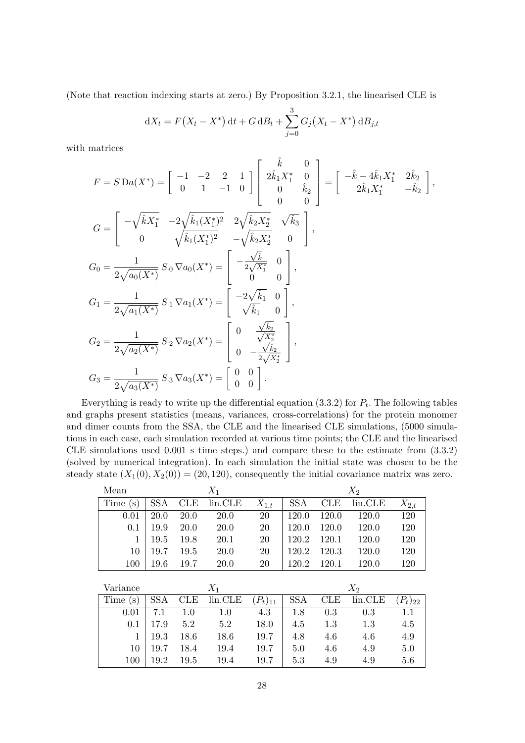(Note that reaction indexing starts at zero.) By Proposition 3.2.1, the linearised CLE is

$$\mathrm{d}X_t = F\big(X_t - X^*\big)\,\mathrm{d}t + G\,\mathrm{d}B_t + \sum_{j=0}^{3} G_j\big(X_t - X^*\big)\,\mathrm{d}B_{j,t}$$

with matrices

$$F = S\,\mathrm{D}a(X^*) = \begin{bmatrix} -1 & -2 & 2 & 1 \\ 0 & 1 & -1 & 0 \end{bmatrix} \begin{bmatrix} \hat{k} & 0 \\ 2\hat{k}_1 X_1^* & 0 \\ 0 & \hat{k}_2 \\ 0 & 0 \end{bmatrix} = \begin{bmatrix} -\hat{k} - 4\hat{k}_1 X_1^* & 2\hat{k}_2 \\ 2\hat{k}_1 X_1^* & -\hat{k}_2 \end{bmatrix},$$

$$G = \begin{bmatrix} -\sqrt{\hat{k} X_1^*} & -2\sqrt{\hat{k}_1 (X_1^*)^2} & 2\sqrt{\hat{k}_2 X_2^*} & \sqrt{\hat{k}_3} \\ 0 & \sqrt{\hat{k}_1 (X_1^*)^2} & -\sqrt{\hat{k}_2 X_2^*} & 0 \end{bmatrix},$$

$$G_0 = \frac{1}{2\sqrt{a_0(X^*)}}\, S_{\cdot 0}\, \nabla a_0(X^*) = \begin{bmatrix} -\frac{\sqrt{\hat{k}}}{2\sqrt{X_1^*}} & 0 \\ 0 & 0 \end{bmatrix},$$

$$G_1 = \frac{1}{2\sqrt{a_1(X^*)}}\, S_{\cdot 1}\, \nabla a_1(X^*) = \begin{bmatrix} -2\sqrt{\hat{k}_1} & 0 \\ \sqrt{\hat{k}_1} & 0 \end{bmatrix},$$

$$G_2 = \frac{1}{2\sqrt{a_2(X^*)}}\, S_{\cdot 2}\, \nabla a_2(X^*) = \begin{bmatrix} 0 & \frac{\sqrt{\hat{k}_2}}{\sqrt{X_2^*}} \\ 0 & -\frac{\sqrt{\hat{k}_2}}{2\sqrt{X_2^*}} \end{bmatrix},$$

$$G_3 = \frac{1}{2\sqrt{a_3(X^*)}}\, S_{\cdot 3}\, \nabla a_3(X^*) = \begin{bmatrix} 0 & 0 \\ 0 & 0 \end{bmatrix}.$$

Everything is ready to write up the differential equation (3.3.2) for $P_t$. The following tables and graphs present statistics (means, variances, cross-correlations) for the protein monomer and dimer counts from the SSA, the CLE and the linearised CLE simulations, (5000 simulations in each case, each simulation recorded at various time points; the CLE and the linearised CLE simulations used 0.001 s time steps.) and compare these to the estimate from (3.3.2) (solved by numerical integration). In each simulation the initial state was chosen to be the steady state $(X_1(0), X_2(0)) = (20, 120)$, consequently the initial covariance matrix was zero.

| Mean | $X_1$ | | | | $X_2$ | | | |
|---|---|---|---|---|---|---|---|---|
| Time (s) | SSA | CLE | lin.CLE | $\hat{X}_{1,t}$ | SSA | CLE | lin.CLE | $\hat{X}_{2,t}$ |
| 0.01 | 20.0 | 20.0 | 20.0 | 20 | 120.0 | 120.0 | 120.0 | 120 |
| 0.1 | 19.9 | 20.0 | 20.0 | 20 | 120.0 | 120.0 | 120.0 | 120 |
| 1 | 19.5 | 19.8 | 20.1 | 20 | 120.2 | 120.1 | 120.0 | 120 |
| 10 | 19.7 | 19.5 | 20.0 | 20 | 120.2 | 120.3 | 120.0 | 120 |
| 100 | 19.6 | 19.7 | 20.0 | 20 | 120.2 | 120.1 | 120.0 | 120 |

| Variance | $X_1$ | | | | $X_2$ | | | |
|---|---|---|---|---|---|---|---|---|
| Time (s) | SSA | CLE | lin.CLE | $(P_t)_{11}$ | SSA | CLE | lin.CLE | $(P_t)_{22}$ |
| 0.01 | 7.1 | 1.0 | 1.0 | 4.3 | 1.8 | 0.3 | 0.3 | 1.1 |
| 0.1 | 17.9 | 5.2 | 5.2 | 18.0 | 4.5 | 1.3 | 1.3 | 4.5 |
| 1 | 19.3 | 18.6 | 18.6 | 19.7 | 4.8 | 4.6 | 4.6 | 4.9 |
| 10 | 19.7 | 18.4 | 19.4 | 19.7 | 5.0 | 4.6 | 4.9 | 5.0 |
| 100 | 19.2 | 19.5 | 19.4 | 19.7 | 5.3 | 4.9 | 4.9 | 5.6 |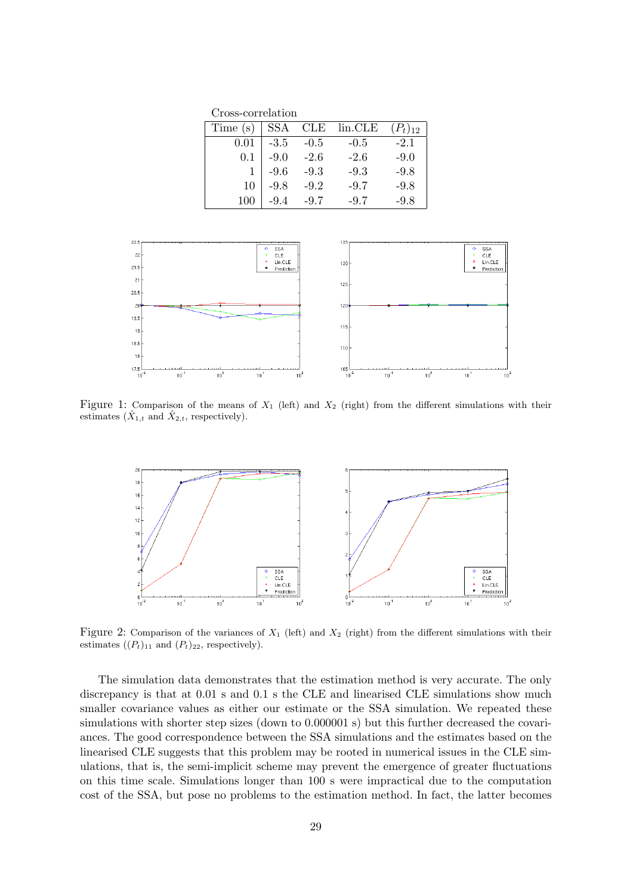Cross-correlation

| Time (s) | SSA | CLE | lin.CLE | $(P_t)_{12}$ |
|---|---|---|---|---|
| 0.01 | -3.5 | -0.5 | -0.5 | -2.1 |
| 0.1 | -9.0 | -2.6 | -2.6 | -9.0 |
| 1 | -9.6 | -9.3 | -9.3 | -9.8 |
| 10 | -9.8 | -9.2 | -9.7 | -9.8 |
| 100 | -9.4 | -9.7 | -9.7 | -9.8 |

Figure 1: Comparison of the means of $X_1$ (left) and $X_2$ (right) from the different simulations with their estimates ($\hat{X}_{1,t}$ and $\hat{X}_{2,t}$, respectively).

Figure 2: Comparison of the variances of $X_1$ (left) and $X_2$ (right) from the different simulations with their estimates ($(P_t)_{11}$ and $(P_t)_{22}$, respectively).

The simulation data demonstrates that the estimation method is very accurate. The only discrepancy is that at 0.01 s and 0.1 s the CLE and linearised CLE simulations show much smaller covariance values as either our estimate or the SSA simulation. We repeated these simulations with shorter step sizes (down to 0.000001 s) but this further decreased the covariances. The good correspondence between the SSA simulations and the estimates based on the linearised CLE suggests that this problem may be rooted in numerical issues in the CLE simulations, that is, the semi-implicit scheme may prevent the emergence of greater fluctuations on this time scale. Simulations longer than 100 s were impractical due to the computation cost of the SSA, but pose no problems to the estimation method. In fact, the latter becomes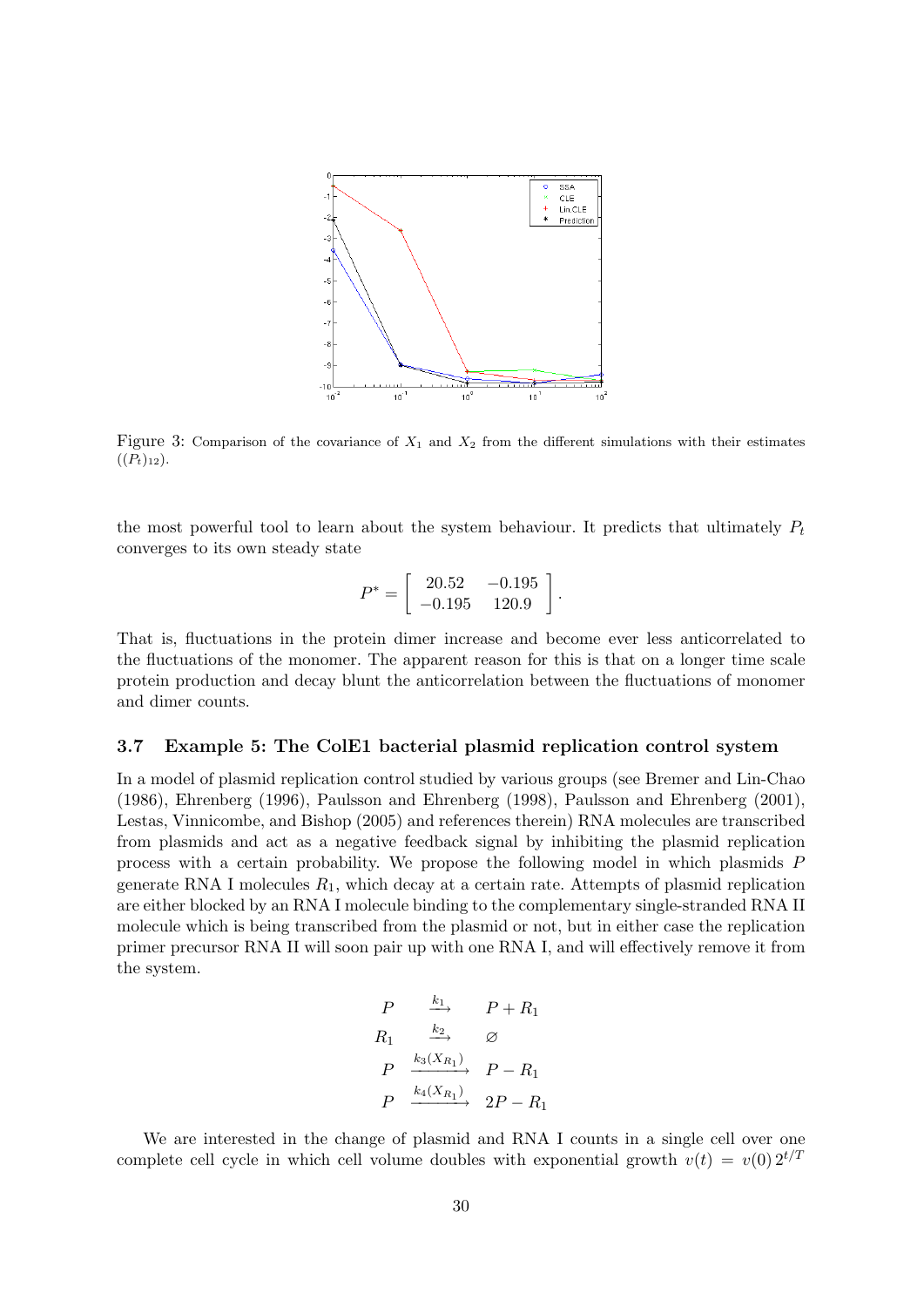Figure 3: Comparison of the covariance of $X_1$ and $X_2$ from the different simulations with their estimates $((P_t)_{12})$.

the most powerful tool to learn about the system behaviour. It predicts that ultimately $P_t$ converges to its own steady state

$$P^* = \begin{bmatrix} 20.52 & -0.195 \\ -0.195 & 120.9 \end{bmatrix}.$$

That is, fluctuations in the protein dimer increase and become ever less anticorrelated to the fluctuations of the monomer. The apparent reason for this is that on a longer time scale protein production and decay blunt the anticorrelation between the fluctuations of monomer and dimer counts.

### 3.7 Example 5: The ColE1 bacterial plasmid replication control system

In a model of plasmid replication control studied by various groups (see Bremer and Lin-Chao (1986), Ehrenberg (1996), Paulsson and Ehrenberg (1998), Paulsson and Ehrenberg (2001), Lestas, Vinnicombe, and Bishop (2005) and references therein) RNA molecules are transcribed from plasmids and act as a negative feedback signal by inhibiting the plasmid replication process with a certain probability. We propose the following model in which plasmids $P$ generate RNA I molecules $R_1$, which decay at a certain rate. Attempts of plasmid replication are either blocked by an RNA I molecule binding to the complementary single-stranded RNA II molecule which is being transcribed from the plasmid or not, but in either case the replication primer precursor RNA II will soon pair up with one RNA I, and will effectively remove it from the system.

$$\begin{array}{ccc}
P & \xrightarrow{k_1} & P + R_1 \\
R_1 & \xrightarrow{k_2} & \varnothing \\
P & \xrightarrow{k_3(X_{R_1})} & P - R_1 \\
P & \xrightarrow{k_4(X_{R_1})} & 2P - R_1
\end{array}$$

We are interested in the change of plasmid and RNA I counts in a single cell over one complete cell cycle in which cell volume doubles with exponential growth $v(t) = v(0)\, 2^{t/T}$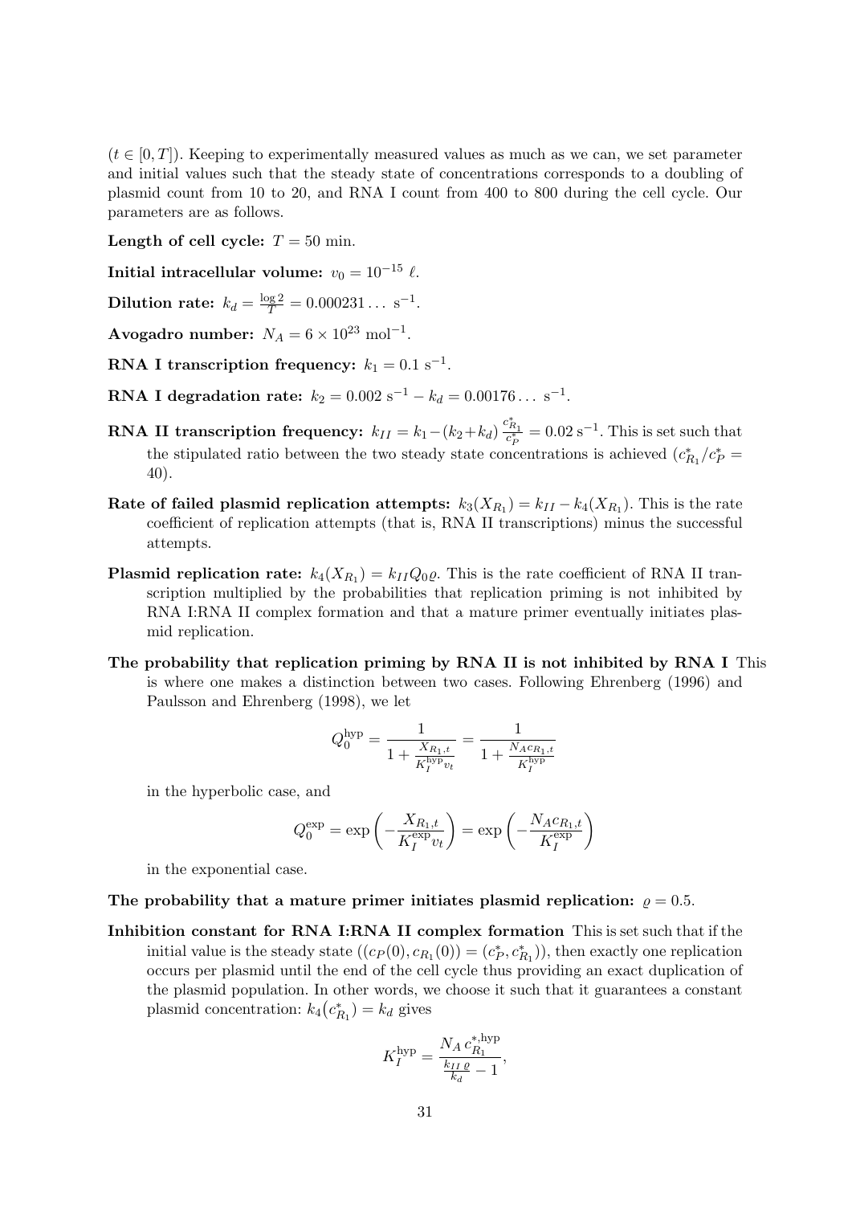($t \in [0, T]$). Keeping to experimentally measured values as much as we can, we set parameter and initial values such that the steady state of concentrations corresponds to a doubling of plasmid count from 10 to 20, and RNA I count from 400 to 800 during the cell cycle. Our parameters are as follows.

**Length of cell cycle:** $T = 50$ min.

**Initial intracellular volume:** $v_0 = 10^{-15}$ $\ell$.

**Dilution rate:** $k_d = \frac{\log 2}{T} = 0.000231\ldots$ s$^{-1}$.

**Avogadro number:** $N_A = 6 \times 10^{23}$ mol$^{-1}$.

**RNA I transcription frequency:** $k_1 = 0.1$ s$^{-1}$.

**RNA I degradation rate:** $k_2 = 0.002$ s$^{-1} - k_d = 0.00176\ldots$ s$^{-1}$.

**RNA II transcription frequency:** $k_{II} = k_1 - (k_2 + k_d)\frac{c^*_{R_1}}{c^*_P} = 0.02$ s$^{-1}$. This is set such that the stipulated ratio between the two steady state concentrations is achieved ($c^*_{R_1}/c^*_P = 40$).

**Rate of failed plasmid replication attempts:** $k_3(X_{R_1}) = k_{II} - k_4(X_{R_1})$. This is the rate coefficient of replication attempts (that is, RNA II transcriptions) minus the successful attempts.

**Plasmid replication rate:** $k_4(X_{R_1}) = k_{II} Q_0 \varrho$. This is the rate coefficient of RNA II transcription multiplied by the probabilities that replication priming is not inhibited by RNA I:RNA II complex formation and that a mature primer eventually initiates plasmid replication.

**The probability that replication priming by RNA II is not inhibited by RNA I** This is where one makes a distinction between two cases. Following Ehrenberg (1996) and Paulsson and Ehrenberg (1998), we let

$$Q_0^{\text{hyp}} = \frac{1}{1 + \frac{X_{R_1,t}}{K_I^{\text{hyp}} v_t}} = \frac{1}{1 + \frac{N_A c_{R_1,t}}{K_I^{\text{hyp}}}}$$

in the hyperbolic case, and

$$Q_0^{\text{exp}} = \exp\left(-\frac{X_{R_1,t}}{K_I^{\text{exp}} v_t}\right) = \exp\left(-\frac{N_A c_{R_1,t}}{K_I^{\text{exp}}}\right)$$

in the exponential case.

**The probability that a mature primer initiates plasmid replication:** $\varrho = 0.5$.

**Inhibition constant for RNA I:RNA II complex formation** This is set such that if the initial value is the steady state ($(c_P(0), c_{R_1}(0)) = (c^*_P, c^*_{R_1})$), then exactly one replication occurs per plasmid until the end of the cell cycle thus providing an exact duplication of the plasmid population. In other words, we choose it such that it guarantees a constant plasmid concentration: $k_4(c^*_{R_1}) = k_d$ gives

$$K_I^{\text{hyp}} = \frac{N_A \, c^{*,\text{hyp}}_{R_1}}{\frac{k_{II}\,\varrho}{k_d} - 1},$$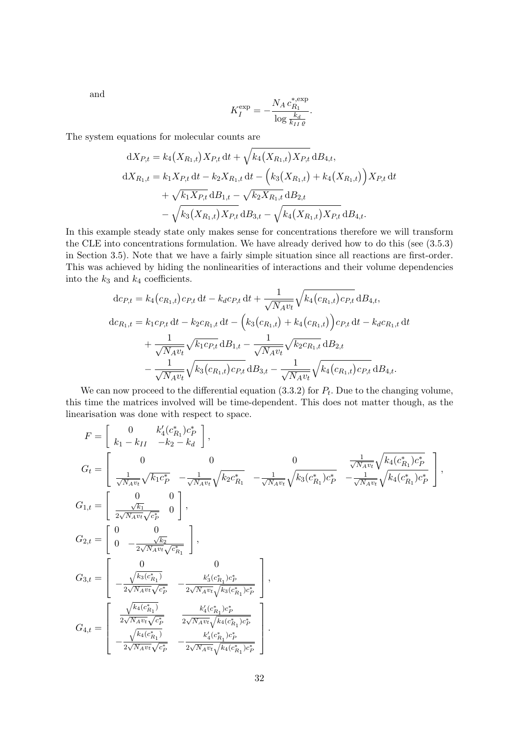and

$$K_I^{\exp} = -\frac{N_A\, c_{R_1}^{*,\exp}}{\log \frac{k_d}{k_{II}\,\varrho}}.$$

The system equations for molecular counts are

$$\begin{aligned}
\mathrm{d}X_{P,t} &= k_4\big(X_{R_1,t}\big)X_{P,t}\,\mathrm{d}t + \sqrt{k_4\big(X_{R_1,t}\big)X_{P,t}}\,\mathrm{d}B_{4,t},\\
\mathrm{d}X_{R_1,t} &= k_1 X_{P,t}\,\mathrm{d}t - k_2 X_{R_1,t}\,\mathrm{d}t - \Big(k_3\big(X_{R_1,t}\big) + k_4\big(X_{R_1,t}\big)\Big)X_{P,t}\,\mathrm{d}t\\
&\quad + \sqrt{k_1 X_{P,t}}\,\mathrm{d}B_{1,t} - \sqrt{k_2 X_{R_1,t}}\,\mathrm{d}B_{2,t}\\
&\quad - \sqrt{k_3\big(X_{R_1,t}\big)X_{P,t}}\,\mathrm{d}B_{3,t} - \sqrt{k_4\big(X_{R_1,t}\big)X_{P,t}}\,\mathrm{d}B_{4,t}.
\end{aligned}$$

In this example steady state only makes sense for concentrations therefore we will transform the CLE into concentrations formulation. We have already derived how to do this (see (3.5.3) in Section 3.5). Note that we have a fairly simple situation since all reactions are first-order. This was achieved by hiding the nonlinearities of interactions and their volume dependencies into the $k_3$ and $k_4$ coefficients.

$$\begin{aligned}
\mathrm{d}c_{P,t} &= k_4\big(c_{R_1,t}\big)c_{P,t}\,\mathrm{d}t - k_d c_{P,t}\,\mathrm{d}t + \frac{1}{\sqrt{N_A v_t}}\sqrt{k_4\big(c_{R_1,t}\big)c_{P,t}}\,\mathrm{d}B_{4,t},\\
\mathrm{d}c_{R_1,t} &= k_1 c_{P,t}\,\mathrm{d}t - k_2 c_{R_1,t}\,\mathrm{d}t - \Big(k_3\big(c_{R_1,t}\big) + k_4\big(c_{R_1,t}\big)\Big)c_{P,t}\,\mathrm{d}t - k_d c_{R_1,t}\,\mathrm{d}t\\
&\quad + \frac{1}{\sqrt{N_A v_t}}\sqrt{k_1 c_{P,t}}\,\mathrm{d}B_{1,t} - \frac{1}{\sqrt{N_A v_t}}\sqrt{k_2 c_{R_1,t}}\,\mathrm{d}B_{2,t}\\
&\quad - \frac{1}{\sqrt{N_A v_t}}\sqrt{k_3\big(c_{R_1,t}\big)c_{P,t}}\,\mathrm{d}B_{3,t} - \frac{1}{\sqrt{N_A v_t}}\sqrt{k_4\big(c_{R_1,t}\big)c_{P,t}}\,\mathrm{d}B_{4,t}.
\end{aligned}$$

We can now proceed to the differential equation (3.3.2) for $P_t$. Due to the changing volume, this time the matrices involved will be time-dependent. This does not matter though, as the linearisation was done with respect to space.

$$\begin{aligned}
F &= \begin{bmatrix} 0 & k_4'(c_{R_1}^*)c_P^* \\ k_1 - k_{II} & -k_2 - k_d \end{bmatrix},\\
G_t &= \begin{bmatrix} 0 & 0 & 0 & \frac{1}{\sqrt{N_A v_t}}\sqrt{k_4(c_{R_1}^*)c_P^*} \\ \frac{1}{\sqrt{N_A v_t}}\sqrt{k_1 c_P^*} & -\frac{1}{\sqrt{N_A v_t}}\sqrt{k_2 c_{R_1}^*} & -\frac{1}{\sqrt{N_A v_t}}\sqrt{k_3(c_{R_1}^*)c_P^*} & -\frac{1}{\sqrt{N_A v_t}}\sqrt{k_4(c_{R_1}^*)c_P^*} \end{bmatrix},\\
G_{1,t} &= \begin{bmatrix} 0 & 0 \\ \frac{\sqrt{k_1}}{2\sqrt{N_A v_t}\sqrt{c_P^*}} & 0 \end{bmatrix},\\
G_{2,t} &= \begin{bmatrix} 0 & 0 \\ 0 & -\frac{\sqrt{k_2}}{2\sqrt{N_A v_t}\sqrt{c_{R_1}^*}} \end{bmatrix},\\
G_{3,t} &= \begin{bmatrix} 0 & 0 \\ -\frac{\sqrt{k_3(c_{R_1}^*)}}{2\sqrt{N_A v_t}\sqrt{c_P^*}} & -\frac{k_3'(c_{R_1}^*)c_P^*}{2\sqrt{N_A v_t}\sqrt{k_3(c_{R_1}^*)c_P^*}} \end{bmatrix},\\
G_{4,t} &= \begin{bmatrix} \frac{\sqrt{k_4(c_{R_1}^*)}}{2\sqrt{N_A v_t}\sqrt{c_P^*}} & \frac{k_4'(c_{R_1}^*)c_P^*}{2\sqrt{N_A v_t}\sqrt{k_4(c_{R_1}^*)c_P^*}} \\ -\frac{\sqrt{k_4(c_{R_1}^*)}}{2\sqrt{N_A v_t}\sqrt{c_P^*}} & -\frac{k_4'(c_{R_1}^*)c_P^*}{2\sqrt{N_A v_t}\sqrt{k_4(c_{R_1}^*)c_P^*}} \end{bmatrix}.
\end{aligned}$$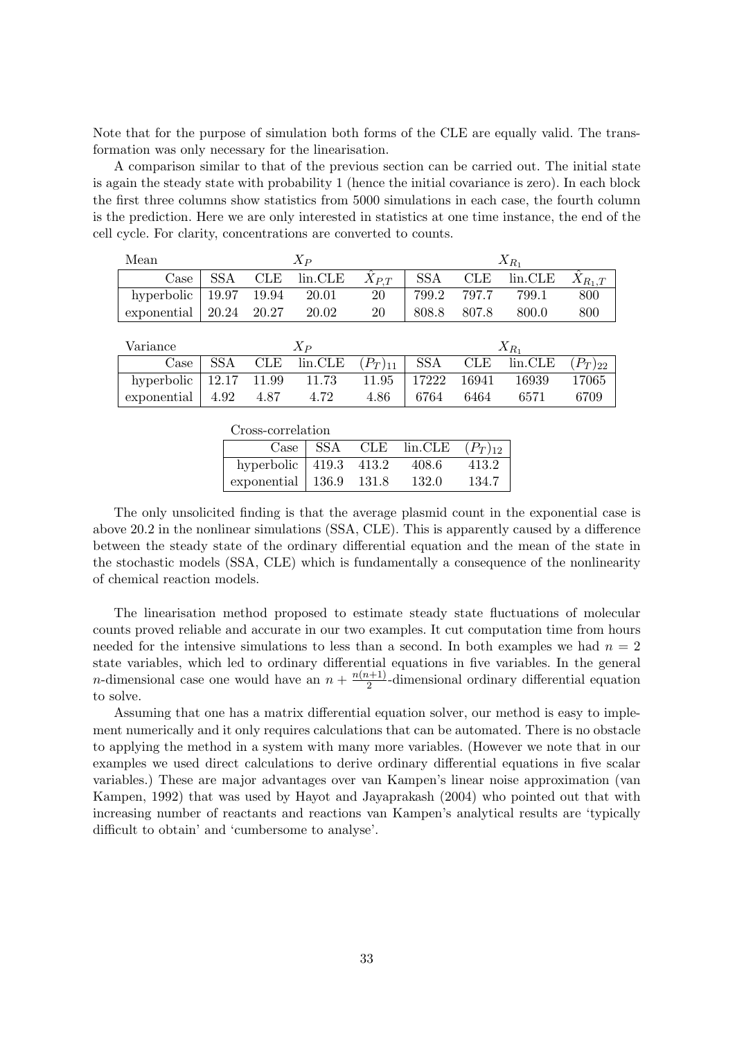Note that for the purpose of simulation both forms of the CLE are equally valid. The transformation was only necessary for the linearisation.

A comparison similar to that of the previous section can be carried out. The initial state is again the steady state with probability 1 (hence the initial covariance is zero). In each block the first three columns show statistics from 5000 simulations in each case, the fourth column is the prediction. Here we are only interested in statistics at one time instance, the end of the cell cycle. For clarity, concentrations are converted to counts.

| Mean | $X_P$ | | | | $X_{R_1}$ | | | |
|---|---|---|---|---|---|---|---|---|
| Case | SSA | CLE | lin.CLE | $\hat{X}_{P,T}$ | SSA | CLE | lin.CLE | $\hat{X}_{R_1,T}$ |
| hyperbolic | 19.97 | 19.94 | 20.01 | 20 | 799.2 | 797.7 | 799.1 | 800 |
| exponential | 20.24 | 20.27 | 20.02 | 20 | 808.8 | 807.8 | 800.0 | 800 |

| Variance | $X_P$ | | | | $X_{R_1}$ | | | |
|---|---|---|---|---|---|---|---|---|
| Case | SSA | CLE | lin.CLE | $(P_T)_{11}$ | SSA | CLE | lin.CLE | $(P_T)_{22}$ |
| hyperbolic | 12.17 | 11.99 | 11.73 | 11.95 | 17222 | 16941 | 16939 | 17065 |
| exponential | 4.92 | 4.87 | 4.72 | 4.86 | 6764 | 6464 | 6571 | 6709 |

| Cross-correlation | | | | |
|---|---|---|---|---|
| Case | SSA | CLE | lin.CLE | $(P_T)_{12}$ |
| hyperbolic | 419.3 | 413.2 | 408.6 | 413.2 |
| exponential | 136.9 | 131.8 | 132.0 | 134.7 |

The only unsolicited finding is that the average plasmid count in the exponential case is above 20.2 in the nonlinear simulations (SSA, CLE). This is apparently caused by a difference between the steady state of the ordinary differential equation and the mean of the state in the stochastic models (SSA, CLE) which is fundamentally a consequence of the nonlinearity of chemical reaction models.

The linearisation method proposed to estimate steady state fluctuations of molecular counts proved reliable and accurate in our two examples. It cut computation time from hours needed for the intensive simulations to less than a second. In both examples we had $n = 2$ state variables, which led to ordinary differential equations in five variables. In the general $n$-dimensional case one would have an $n + \frac{n(n+1)}{2}$-dimensional ordinary differential equation to solve.

Assuming that one has a matrix differential equation solver, our method is easy to implement numerically and it only requires calculations that can be automated. There is no obstacle to applying the method in a system with many more variables. (However we note that in our examples we used direct calculations to derive ordinary differential equations in five scalar variables.) These are major advantages over van Kampen's linear noise approximation (van Kampen, 1992) that was used by Hayot and Jayaprakash (2004) who pointed out that with increasing number of reactants and reactions van Kampen's analytical results are 'typically difficult to obtain' and 'cumbersome to analyse'.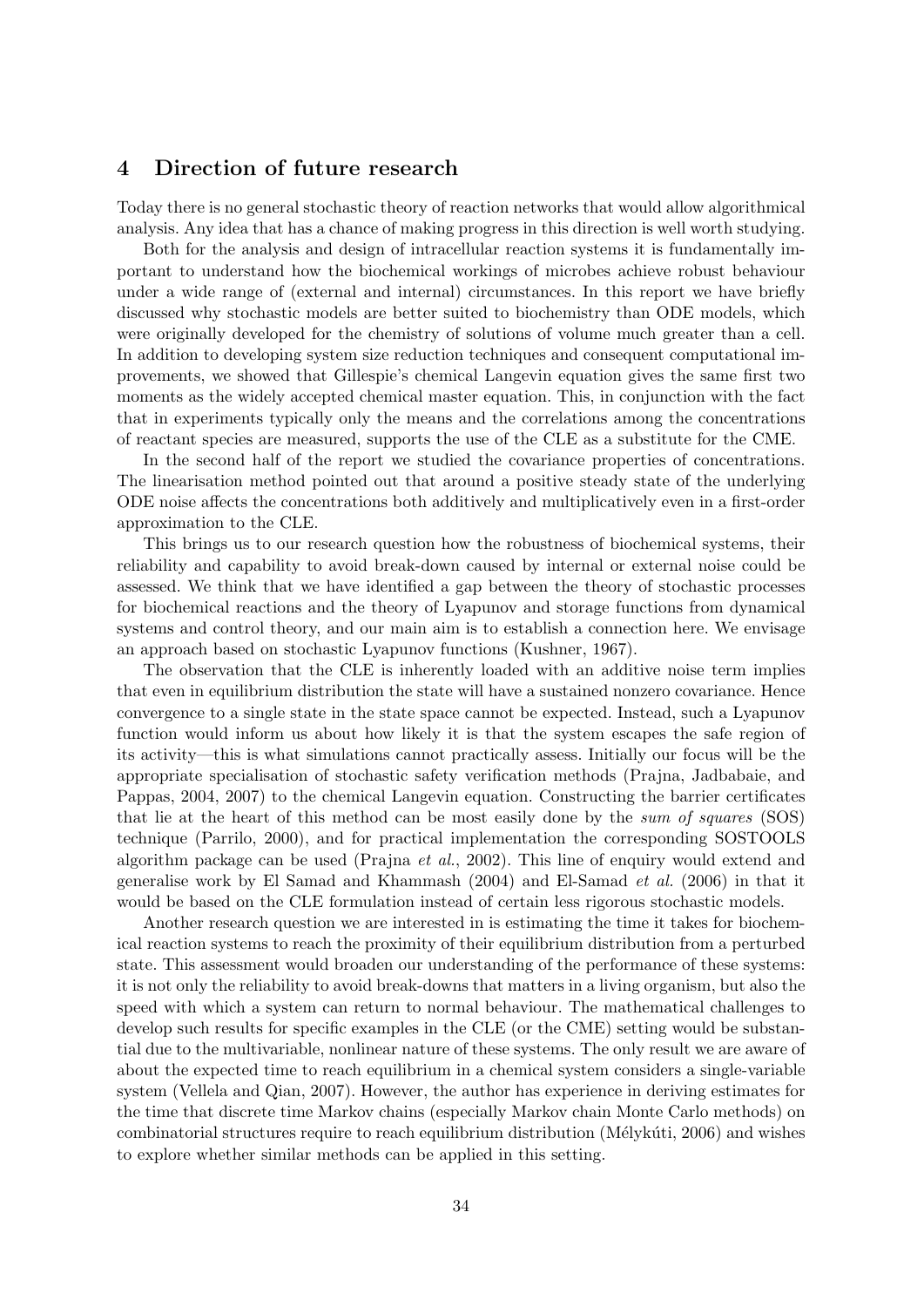## 4 Direction of future research

Today there is no general stochastic theory of reaction networks that would allow algorithmical analysis. Any idea that has a chance of making progress in this direction is well worth studying.

Both for the analysis and design of intracellular reaction systems it is fundamentally important to understand how the biochemical workings of microbes achieve robust behaviour under a wide range of (external and internal) circumstances. In this report we have briefly discussed why stochastic models are better suited to biochemistry than ODE models, which were originally developed for the chemistry of solutions of volume much greater than a cell. In addition to developing system size reduction techniques and consequent computational improvements, we showed that Gillespie's chemical Langevin equation gives the same first two moments as the widely accepted chemical master equation. This, in conjunction with the fact that in experiments typically only the means and the correlations among the concentrations of reactant species are measured, supports the use of the CLE as a substitute for the CME.

In the second half of the report we studied the covariance properties of concentrations. The linearisation method pointed out that around a positive steady state of the underlying ODE noise affects the concentrations both additively and multiplicatively even in a first-order approximation to the CLE.

This brings us to our research question how the robustness of biochemical systems, their reliability and capability to avoid break-down caused by internal or external noise could be assessed. We think that we have identified a gap between the theory of stochastic processes for biochemical reactions and the theory of Lyapunov and storage functions from dynamical systems and control theory, and our main aim is to establish a connection here. We envisage an approach based on stochastic Lyapunov functions (Kushner, 1967).

The observation that the CLE is inherently loaded with an additive noise term implies that even in equilibrium distribution the state will have a sustained nonzero covariance. Hence convergence to a single state in the state space cannot be expected. Instead, such a Lyapunov function would inform us about how likely it is that the system escapes the safe region of its activity—this is what simulations cannot practically assess. Initially our focus will be the appropriate specialisation of stochastic safety verification methods (Prajna, Jadbabaie, and Pappas, 2004, 2007) to the chemical Langevin equation. Constructing the barrier certificates that lie at the heart of this method can be most easily done by the *sum of squares* (SOS) technique (Parrilo, 2000), and for practical implementation the corresponding SOSTOOLS algorithm package can be used (Prajna *et al.*, 2002). This line of enquiry would extend and generalise work by El Samad and Khammash (2004) and El-Samad *et al.* (2006) in that it would be based on the CLE formulation instead of certain less rigorous stochastic models.

Another research question we are interested in is estimating the time it takes for biochemical reaction systems to reach the proximity of their equilibrium distribution from a perturbed state. This assessment would broaden our understanding of the performance of these systems: it is not only the reliability to avoid break-downs that matters in a living organism, but also the speed with which a system can return to normal behaviour. The mathematical challenges to develop such results for specific examples in the CLE (or the CME) setting would be substantial due to the multivariable, nonlinear nature of these systems. The only result we are aware of about the expected time to reach equilibrium in a chemical system considers a single-variable system (Vellela and Qian, 2007). However, the author has experience in deriving estimates for the time that discrete time Markov chains (especially Markov chain Monte Carlo methods) on combinatorial structures require to reach equilibrium distribution (Mélykúti, 2006) and wishes to explore whether similar methods can be applied in this setting.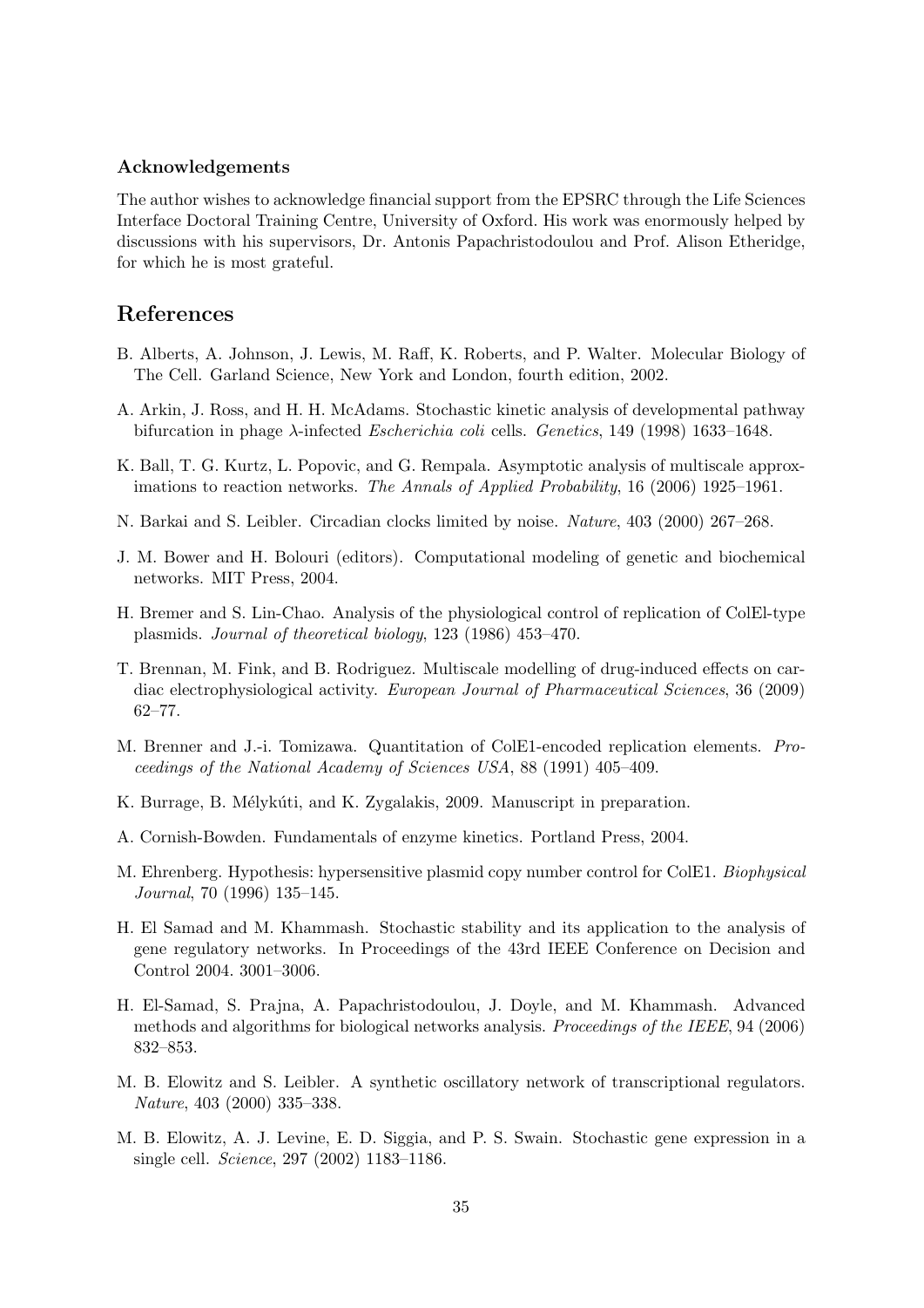### Acknowledgements

The author wishes to acknowledge financial support from the EPSRC through the Life Sciences Interface Doctoral Training Centre, University of Oxford. His work was enormously helped by discussions with his supervisors, Dr. Antonis Papachristodoulou and Prof. Alison Etheridge, for which he is most grateful.

## References

B. Alberts, A. Johnson, J. Lewis, M. Raff, K. Roberts, and P. Walter. Molecular Biology of The Cell. Garland Science, New York and London, fourth edition, 2002.

A. Arkin, J. Ross, and H. H. McAdams. Stochastic kinetic analysis of developmental pathway bifurcation in phage $\lambda$-infected *Escherichia coli* cells. *Genetics*, 149 (1998) 1633–1648.

K. Ball, T. G. Kurtz, L. Popovic, and G. Rempala. Asymptotic analysis of multiscale approximations to reaction networks. *The Annals of Applied Probability*, 16 (2006) 1925–1961.

N. Barkai and S. Leibler. Circadian clocks limited by noise. *Nature*, 403 (2000) 267–268.

J. M. Bower and H. Bolouri (editors). Computational modeling of genetic and biochemical networks. MIT Press, 2004.

H. Bremer and S. Lin-Chao. Analysis of the physiological control of replication of ColEl-type plasmids. *Journal of theoretical biology*, 123 (1986) 453–470.

T. Brennan, M. Fink, and B. Rodriguez. Multiscale modelling of drug-induced effects on cardiac electrophysiological activity. *European Journal of Pharmaceutical Sciences*, 36 (2009) 62–77.

M. Brenner and J.-i. Tomizawa. Quantitation of ColE1-encoded replication elements. *Proceedings of the National Academy of Sciences USA*, 88 (1991) 405–409.

K. Burrage, B. Mélykúti, and K. Zygalakis, 2009. Manuscript in preparation.

A. Cornish-Bowden. Fundamentals of enzyme kinetics. Portland Press, 2004.

M. Ehrenberg. Hypothesis: hypersensitive plasmid copy number control for ColE1. *Biophysical Journal*, 70 (1996) 135–145.

H. El Samad and M. Khammash. Stochastic stability and its application to the analysis of gene regulatory networks. In Proceedings of the 43rd IEEE Conference on Decision and Control 2004. 3001–3006.

H. El-Samad, S. Prajna, A. Papachristodoulou, J. Doyle, and M. Khammash. Advanced methods and algorithms for biological networks analysis. *Proceedings of the IEEE*, 94 (2006) 832–853.

M. B. Elowitz and S. Leibler. A synthetic oscillatory network of transcriptional regulators. *Nature*, 403 (2000) 335–338.

M. B. Elowitz, A. J. Levine, E. D. Siggia, and P. S. Swain. Stochastic gene expression in a single cell. *Science*, 297 (2002) 1183–1186.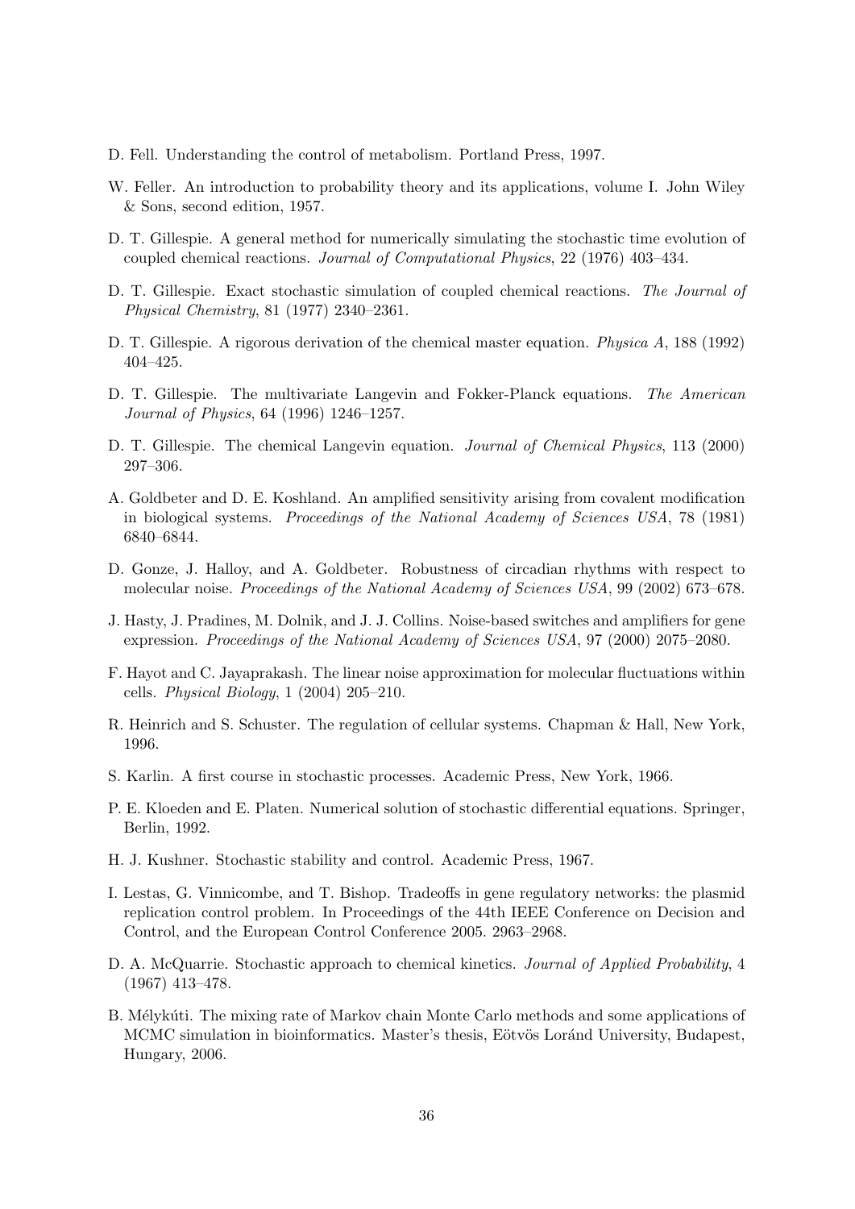D. Fell. Understanding the control of metabolism. Portland Press, 1997.

W. Feller. An introduction to probability theory and its applications, volume I. John Wiley & Sons, second edition, 1957.

D. T. Gillespie. A general method for numerically simulating the stochastic time evolution of coupled chemical reactions. *Journal of Computational Physics*, 22 (1976) 403–434.

D. T. Gillespie. Exact stochastic simulation of coupled chemical reactions. *The Journal of Physical Chemistry*, 81 (1977) 2340–2361.

D. T. Gillespie. A rigorous derivation of the chemical master equation. *Physica A*, 188 (1992) 404–425.

D. T. Gillespie. The multivariate Langevin and Fokker-Planck equations. *The American Journal of Physics*, 64 (1996) 1246–1257.

D. T. Gillespie. The chemical Langevin equation. *Journal of Chemical Physics*, 113 (2000) 297–306.

A. Goldbeter and D. E. Koshland. An amplified sensitivity arising from covalent modification in biological systems. *Proceedings of the National Academy of Sciences USA*, 78 (1981) 6840–6844.

D. Gonze, J. Halloy, and A. Goldbeter. Robustness of circadian rhythms with respect to molecular noise. *Proceedings of the National Academy of Sciences USA*, 99 (2002) 673–678.

J. Hasty, J. Pradines, M. Dolnik, and J. J. Collins. Noise-based switches and amplifiers for gene expression. *Proceedings of the National Academy of Sciences USA*, 97 (2000) 2075–2080.

F. Hayot and C. Jayaprakash. The linear noise approximation for molecular fluctuations within cells. *Physical Biology*, 1 (2004) 205–210.

R. Heinrich and S. Schuster. The regulation of cellular systems. Chapman & Hall, New York, 1996.

S. Karlin. A first course in stochastic processes. Academic Press, New York, 1966.

P. E. Kloeden and E. Platen. Numerical solution of stochastic differential equations. Springer, Berlin, 1992.

H. J. Kushner. Stochastic stability and control. Academic Press, 1967.

I. Lestas, G. Vinnicombe, and T. Bishop. Tradeoffs in gene regulatory networks: the plasmid replication control problem. In Proceedings of the 44th IEEE Conference on Decision and Control, and the European Control Conference 2005. 2963–2968.

D. A. McQuarrie. Stochastic approach to chemical kinetics. *Journal of Applied Probability*, 4 (1967) 413–478.

B. Mélykúti. The mixing rate of Markov chain Monte Carlo methods and some applications of MCMC simulation in bioinformatics. Master's thesis, Eötvös Loránd University, Budapest, Hungary, 2006.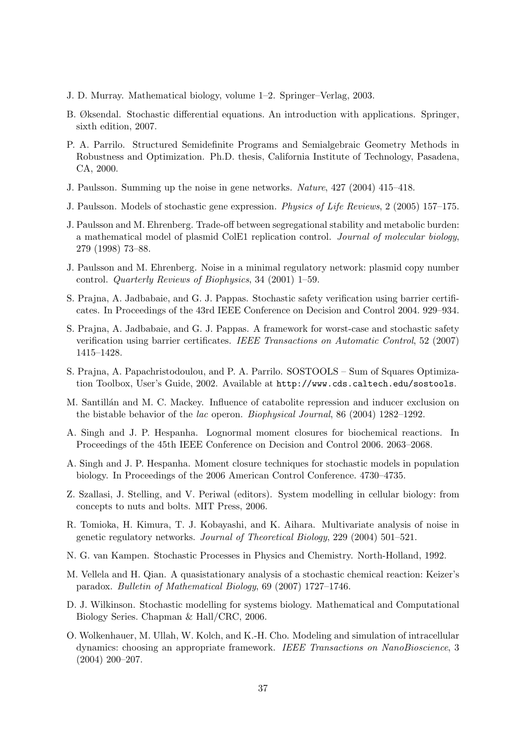J. D. Murray. Mathematical biology, volume 1–2. Springer–Verlag, 2003.

B. Øksendal. Stochastic differential equations. An introduction with applications. Springer, sixth edition, 2007.

P. A. Parrilo. Structured Semidefinite Programs and Semialgebraic Geometry Methods in Robustness and Optimization. Ph.D. thesis, California Institute of Technology, Pasadena, CA, 2000.

J. Paulsson. Summing up the noise in gene networks. *Nature*, 427 (2004) 415–418.

J. Paulsson. Models of stochastic gene expression. *Physics of Life Reviews*, 2 (2005) 157–175.

J. Paulsson and M. Ehrenberg. Trade-off between segregational stability and metabolic burden: a mathematical model of plasmid ColE1 replication control. *Journal of molecular biology*, 279 (1998) 73–88.

J. Paulsson and M. Ehrenberg. Noise in a minimal regulatory network: plasmid copy number control. *Quarterly Reviews of Biophysics*, 34 (2001) 1–59.

S. Prajna, A. Jadbabaie, and G. J. Pappas. Stochastic safety verification using barrier certificates. In Proceedings of the 43rd IEEE Conference on Decision and Control 2004. 929–934.

S. Prajna, A. Jadbabaie, and G. J. Pappas. A framework for worst-case and stochastic safety verification using barrier certificates. *IEEE Transactions on Automatic Control*, 52 (2007) 1415–1428.

S. Prajna, A. Papachristodoulou, and P. A. Parrilo. SOSTOOLS – Sum of Squares Optimization Toolbox, User's Guide, 2002. Available at `http://www.cds.caltech.edu/sostools`.

M. Santillán and M. C. Mackey. Influence of catabolite repression and inducer exclusion on the bistable behavior of the *lac* operon. *Biophysical Journal*, 86 (2004) 1282–1292.

A. Singh and J. P. Hespanha. Lognormal moment closures for biochemical reactions. In Proceedings of the 45th IEEE Conference on Decision and Control 2006. 2063–2068.

A. Singh and J. P. Hespanha. Moment closure techniques for stochastic models in population biology. In Proceedings of the 2006 American Control Conference. 4730–4735.

Z. Szallasi, J. Stelling, and V. Periwal (editors). System modelling in cellular biology: from concepts to nuts and bolts. MIT Press, 2006.

R. Tomioka, H. Kimura, T. J. Kobayashi, and K. Aihara. Multivariate analysis of noise in genetic regulatory networks. *Journal of Theoretical Biology*, 229 (2004) 501–521.

N. G. van Kampen. Stochastic Processes in Physics and Chemistry. North-Holland, 1992.

M. Vellela and H. Qian. A quasistationary analysis of a stochastic chemical reaction: Keizer's paradox. *Bulletin of Mathematical Biology*, 69 (2007) 1727–1746.

D. J. Wilkinson. Stochastic modelling for systems biology. Mathematical and Computational Biology Series. Chapman & Hall/CRC, 2006.

O. Wolkenhauer, M. Ullah, W. Kolch, and K.-H. Cho. Modeling and simulation of intracellular dynamics: choosing an appropriate framework. *IEEE Transactions on NanoBioscience*, 3 (2004) 200–207.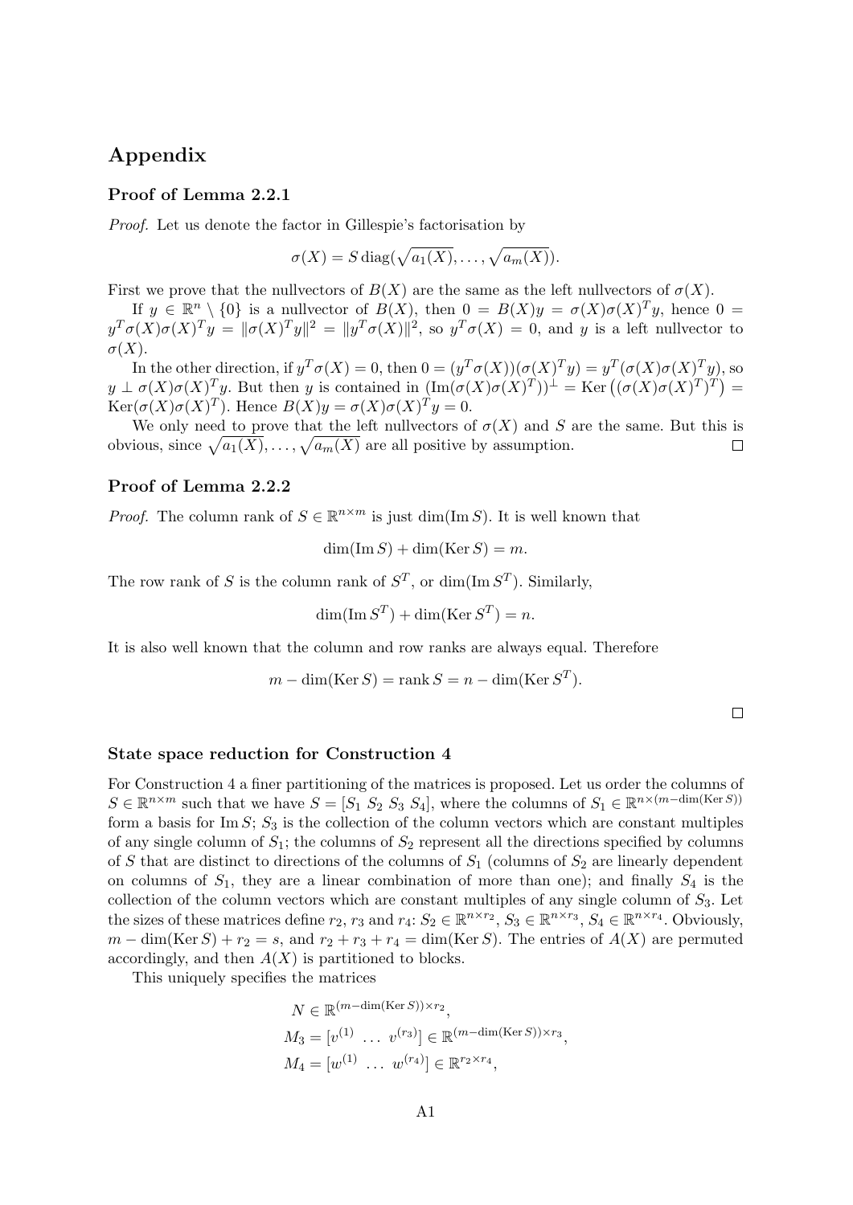# Appendix

### Proof of Lemma 2.2.1

*Proof.* Let us denote the factor in Gillespie's factorisation by

$$\sigma(X) = S\,\mathrm{diag}(\sqrt{a_1(X)}, \ldots, \sqrt{a_m(X)}).$$

First we prove that the nullvectors of $B(X)$ are the same as the left nullvectors of $\sigma(X)$.

If $y \in \mathbb{R}^n \setminus \{0\}$ is a nullvector of $B(X)$, then $0 = B(X)y = \sigma(X)\sigma(X)^T y$, hence $0 = y^T\sigma(X)\sigma(X)^T y = \|\sigma(X)^T y\|^2 = \|y^T\sigma(X)\|^2$, so $y^T\sigma(X) = 0$, and $y$ is a left nullvector to $\sigma(X)$.

In the other direction, if $y^T\sigma(X) = 0$, then $0 = (y^T\sigma(X))(\sigma(X)^T y) = y^T(\sigma(X)\sigma(X)^T y)$, so $y \perp \sigma(X)\sigma(X)^T y$. But then $y$ is contained in $(\mathrm{Im}(\sigma(X)\sigma(X)^T))^\perp = \mathrm{Ker}\left((\sigma(X)\sigma(X)^T)^T\right) = \mathrm{Ker}(\sigma(X)\sigma(X)^T)$. Hence $B(X)y = \sigma(X)\sigma(X)^T y = 0$.

We only need to prove that the left nullvectors of $\sigma(X)$ and $S$ are the same. But this is obvious, since $\sqrt{a_1(X)}, \ldots, \sqrt{a_m(X)}$ are all positive by assumption. □

### Proof of Lemma 2.2.2

*Proof.* The column rank of $S \in \mathbb{R}^{n\times m}$ is just $\dim(\mathrm{Im}\,S)$. It is well known that

$$\dim(\mathrm{Im}\,S) + \dim(\mathrm{Ker}\,S) = m.$$

The row rank of $S$ is the column rank of $S^T$, or $\dim(\mathrm{Im}\,S^T)$. Similarly,

$$\dim(\mathrm{Im}\,S^T) + \dim(\mathrm{Ker}\,S^T) = n.$$

It is also well known that the column and row ranks are always equal. Therefore

$$m - \dim(\mathrm{Ker}\,S) = \mathrm{rank}\,S = n - \dim(\mathrm{Ker}\,S^T).$$

□

### State space reduction for Construction 4

For Construction 4 a finer partitioning of the matrices is proposed. Let us order the columns of $S \in \mathbb{R}^{n\times m}$ such that we have $S = [S_1\ S_2\ S_3\ S_4]$, where the columns of $S_1 \in \mathbb{R}^{n\times(m-\dim(\mathrm{Ker}\,S))}$ form a basis for $\mathrm{Im}\,S$; $S_3$ is the collection of the column vectors which are constant multiples of any single column of $S_1$; the columns of $S_2$ represent all the directions specified by columns of $S$ that are distinct to directions of the columns of $S_1$ (columns of $S_2$ are linearly dependent on columns of $S_1$, they are a linear combination of more than one); and finally $S_4$ is the collection of the column vectors which are constant multiples of any single column of $S_3$. Let the sizes of these matrices define $r_2$, $r_3$ and $r_4$: $S_2 \in \mathbb{R}^{n\times r_2}$, $S_3 \in \mathbb{R}^{n\times r_3}$, $S_4 \in \mathbb{R}^{n\times r_4}$. Obviously, $m - \dim(\mathrm{Ker}\,S) + r_2 = s$, and $r_2 + r_3 + r_4 = \dim(\mathrm{Ker}\,S)$. The entries of $A(X)$ are permuted accordingly, and then $A(X)$ is partitioned to blocks.

This uniquely specifies the matrices

$$\begin{aligned}
&N \in \mathbb{R}^{(m-\dim(\mathrm{Ker}\,S))\times r_2},\\
&M_3 = [v^{(1)}\ \ldots\ v^{(r_3)}] \in \mathbb{R}^{(m-\dim(\mathrm{Ker}\,S))\times r_3},\\
&M_4 = [w^{(1)}\ \ldots\ w^{(r_4)}] \in \mathbb{R}^{r_2\times r_4},
\end{aligned}$$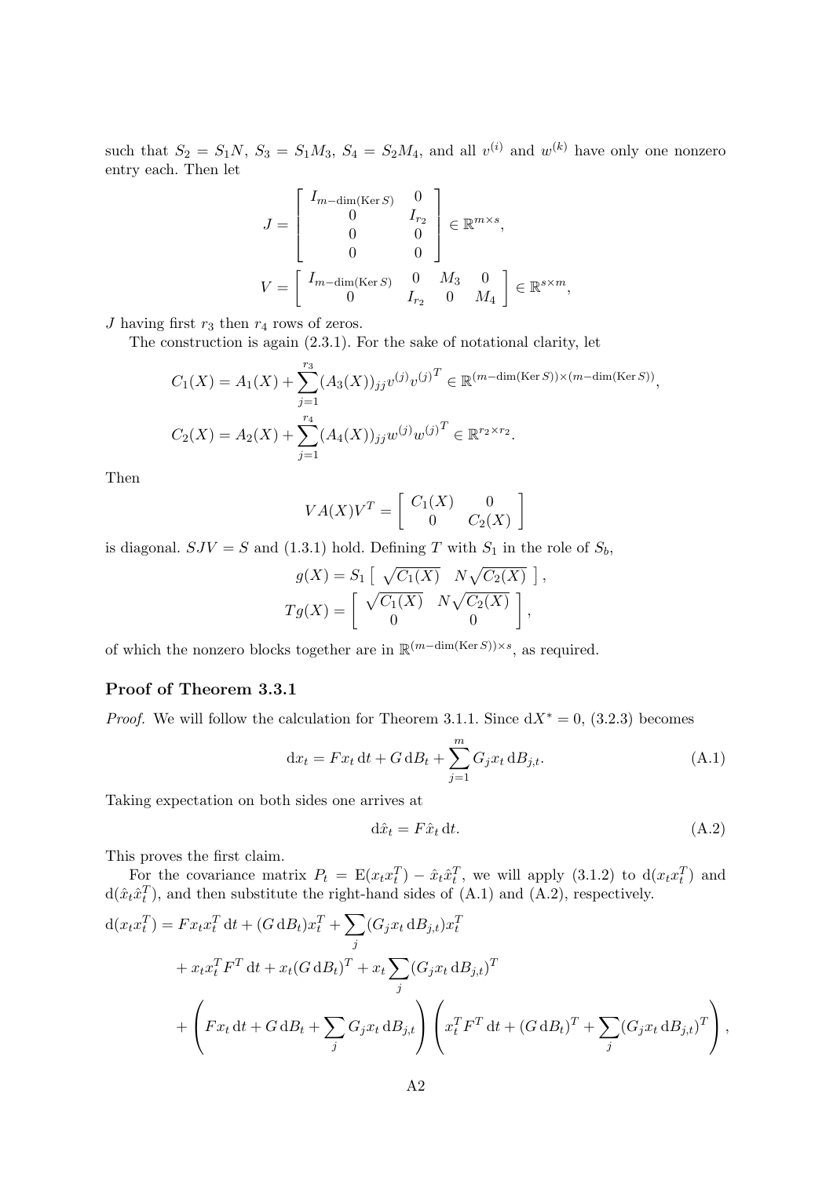such that $S_2 = S_1 N$, $S_3 = S_1 M_3$, $S_4 = S_2 M_4$, and all $v^{(i)}$ and $w^{(k)}$ have only one nonzero entry each. Then let

$$J = \begin{bmatrix} I_{m-\dim(\operatorname{Ker} S)} & 0 \\ 0 & I_{r_2} \\ 0 & 0 \\ 0 & 0 \end{bmatrix} \in \mathbb{R}^{m \times s},$$

$$V = \begin{bmatrix} I_{m-\dim(\operatorname{Ker} S)} & 0 & M_3 & 0 \\ 0 & I_{r_2} & 0 & M_4 \end{bmatrix} \in \mathbb{R}^{s \times m},$$

$J$ having first $r_3$ then $r_4$ rows of zeros.

The construction is again (2.3.1). For the sake of notational clarity, let

$$C_1(X) = A_1(X) + \sum_{j=1}^{r_3} (A_3(X))_{jj} v^{(j)} {v^{(j)}}^T \in \mathbb{R}^{(m-\dim(\operatorname{Ker} S)) \times (m-\dim(\operatorname{Ker} S))},$$

$$C_2(X) = A_2(X) + \sum_{j=1}^{r_4} (A_4(X))_{jj} w^{(j)} {w^{(j)}}^T \in \mathbb{R}^{r_2 \times r_2}.$$

Then

$$VA(X)V^T = \begin{bmatrix} C_1(X) & 0 \\ 0 & C_2(X) \end{bmatrix}$$

is diagonal. $SJV = S$ and (1.3.1) hold. Defining $T$ with $S_1$ in the role of $S_b$,

$$g(X) = S_1 \begin{bmatrix} \sqrt{C_1(X)} & N\sqrt{C_2(X)} \end{bmatrix},$$

$$Tg(X) = \begin{bmatrix} \sqrt{C_1(X)} & N\sqrt{C_2(X)} \\ 0 & 0 \end{bmatrix},$$

of which the nonzero blocks together are in $\mathbb{R}^{(m-\dim(\operatorname{Ker} S)) \times s}$, as required.

### Proof of Theorem 3.3.1

*Proof.* We will follow the calculation for Theorem 3.1.1. Since $\mathrm{d}X^* = 0$, (3.2.3) becomes

$$\mathrm{d}x_t = Fx_t \, \mathrm{d}t + G \, \mathrm{d}B_t + \sum_{j=1}^{m} G_j x_t \, \mathrm{d}B_{j,t}. \tag{A.1}$$

Taking expectation on both sides one arrives at

$$\mathrm{d}\hat{x}_t = F\hat{x}_t \, \mathrm{d}t. \tag{A.2}$$

This proves the first claim.

For the covariance matrix $P_t = \mathrm{E}(x_t x_t^T) - \hat{x}_t \hat{x}_t^T$, we will apply (3.1.2) to $\mathrm{d}(x_t x_t^T)$ and $\mathrm{d}(\hat{x}_t \hat{x}_t^T)$, and then substitute the right-hand sides of (A.1) and (A.2), respectively.

$$\begin{aligned}
\mathrm{d}(x_t x_t^T) &= Fx_t x_t^T \, \mathrm{d}t + (G \, \mathrm{d}B_t) x_t^T + \sum_j (G_j x_t \, \mathrm{d}B_{j,t}) x_t^T \\
&\quad + x_t x_t^T F^T \, \mathrm{d}t + x_t (G \, \mathrm{d}B_t)^T + x_t \sum_j (G_j x_t \, \mathrm{d}B_{j,t})^T \\
&\quad + \left( Fx_t \, \mathrm{d}t + G \, \mathrm{d}B_t + \sum_j G_j x_t \, \mathrm{d}B_{j,t} \right) \left( x_t^T F^T \, \mathrm{d}t + (G \, \mathrm{d}B_t)^T + \sum_j (G_j x_t \, \mathrm{d}B_{j,t})^T \right),
\end{aligned}$$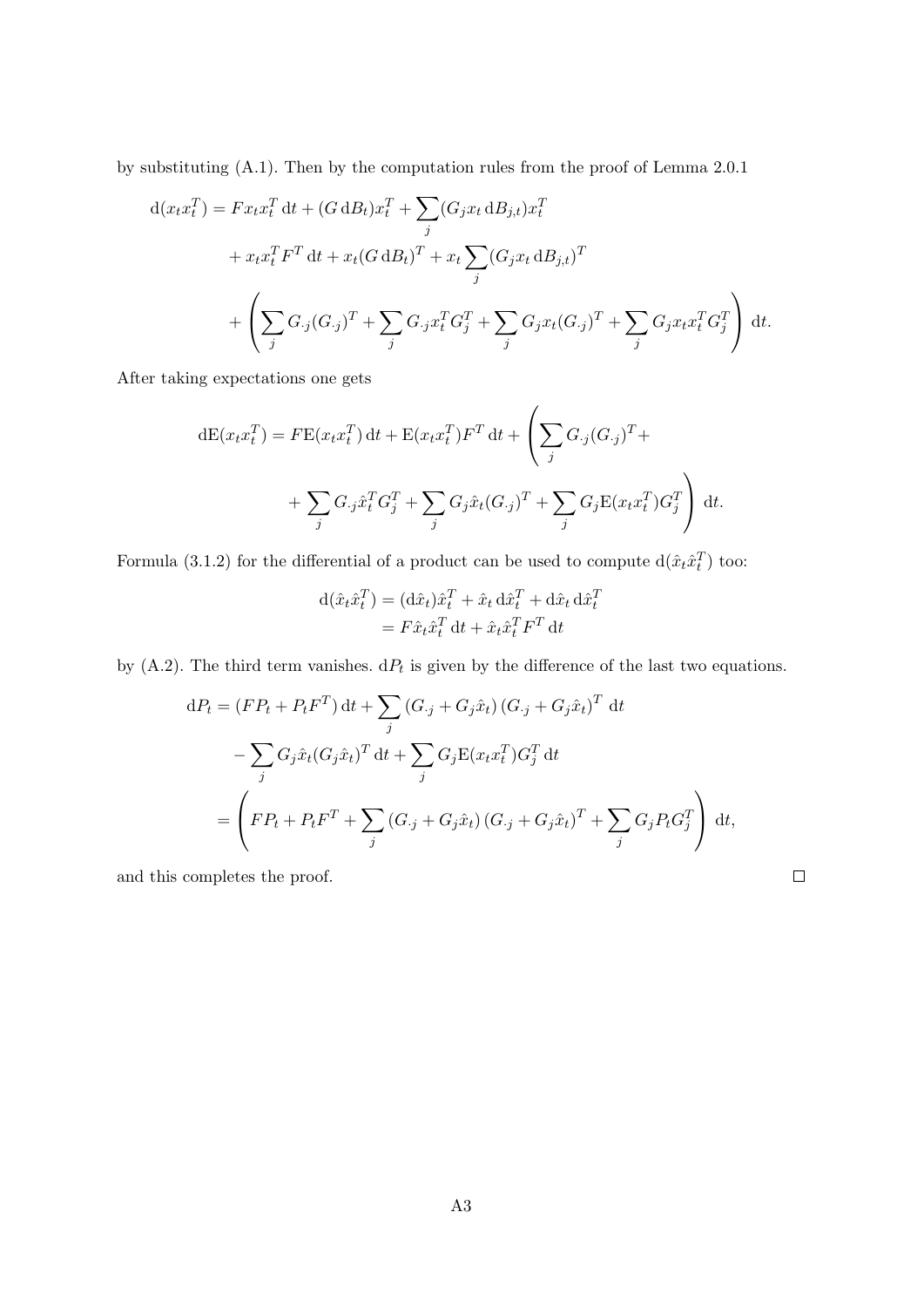by substituting (A.1). Then by the computation rules from the proof of Lemma 2.0.1

$$
\begin{aligned}
\mathrm{d}(x_t x_t^T) &= F x_t x_t^T \,\mathrm{d}t + (G\,\mathrm{d}B_t) x_t^T + \sum_j (G_j x_t \,\mathrm{d}B_{j,t}) x_t^T \\
&\quad + x_t x_t^T F^T \,\mathrm{d}t + x_t (G\,\mathrm{d}B_t)^T + x_t \sum_j (G_j x_t \,\mathrm{d}B_{j,t})^T \\
&\quad + \left( \sum_j G_{\cdot j}(G_{\cdot j})^T + \sum_j G_{\cdot j} x_t^T G_j^T + \sum_j G_j x_t (G_{\cdot j})^T + \sum_j G_j x_t x_t^T G_j^T \right) \mathrm{d}t.
\end{aligned}
$$

After taking expectations one gets

$$
\begin{aligned}
\mathrm{d}\mathrm{E}(x_t x_t^T) &= F \mathrm{E}(x_t x_t^T)\,\mathrm{d}t + \mathrm{E}(x_t x_t^T) F^T \,\mathrm{d}t + \left( \sum_j G_{\cdot j}(G_{\cdot j})^T + \right. \\
&\quad \left. + \sum_j G_{\cdot j} \hat{x}_t^T G_j^T + \sum_j G_j \hat{x}_t (G_{\cdot j})^T + \sum_j G_j \mathrm{E}(x_t x_t^T) G_j^T \right) \mathrm{d}t.
\end{aligned}
$$

Formula (3.1.2) for the differential of a product can be used to compute $\mathrm{d}(\hat{x}_t \hat{x}_t^T)$ too:

$$
\begin{aligned}
\mathrm{d}(\hat{x}_t \hat{x}_t^T) &= (\mathrm{d}\hat{x}_t)\hat{x}_t^T + \hat{x}_t \,\mathrm{d}\hat{x}_t^T + \mathrm{d}\hat{x}_t \,\mathrm{d}\hat{x}_t^T \\
&= F \hat{x}_t \hat{x}_t^T \,\mathrm{d}t + \hat{x}_t \hat{x}_t^T F^T \,\mathrm{d}t
\end{aligned}
$$

by (A.2). The third term vanishes. $\mathrm{d}P_t$ is given by the difference of the last two equations.

$$
\begin{aligned}
\mathrm{d}P_t &= (F P_t + P_t F^T)\,\mathrm{d}t + \sum_j \left(G_{\cdot j} + G_j \hat{x}_t\right)\left(G_{\cdot j} + G_j \hat{x}_t\right)^T \,\mathrm{d}t \\
&\quad - \sum_j G_j \hat{x}_t (G_j \hat{x}_t)^T \,\mathrm{d}t + \sum_j G_j \mathrm{E}(x_t x_t^T) G_j^T \,\mathrm{d}t \\
&= \left( F P_t + P_t F^T + \sum_j \left(G_{\cdot j} + G_j \hat{x}_t\right)\left(G_{\cdot j} + G_j \hat{x}_t\right)^T + \sum_j G_j P_t G_j^T \right) \mathrm{d}t,
\end{aligned}
$$

and this completes the proof. □